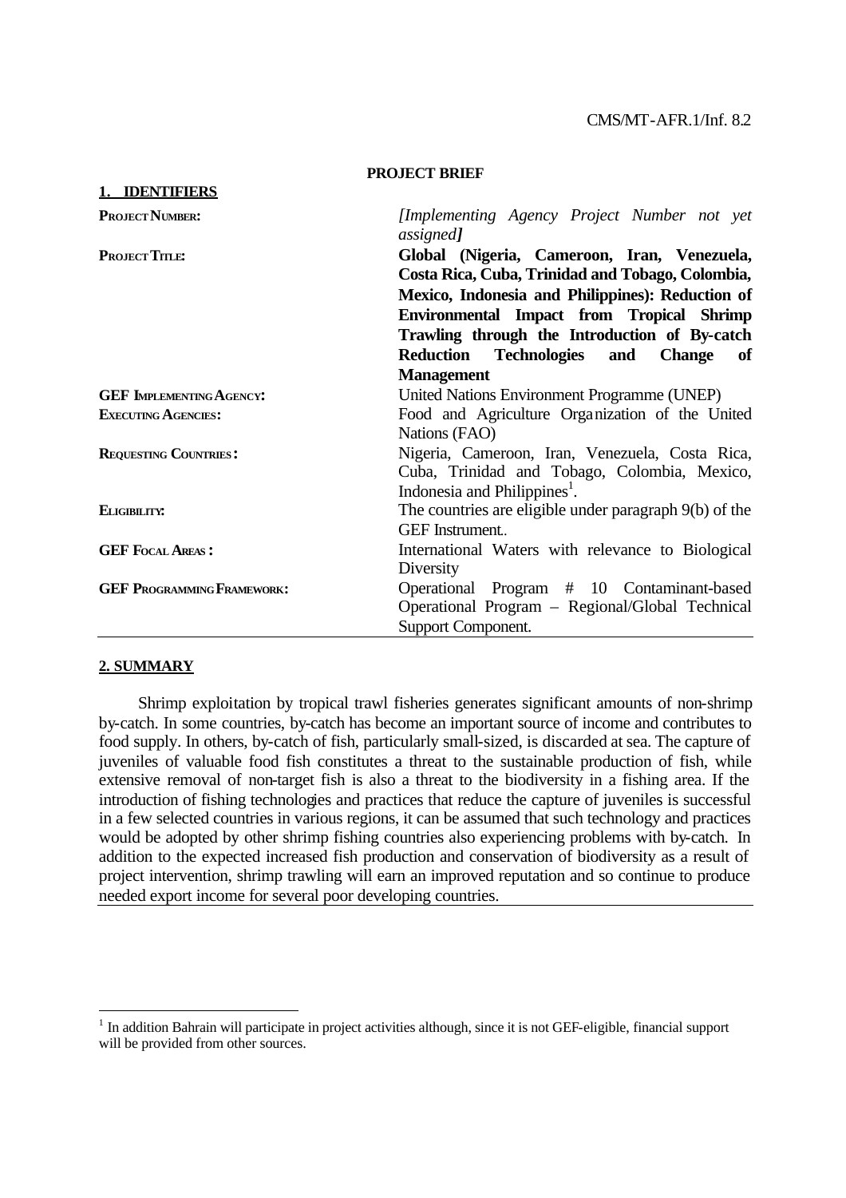CMS/MT-AFR.1/Inf. 8.2

**PROJECT BRIEF**

## 1. IDENTIFIERS

| | |
|---|---|
| **PROJECT NUMBER:** | *[Implementing Agency Project Number not yet assigned]* |
| **PROJECT TITLE:** | **Global (Nigeria, Cameroon, Iran, Venezuela, Costa Rica, Cuba, Trinidad and Tobago, Colombia, Mexico, Indonesia and Philippines): Reduction of Environmental Impact from Tropical Shrimp Trawling through the Introduction of By-catch Reduction Technologies and Change of Management** |
| **GEF IMPLEMENTING AGENCY:** | United Nations Environment Programme (UNEP) |
| **EXECUTING AGENCIES:** | Food and Agriculture Organization of the United Nations (FAO) |
| **REQUESTING COUNTRIES:** | Nigeria, Cameroon, Iran, Venezuela, Costa Rica, Cuba, Trinidad and Tobago, Colombia, Mexico, Indonesia and Philippines[1]. |
| **ELIGIBILITY:** | The countries are eligible under paragraph 9(b) of the GEF Instrument.. |
| **GEF FOCAL AREAS:** | International Waters with relevance to Biological Diversity |
| **GEF PROGRAMMING FRAMEWORK:** | Operational Program # 10 Contaminant-based Operational Program – Regional/Global Technical Support Component. |

## 2. SUMMARY

Shrimp exploitation by tropical trawl fisheries generates significant amounts of non-shrimp by-catch. In some countries, by-catch has become an important source of income and contributes to food supply. In others, by-catch of fish, particularly small-sized, is discarded at sea. The capture of juveniles of valuable food fish constitutes a threat to the sustainable production of fish, while extensive removal of non-target fish is also a threat to the biodiversity in a fishing area. If the introduction of fishing technologies and practices that reduce the capture of juveniles is successful in a few selected countries in various regions, it can be assumed that such technology and practices would be adopted by other shrimp fishing countries also experiencing problems with by-catch. In addition to the expected increased fish production and conservation of biodiversity as a result of project intervention, shrimp trawling will earn an improved reputation and so continue to produce needed export income for several poor developing countries.

[1] In addition Bahrain will participate in project activities although, since it is not GEF-eligible, financial support will be provided from other sources.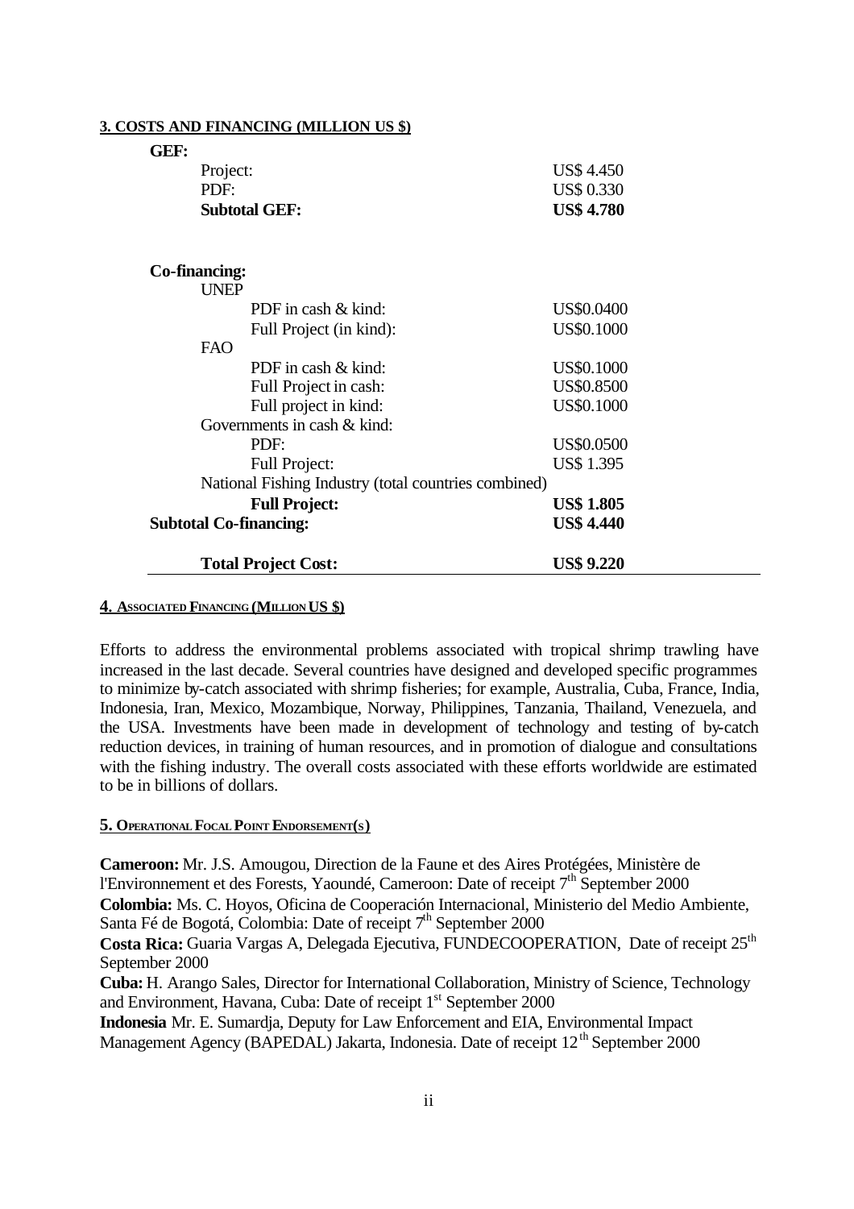**3. COSTS AND FINANCING (MILLION US $)**

| | |
|---|---|
| **GEF:** | |
| Project: | US$ 4.450 |
| PDF: | US$ 0.330 |
| **Subtotal GEF:** | **US$ 4.780** |
| | |
| **Co-financing:** | |
| UNEP | |
| PDF in cash & kind: | US$0.0400 |
| Full Project (in kind): | US$0.1000 |
| FAO | |
| PDF in cash & kind: | US$0.1000 |
| Full Project in cash: | US$0.8500 |
| Full project in kind: | US$0.1000 |
| Governments in cash & kind: | |
| PDF: | US$0.0500 |
| Full Project: | US$ 1.395 |
| National Fishing Industry (total countries combined) | |
| **Full Project:** | **US$ 1.805** |
| **Subtotal Co-financing:** | **US$ 4.440** |
| | |
| **Total Project Cost:** | **US$ 9.220** |

**4. ASSOCIATED FINANCING (MILLION US $)**

Efforts to address the environmental problems associated with tropical shrimp trawling have increased in the last decade. Several countries have designed and developed specific programmes to minimize by-catch associated with shrimp fisheries; for example, Australia, Cuba, France, India, Indonesia, Iran, Mexico, Mozambique, Norway, Philippines, Tanzania, Thailand, Venezuela, and the USA. Investments have been made in development of technology and testing of by-catch reduction devices, in training of human resources, and in promotion of dialogue and consultations with the fishing industry. The overall costs associated with these efforts worldwide are estimated to be in billions of dollars.

**5. OPERATIONAL FOCAL POINT ENDORSEMENT(S)**

**Cameroon:** Mr. J.S. Amougou, Direction de la Faune et des Aires Protégées, Ministère de l'Environnement et des Forests, Yaoundé, Cameroon: Date of receipt 7th September 2000
**Colombia:** Ms. C. Hoyos, Oficina de Cooperación Internacional, Ministerio del Medio Ambiente, Santa Fé de Bogotá, Colombia: Date of receipt 7th September 2000
**Costa Rica:** Guaria Vargas A, Delegada Ejecutiva, FUNDECOOPERATION, Date of receipt 25th September 2000
**Cuba:** H. Arango Sales, Director for International Collaboration, Ministry of Science, Technology and Environment, Havana, Cuba: Date of receipt 1st September 2000
**Indonesia** Mr. E. Sumardja, Deputy for Law Enforcement and EIA, Environmental Impact Management Agency (BAPEDAL) Jakarta, Indonesia. Date of receipt 12th September 2000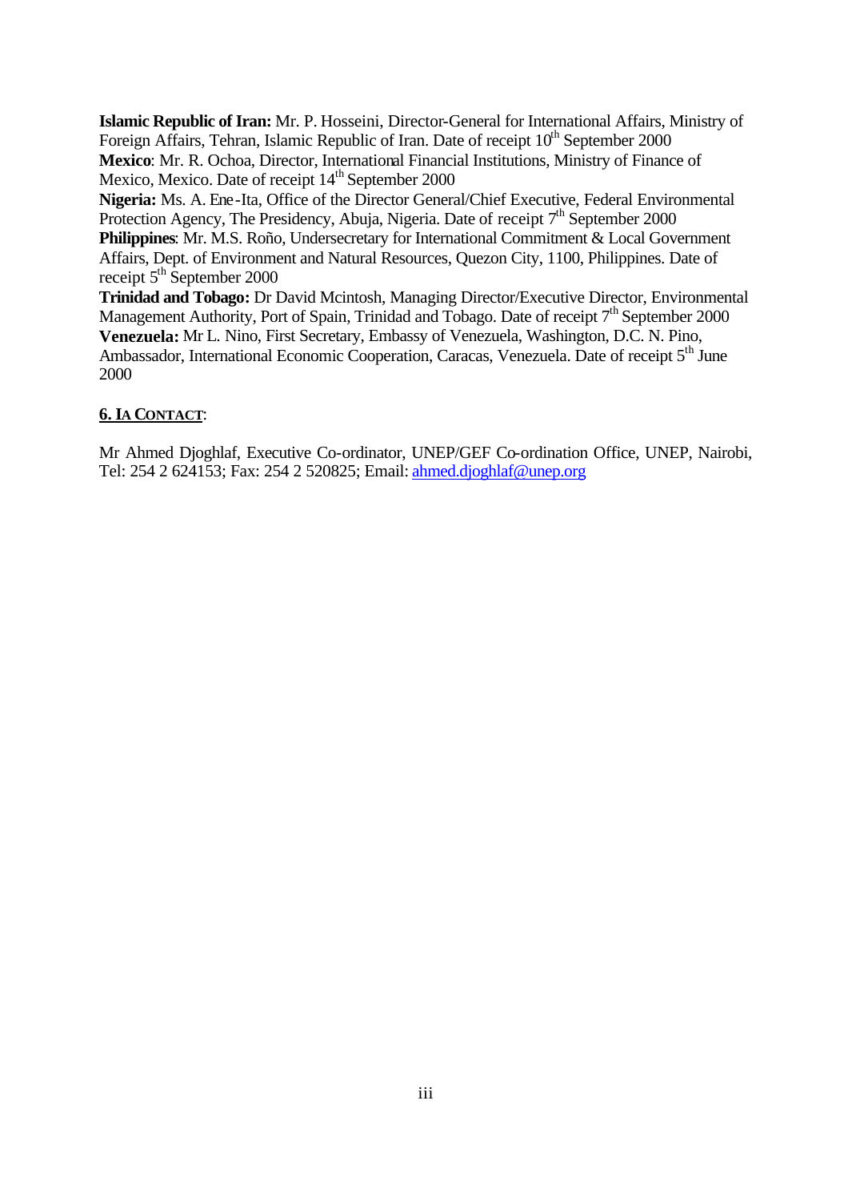**Islamic Republic of Iran:** Mr. P. Hosseini, Director-General for International Affairs, Ministry of Foreign Affairs, Tehran, Islamic Republic of Iran. Date of receipt 10th September 2000
**Mexico**: Mr. R. Ochoa, Director, International Financial Institutions, Ministry of Finance of Mexico, Mexico. Date of receipt 14th September 2000
**Nigeria:** Ms. A. Ene-Ita, Office of the Director General/Chief Executive, Federal Environmental Protection Agency, The Presidency, Abuja, Nigeria. Date of receipt 7th September 2000
**Philippines**: Mr. M.S. Roño, Undersecretary for International Commitment & Local Government Affairs, Dept. of Environment and Natural Resources, Quezon City, 1100, Philippines. Date of receipt 5th September 2000
**Trinidad and Tobago:** Dr David Mcintosh, Managing Director/Executive Director, Environmental Management Authority, Port of Spain, Trinidad and Tobago. Date of receipt 7th September 2000
**Venezuela:** Mr L. Nino, First Secretary, Embassy of Venezuela, Washington, D.C. N. Pino, Ambassador, International Economic Cooperation, Caracas, Venezuela. Date of receipt 5th June 2000

## 6. IA CONTACT:

Mr Ahmed Djoghlaf, Executive Co-ordinator, UNEP/GEF Co-ordination Office, UNEP, Nairobi, Tel: 254 2 624153; Fax: 254 2 520825; Email: ahmed.djoghlaf@unep.org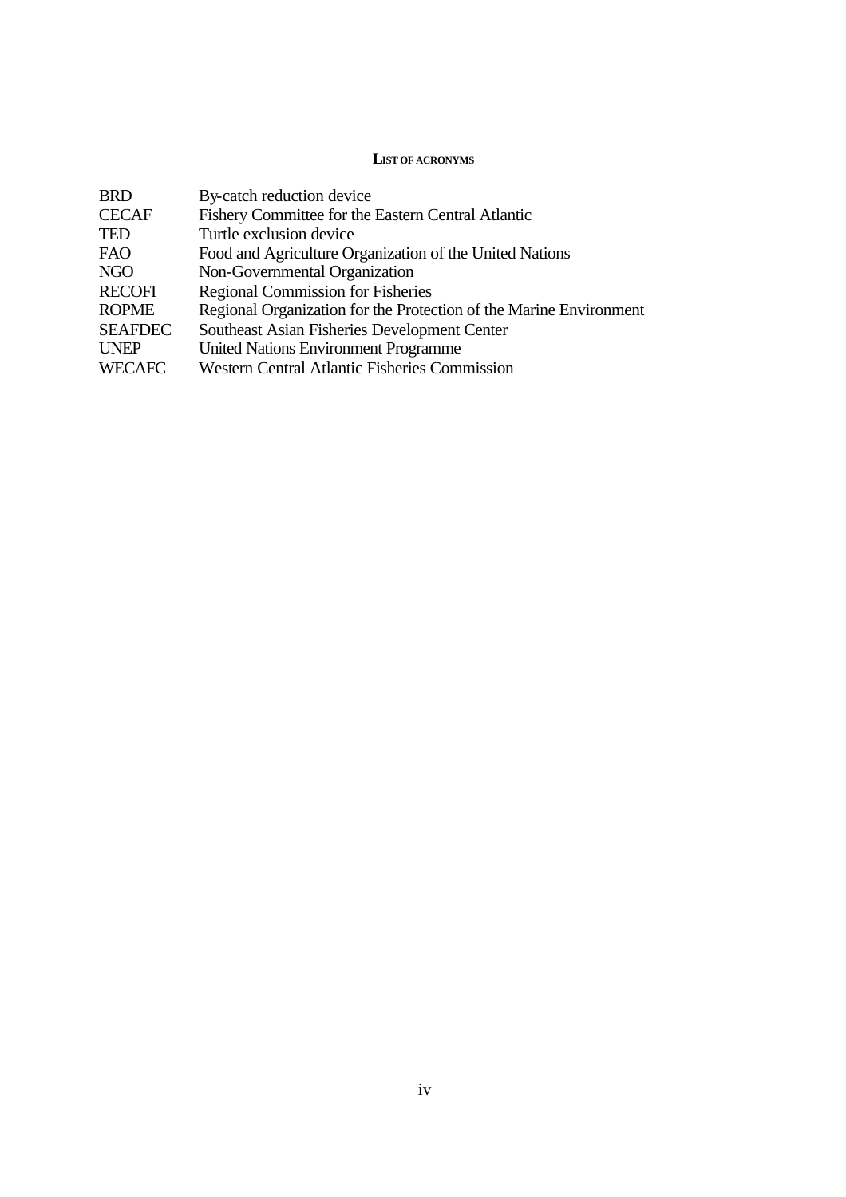## LIST OF ACRONYMS

| | |
|---|---|
| BRD | By-catch reduction device |
| CECAF | Fishery Committee for the Eastern Central Atlantic |
| TED | Turtle exclusion device |
| FAO | Food and Agriculture Organization of the United Nations |
| NGO | Non-Governmental Organization |
| RECOFI | Regional Commission for Fisheries |
| ROPME | Regional Organization for the Protection of the Marine Environment |
| SEAFDEC | Southeast Asian Fisheries Development Center |
| UNEP | United Nations Environment Programme |
| WECAFC | Western Central Atlantic Fisheries Commission |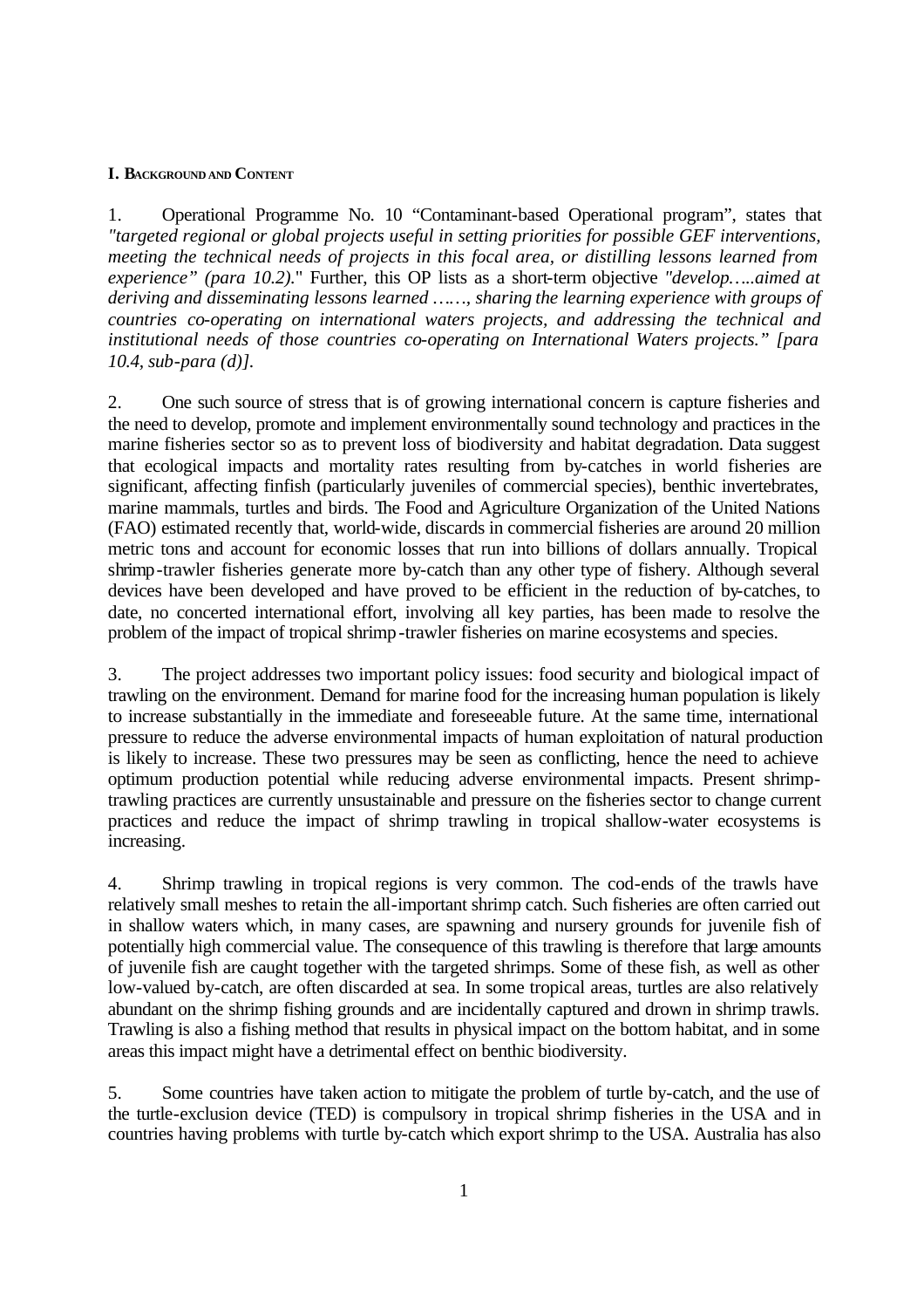## I. BACKGROUND AND CONTENT

1. Operational Programme No. 10 "Contaminant-based Operational program", states that *"targeted regional or global projects useful in setting priorities for possible GEF interventions, meeting the technical needs of projects in this focal area, or distilling lessons learned from experience" (para 10.2).*" Further, this OP lists as a short-term objective *"develop…..aimed at deriving and disseminating lessons learned ……, sharing the learning experience with groups of countries co-operating on international waters projects, and addressing the technical and institutional needs of those countries co-operating on International Waters projects." [para 10.4, sub-para (d)].*

2. One such source of stress that is of growing international concern is capture fisheries and the need to develop, promote and implement environmentally sound technology and practices in the marine fisheries sector so as to prevent loss of biodiversity and habitat degradation. Data suggest that ecological impacts and mortality rates resulting from by-catches in world fisheries are significant, affecting finfish (particularly juveniles of commercial species), benthic invertebrates, marine mammals, turtles and birds. The Food and Agriculture Organization of the United Nations (FAO) estimated recently that, world-wide, discards in commercial fisheries are around 20 million metric tons and account for economic losses that run into billions of dollars annually. Tropical shrimp-trawler fisheries generate more by-catch than any other type of fishery. Although several devices have been developed and have proved to be efficient in the reduction of by-catches, to date, no concerted international effort, involving all key parties, has been made to resolve the problem of the impact of tropical shrimp-trawler fisheries on marine ecosystems and species.

3. The project addresses two important policy issues: food security and biological impact of trawling on the environment. Demand for marine food for the increasing human population is likely to increase substantially in the immediate and foreseeable future. At the same time, international pressure to reduce the adverse environmental impacts of human exploitation of natural production is likely to increase. These two pressures may be seen as conflicting, hence the need to achieve optimum production potential while reducing adverse environmental impacts. Present shrimp-trawling practices are currently unsustainable and pressure on the fisheries sector to change current practices and reduce the impact of shrimp trawling in tropical shallow-water ecosystems is increasing.

4. Shrimp trawling in tropical regions is very common. The cod-ends of the trawls have relatively small meshes to retain the all-important shrimp catch. Such fisheries are often carried out in shallow waters which, in many cases, are spawning and nursery grounds for juvenile fish of potentially high commercial value. The consequence of this trawling is therefore that large amounts of juvenile fish are caught together with the targeted shrimps. Some of these fish, as well as other low-valued by-catch, are often discarded at sea. In some tropical areas, turtles are also relatively abundant on the shrimp fishing grounds and are incidentally captured and drown in shrimp trawls. Trawling is also a fishing method that results in physical impact on the bottom habitat, and in some areas this impact might have a detrimental effect on benthic biodiversity.

5. Some countries have taken action to mitigate the problem of turtle by-catch, and the use of the turtle-exclusion device (TED) is compulsory in tropical shrimp fisheries in the USA and in countries having problems with turtle by-catch which export shrimp to the USA. Australia has also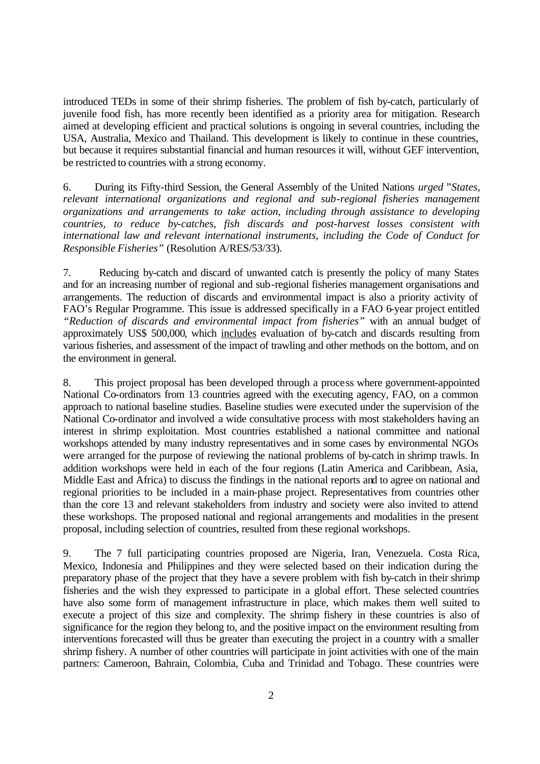introduced TEDs in some of their shrimp fisheries. The problem of fish by-catch, particularly of juvenile food fish, has more recently been identified as a priority area for mitigation. Research aimed at developing efficient and practical solutions is ongoing in several countries, including the USA, Australia, Mexico and Thailand. This development is likely to continue in these countries, but because it requires substantial financial and human resources it will, without GEF intervention, be restricted to countries with a strong economy.

6. During its Fifty-third Session, the General Assembly of the United Nations *urged "States, relevant international organizations and regional and sub-regional fisheries management organizations and arrangements to take action, including through assistance to developing countries, to reduce by-catches, fish discards and post-harvest losses consistent with international law and relevant international instruments, including the Code of Conduct for Responsible Fisheries"* (Resolution A/RES/53/33).

7. Reducing by-catch and discard of unwanted catch is presently the policy of many States and for an increasing number of regional and sub-regional fisheries management organisations and arrangements. The reduction of discards and environmental impact is also a priority activity of FAO's Regular Programme. This issue is addressed specifically in a FAO 6-year project entitled *"Reduction of discards and environmental impact from fisheries"* with an annual budget of approximately US$ 500,000, which includes evaluation of by-catch and discards resulting from various fisheries, and assessment of the impact of trawling and other methods on the bottom, and on the environment in general.

8. This project proposal has been developed through a process where government-appointed National Co-ordinators from 13 countries agreed with the executing agency, FAO, on a common approach to national baseline studies. Baseline studies were executed under the supervision of the National Co-ordinator and involved a wide consultative process with most stakeholders having an interest in shrimp exploitation. Most countries established a national committee and national workshops attended by many industry representatives and in some cases by environmental NGOs were arranged for the purpose of reviewing the national problems of by-catch in shrimp trawls. In addition workshops were held in each of the four regions (Latin America and Caribbean, Asia, Middle East and Africa) to discuss the findings in the national reports and to agree on national and regional priorities to be included in a main-phase project. Representatives from countries other than the core 13 and relevant stakeholders from industry and society were also invited to attend these workshops. The proposed national and regional arrangements and modalities in the present proposal, including selection of countries, resulted from these regional workshops.

9. The 7 full participating countries proposed are Nigeria, Iran, Venezuela. Costa Rica, Mexico, Indonesia and Philippines and they were selected based on their indication during the preparatory phase of the project that they have a severe problem with fish by-catch in their shrimp fisheries and the wish they expressed to participate in a global effort. These selected countries have also some form of management infrastructure in place, which makes them well suited to execute a project of this size and complexity. The shrimp fishery in these countries is also of significance for the region they belong to, and the positive impact on the environment resulting from interventions forecasted will thus be greater than executing the project in a country with a smaller shrimp fishery. A number of other countries will participate in joint activities with one of the main partners: Cameroon, Bahrain, Colombia, Cuba and Trinidad and Tobago. These countries were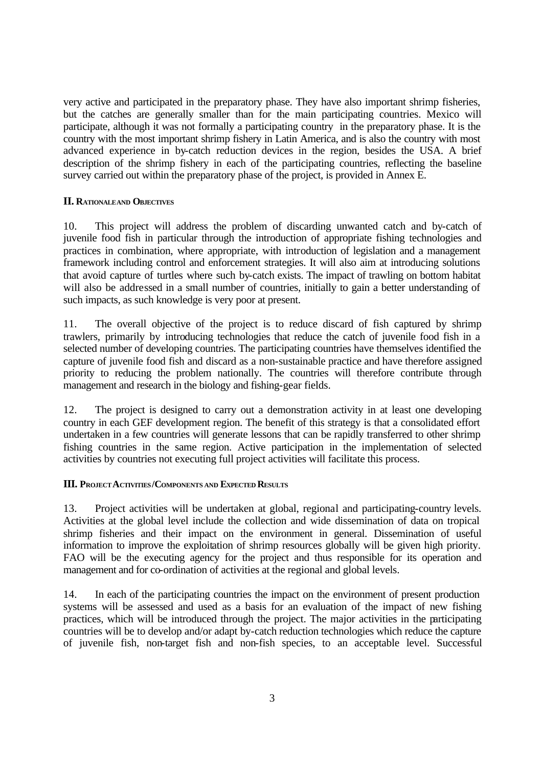very active and participated in the preparatory phase. They have also important shrimp fisheries, but the catches are generally smaller than for the main participating countries. Mexico will participate, although it was not formally a participating country in the preparatory phase. It is the country with the most important shrimp fishery in Latin America, and is also the country with most advanced experience in by-catch reduction devices in the region, besides the USA. A brief description of the shrimp fishery in each of the participating countries, reflecting the baseline survey carried out within the preparatory phase of the project, is provided in Annex E.

## II. Rationale and Objectives

10. This project will address the problem of discarding unwanted catch and by-catch of juvenile food fish in particular through the introduction of appropriate fishing technologies and practices in combination, where appropriate, with introduction of legislation and a management framework including control and enforcement strategies. It will also aim at introducing solutions that avoid capture of turtles where such by-catch exists. The impact of trawling on bottom habitat will also be addressed in a small number of countries, initially to gain a better understanding of such impacts, as such knowledge is very poor at present.

11. The overall objective of the project is to reduce discard of fish captured by shrimp trawlers, primarily by introducing technologies that reduce the catch of juvenile food fish in a selected number of developing countries. The participating countries have themselves identified the capture of juvenile food fish and discard as a non-sustainable practice and have therefore assigned priority to reducing the problem nationally. The countries will therefore contribute through management and research in the biology and fishing-gear fields.

12. The project is designed to carry out a demonstration activity in at least one developing country in each GEF development region. The benefit of this strategy is that a consolidated effort undertaken in a few countries will generate lessons that can be rapidly transferred to other shrimp fishing countries in the same region. Active participation in the implementation of selected activities by countries not executing full project activities will facilitate this process.

## III. Project Activities/Components and Expected Results

13. Project activities will be undertaken at global, regional and participating-country levels. Activities at the global level include the collection and wide dissemination of data on tropical shrimp fisheries and their impact on the environment in general. Dissemination of useful information to improve the exploitation of shrimp resources globally will be given high priority. FAO will be the executing agency for the project and thus responsible for its operation and management and for co-ordination of activities at the regional and global levels.

14. In each of the participating countries the impact on the environment of present production systems will be assessed and used as a basis for an evaluation of the impact of new fishing practices, which will be introduced through the project. The major activities in the participating countries will be to develop and/or adapt by-catch reduction technologies which reduce the capture of juvenile fish, non-target fish and non-fish species, to an acceptable level. Successful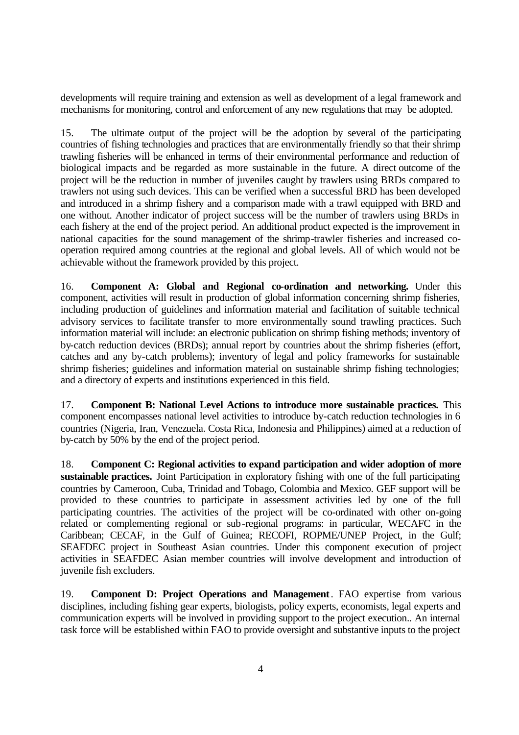developments will require training and extension as well as development of a legal framework and mechanisms for monitoring, control and enforcement of any new regulations that may be adopted.

15. The ultimate output of the project will be the adoption by several of the participating countries of fishing technologies and practices that are environmentally friendly so that their shrimp trawling fisheries will be enhanced in terms of their environmental performance and reduction of biological impacts and be regarded as more sustainable in the future. A direct outcome of the project will be the reduction in number of juveniles caught by trawlers using BRDs compared to trawlers not using such devices. This can be verified when a successful BRD has been developed and introduced in a shrimp fishery and a comparison made with a trawl equipped with BRD and one without. Another indicator of project success will be the number of trawlers using BRDs in each fishery at the end of the project period. An additional product expected is the improvement in national capacities for the sound management of the shrimp-trawler fisheries and increased co-operation required among countries at the regional and global levels. All of which would not be achievable without the framework provided by this project.

16. **Component A: Global and Regional co-ordination and networking.** Under this component, activities will result in production of global information concerning shrimp fisheries, including production of guidelines and information material and facilitation of suitable technical advisory services to facilitate transfer to more environmentally sound trawling practices. Such information material will include: an electronic publication on shrimp fishing methods; inventory of by-catch reduction devices (BRDs); annual report by countries about the shrimp fisheries (effort, catches and any by-catch problems); inventory of legal and policy frameworks for sustainable shrimp fisheries; guidelines and information material on sustainable shrimp fishing technologies; and a directory of experts and institutions experienced in this field.

17. **Component B: National Level Actions to introduce more sustainable practices.** This component encompasses national level activities to introduce by-catch reduction technologies in 6 countries (Nigeria, Iran, Venezuela. Costa Rica, Indonesia and Philippines) aimed at a reduction of by-catch by 50% by the end of the project period.

18. **Component C: Regional activities to expand participation and wider adoption of more sustainable practices.** Joint Participation in exploratory fishing with one of the full participating countries by Cameroon, Cuba, Trinidad and Tobago, Colombia and Mexico. GEF support will be provided to these countries to participate in assessment activities led by one of the full participating countries. The activities of the project will be co-ordinated with other on-going related or complementing regional or sub-regional programs: in particular, WECAFC in the Caribbean; CECAF, in the Gulf of Guinea; RECOFI, ROPME/UNEP Project, in the Gulf; SEAFDEC project in Southeast Asian countries. Under this component execution of project activities in SEAFDEC Asian member countries will involve development and introduction of juvenile fish excluders.

19. **Component D: Project Operations and Management**. FAO expertise from various disciplines, including fishing gear experts, biologists, policy experts, economists, legal experts and communication experts will be involved in providing support to the project execution.. An internal task force will be established within FAO to provide oversight and substantive inputs to the project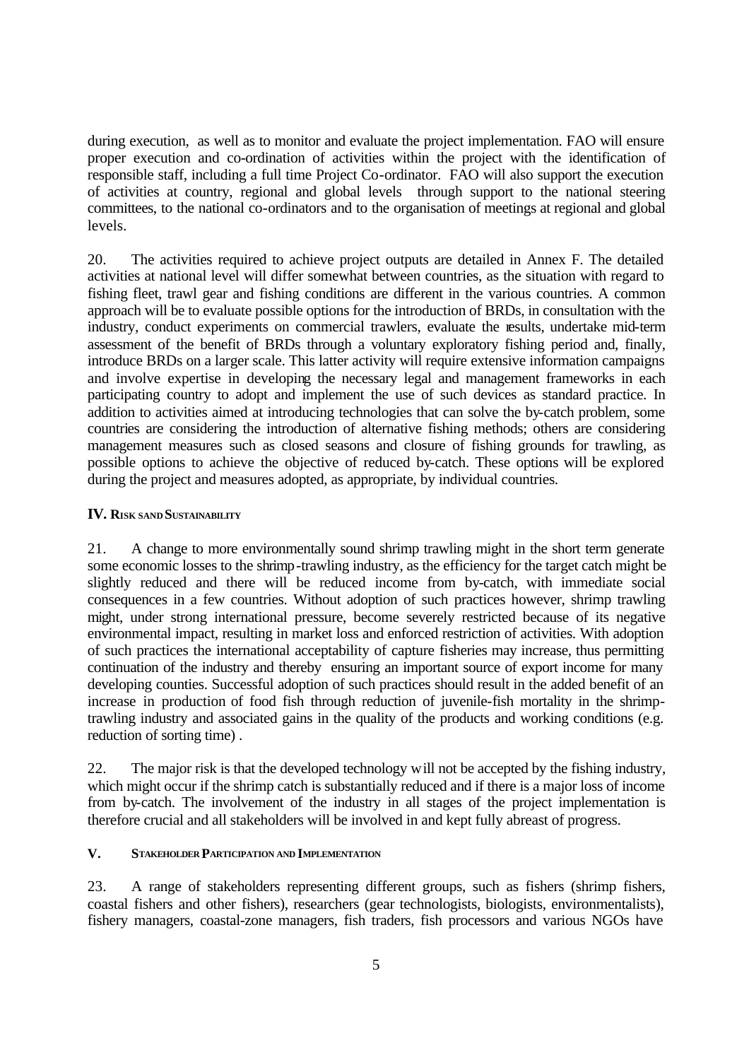during execution, as well as to monitor and evaluate the project implementation. FAO will ensure proper execution and co-ordination of activities within the project with the identification of responsible staff, including a full time Project Co-ordinator. FAO will also support the execution of activities at country, regional and global levels through support to the national steering committees, to the national co-ordinators and to the organisation of meetings at regional and global levels.

20. The activities required to achieve project outputs are detailed in Annex F. The detailed activities at national level will differ somewhat between countries, as the situation with regard to fishing fleet, trawl gear and fishing conditions are different in the various countries. A common approach will be to evaluate possible options for the introduction of BRDs, in consultation with the industry, conduct experiments on commercial trawlers, evaluate the results, undertake mid-term assessment of the benefit of BRDs through a voluntary exploratory fishing period and, finally, introduce BRDs on a larger scale. This latter activity will require extensive information campaigns and involve expertise in developing the necessary legal and management frameworks in each participating country to adopt and implement the use of such devices as standard practice. In addition to activities aimed at introducing technologies that can solve the by-catch problem, some countries are considering the introduction of alternative fishing methods; others are considering management measures such as closed seasons and closure of fishing grounds for trawling, as possible options to achieve the objective of reduced by-catch. These options will be explored during the project and measures adopted, as appropriate, by individual countries.

## IV. Risks and Sustainability

21. A change to more environmentally sound shrimp trawling might in the short term generate some economic losses to the shrimp-trawling industry, as the efficiency for the target catch might be slightly reduced and there will be reduced income from by-catch, with immediate social consequences in a few countries. Without adoption of such practices however, shrimp trawling might, under strong international pressure, become severely restricted because of its negative environmental impact, resulting in market loss and enforced restriction of activities. With adoption of such practices the international acceptability of capture fisheries may increase, thus permitting continuation of the industry and thereby ensuring an important source of export income for many developing counties. Successful adoption of such practices should result in the added benefit of an increase in production of food fish through reduction of juvenile-fish mortality in the shrimp-trawling industry and associated gains in the quality of the products and working conditions (e.g. reduction of sorting time) .

22. The major risk is that the developed technology will not be accepted by the fishing industry, which might occur if the shrimp catch is substantially reduced and if there is a major loss of income from by-catch. The involvement of the industry in all stages of the project implementation is therefore crucial and all stakeholders will be involved in and kept fully abreast of progress.

## V. Stakeholder Participation and Implementation

23. A range of stakeholders representing different groups, such as fishers (shrimp fishers, coastal fishers and other fishers), researchers (gear technologists, biologists, environmentalists), fishery managers, coastal-zone managers, fish traders, fish processors and various NGOs have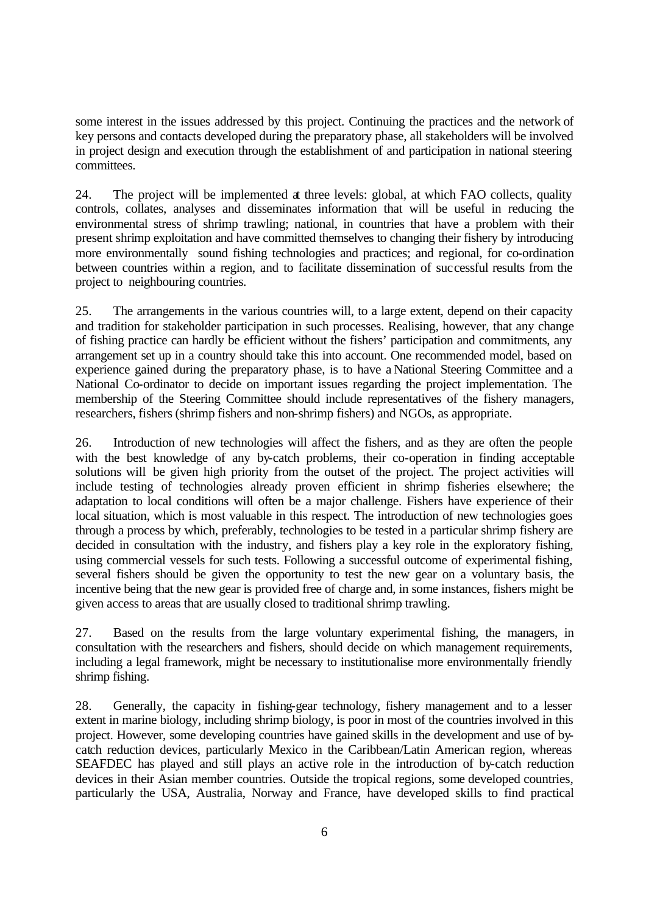some interest in the issues addressed by this project. Continuing the practices and the network of key persons and contacts developed during the preparatory phase, all stakeholders will be involved in project design and execution through the establishment of and participation in national steering committees.

24. The project will be implemented at three levels: global, at which FAO collects, quality controls, collates, analyses and disseminates information that will be useful in reducing the environmental stress of shrimp trawling; national, in countries that have a problem with their present shrimp exploitation and have committed themselves to changing their fishery by introducing more environmentally sound fishing technologies and practices; and regional, for co-ordination between countries within a region, and to facilitate dissemination of successful results from the project to neighbouring countries.

25. The arrangements in the various countries will, to a large extent, depend on their capacity and tradition for stakeholder participation in such processes. Realising, however, that any change of fishing practice can hardly be efficient without the fishers' participation and commitments, any arrangement set up in a country should take this into account. One recommended model, based on experience gained during the preparatory phase, is to have a National Steering Committee and a National Co-ordinator to decide on important issues regarding the project implementation. The membership of the Steering Committee should include representatives of the fishery managers, researchers, fishers (shrimp fishers and non-shrimp fishers) and NGOs, as appropriate.

26. Introduction of new technologies will affect the fishers, and as they are often the people with the best knowledge of any by-catch problems, their co-operation in finding acceptable solutions will be given high priority from the outset of the project. The project activities will include testing of technologies already proven efficient in shrimp fisheries elsewhere; the adaptation to local conditions will often be a major challenge. Fishers have experience of their local situation, which is most valuable in this respect. The introduction of new technologies goes through a process by which, preferably, technologies to be tested in a particular shrimp fishery are decided in consultation with the industry, and fishers play a key role in the exploratory fishing, using commercial vessels for such tests. Following a successful outcome of experimental fishing, several fishers should be given the opportunity to test the new gear on a voluntary basis, the incentive being that the new gear is provided free of charge and, in some instances, fishers might be given access to areas that are usually closed to traditional shrimp trawling.

27. Based on the results from the large voluntary experimental fishing, the managers, in consultation with the researchers and fishers, should decide on which management requirements, including a legal framework, might be necessary to institutionalise more environmentally friendly shrimp fishing.

28. Generally, the capacity in fishing-gear technology, fishery management and to a lesser extent in marine biology, including shrimp biology, is poor in most of the countries involved in this project. However, some developing countries have gained skills in the development and use of by-catch reduction devices, particularly Mexico in the Caribbean/Latin American region, whereas SEAFDEC has played and still plays an active role in the introduction of by-catch reduction devices in their Asian member countries. Outside the tropical regions, some developed countries, particularly the USA, Australia, Norway and France, have developed skills to find practical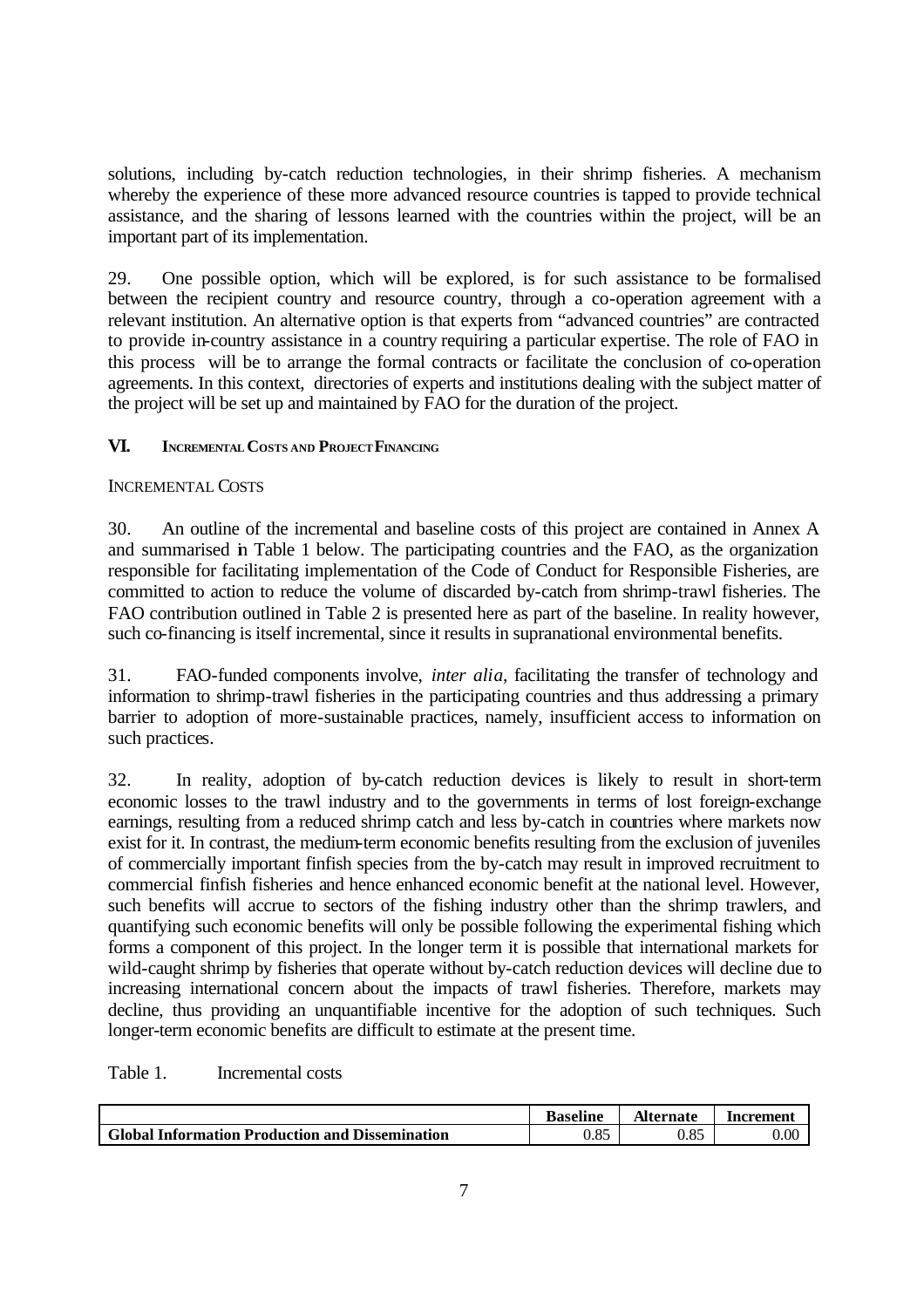solutions, including by-catch reduction technologies, in their shrimp fisheries. A mechanism whereby the experience of these more advanced resource countries is tapped to provide technical assistance, and the sharing of lessons learned with the countries within the project, will be an important part of its implementation.

29. One possible option, which will be explored, is for such assistance to be formalised between the recipient country and resource country, through a co-operation agreement with a relevant institution. An alternative option is that experts from "advanced countries" are contracted to provide in-country assistance in a country requiring a particular expertise. The role of FAO in this process will be to arrange the formal contracts or facilitate the conclusion of co-operation agreements. In this context, directories of experts and institutions dealing with the subject matter of the project will be set up and maintained by FAO for the duration of the project.

## VI. Incremental Costs and Project Financing

### Incremental Costs

30. An outline of the incremental and baseline costs of this project are contained in Annex A and summarised in Table 1 below. The participating countries and the FAO, as the organization responsible for facilitating implementation of the Code of Conduct for Responsible Fisheries, are committed to action to reduce the volume of discarded by-catch from shrimp-trawl fisheries. The FAO contribution outlined in Table 2 is presented here as part of the baseline. In reality however, such co-financing is itself incremental, since it results in supranational environmental benefits.

31. FAO-funded components involve, *inter alia*, facilitating the transfer of technology and information to shrimp-trawl fisheries in the participating countries and thus addressing a primary barrier to adoption of more-sustainable practices, namely, insufficient access to information on such practices.

32. In reality, adoption of by-catch reduction devices is likely to result in short-term economic losses to the trawl industry and to the governments in terms of lost foreign-exchange earnings, resulting from a reduced shrimp catch and less by-catch in countries where markets now exist for it. In contrast, the medium-term economic benefits resulting from the exclusion of juveniles of commercially important finfish species from the by-catch may result in improved recruitment to commercial finfish fisheries and hence enhanced economic benefit at the national level. However, such benefits will accrue to sectors of the fishing industry other than the shrimp trawlers, and quantifying such economic benefits will only be possible following the experimental fishing which forms a component of this project. In the longer term it is possible that international markets for wild-caught shrimp by fisheries that operate without by-catch reduction devices will decline due to increasing international concern about the impacts of trawl fisheries. Therefore, markets may decline, thus providing an unquantifiable incentive for the adoption of such techniques. Such longer-term economic benefits are difficult to estimate at the present time.

Table 1. Incremental costs

| | Baseline | Alternate | Increment |
|---|---|---|---|
| **Global Information Production and Dissemination** | 0.85 | 0.85 | 0.00 |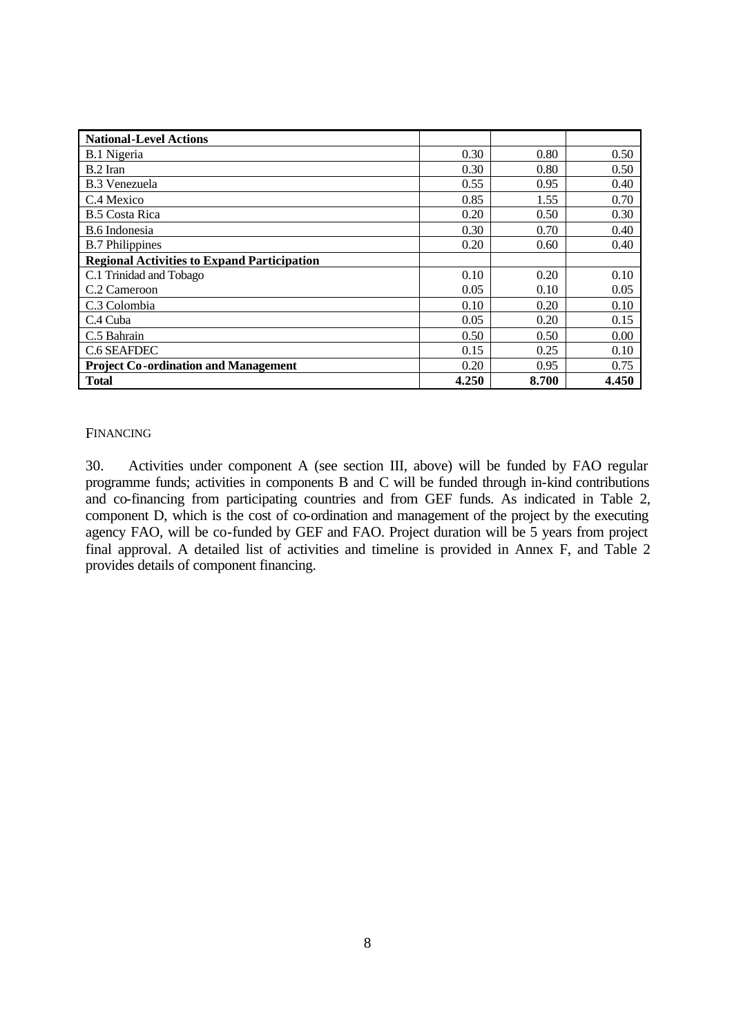| **National-Level Actions** | | | |
|---|---|---|---|
| B.1 Nigeria | 0.30 | 0.80 | 0.50 |
| B.2 Iran | 0.30 | 0.80 | 0.50 |
| B.3 Venezuela | 0.55 | 0.95 | 0.40 |
| C.4 Mexico | 0.85 | 1.55 | 0.70 |
| B.5 Costa Rica | 0.20 | 0.50 | 0.30 |
| B.6 Indonesia | 0.30 | 0.70 | 0.40 |
| B.7 Philippines | 0.20 | 0.60 | 0.40 |
| **Regional Activities to Expand Participation** | | | |
| C.1 Trinidad and Tobago | 0.10 | 0.20 | 0.10 |
| C.2 Cameroon | 0.05 | 0.10 | 0.05 |
| C.3 Colombia | 0.10 | 0.20 | 0.10 |
| C.4 Cuba | 0.05 | 0.20 | 0.15 |
| C.5 Bahrain | 0.50 | 0.50 | 0.00 |
| C.6 SEAFDEC | 0.15 | 0.25 | 0.10 |
| **Project Co-ordination and Management** | 0.20 | 0.95 | 0.75 |
| **Total** | **4.250** | **8.700** | **4.450** |

FINANCING

30. Activities under component A (see section III, above) will be funded by FAO regular programme funds; activities in components B and C will be funded through in-kind contributions and co-financing from participating countries and from GEF funds. As indicated in Table 2, component D, which is the cost of co-ordination and management of the project by the executing agency FAO, will be co-funded by GEF and FAO. Project duration will be 5 years from project final approval. A detailed list of activities and timeline is provided in Annex F, and Table 2 provides details of component financing.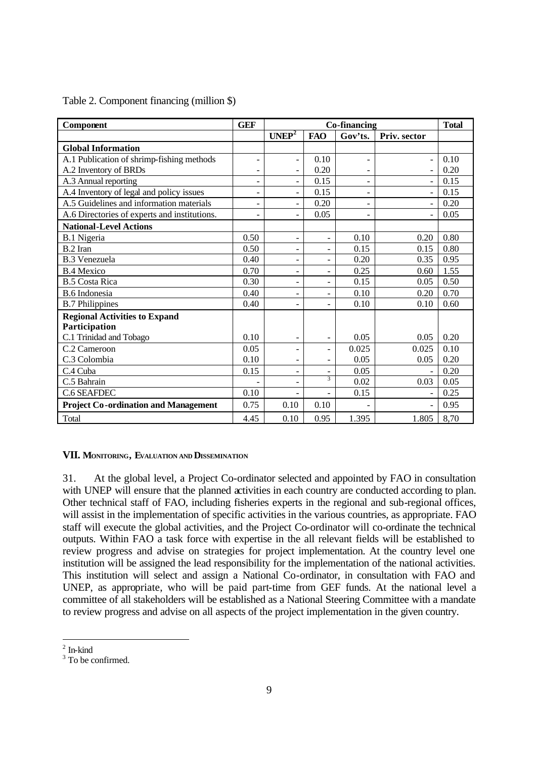Table 2. Component financing (million $)

| Component | GEF | Co-financing | | | | Total |
|---|---|---|---|---|---|---|
| | | UNEP[2] | FAO | Gov'ts. | Priv. sector | |
| **Global Information** | | | | | | |
| A.1 Publication of shrimp-fishing methods | - | - | 0.10 | - | - | 0.10 |
| A.2 Inventory of BRDs | - | - | 0.20 | - | - | 0.20 |
| A.3 Annual reporting | - | - | 0.15 | - | - | 0.15 |
| A.4 Inventory of legal and policy issues | - | - | 0.15 | - | - | 0.15 |
| A.5 Guidelines and information materials | - | - | 0.20 | - | - | 0.20 |
| A.6 Directories of experts and institutions. | - | - | 0.05 | - | - | 0.05 |
| **National-Level Actions** | | | | | | |
| B.1 Nigeria | 0.50 | - | - | 0.10 | 0.20 | 0.80 |
| B.2 Iran | 0.50 | - | - | 0.15 | 0.15 | 0.80 |
| B.3 Venezuela | 0.40 | - | - | 0.20 | 0.35 | 0.95 |
| B.4 Mexico | 0.70 | - | - | 0.25 | 0.60 | 1.55 |
| B.5 Costa Rica | 0.30 | - | - | 0.15 | 0.05 | 0.50 |
| B.6 Indonesia | 0.40 | - | - | 0.10 | 0.20 | 0.70 |
| B.7 Philippines | 0.40 | - | - | 0.10 | 0.10 | 0.60 |
| **Regional Activities to Expand Participation** | | | | | | |
| C.1 Trinidad and Tobago | 0.10 | - | - | 0.05 | 0.05 | 0.20 |
| C.2 Cameroon | 0.05 | - | - | 0.025 | 0.025 | 0.10 |
| C.3 Colombia | 0.10 | - | - | 0.05 | 0.05 | 0.20 |
| C.4 Cuba | 0.15 | - | - | 0.05 | - | 0.20 |
| C.5 Bahrain | - | - | [3] | 0.02 | 0.03 | 0.05 |
| C.6 SEAFDEC | 0.10 | - | - | 0.15 | - | 0.25 |
| **Project Co-ordination and Management** | 0.75 | 0.10 | 0.10 | - | - | 0.95 |
| Total | 4.45 | 0.10 | 0.95 | 1.395 | 1.805 | 8,70 |

### VII. MONITORING, EVALUATION AND DISSEMINATION

31. At the global level, a Project Co-ordinator selected and appointed by FAO in consultation with UNEP will ensure that the planned activities in each country are conducted according to plan. Other technical staff of FAO, including fisheries experts in the regional and sub-regional offices, will assist in the implementation of specific activities in the various countries, as appropriate. FAO staff will execute the global activities, and the Project Co-ordinator will co-ordinate the technical outputs. Within FAO a task force with expertise in the all relevant fields will be established to review progress and advise on strategies for project implementation. At the country level one institution will be assigned the lead responsibility for the implementation of the national activities. This institution will select and assign a National Co-ordinator, in consultation with FAO and UNEP, as appropriate, who will be paid part-time from GEF funds. At the national level a committee of all stakeholders will be established as a National Steering Committee with a mandate to review progress and advise on all aspects of the project implementation in the given country.

[2] In-kind

[3] To be confirmed.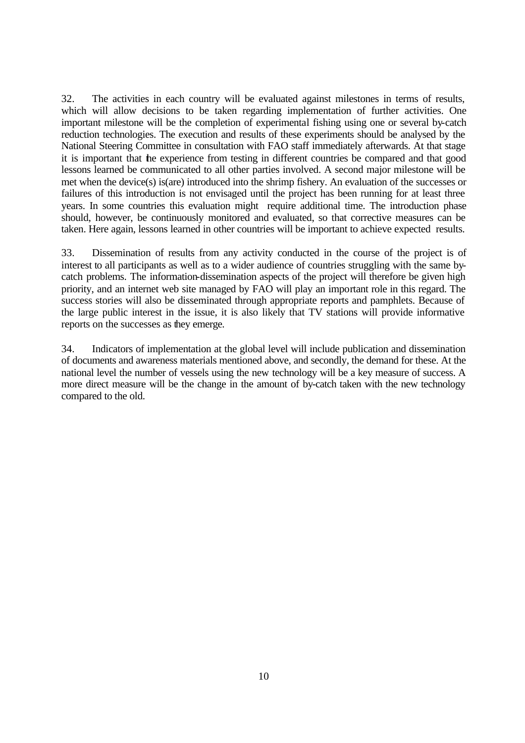32. The activities in each country will be evaluated against milestones in terms of results, which will allow decisions to be taken regarding implementation of further activities. One important milestone will be the completion of experimental fishing using one or several by-catch reduction technologies. The execution and results of these experiments should be analysed by the National Steering Committee in consultation with FAO staff immediately afterwards. At that stage it is important that the experience from testing in different countries be compared and that good lessons learned be communicated to all other parties involved. A second major milestone will be met when the device(s) is(are) introduced into the shrimp fishery. An evaluation of the successes or failures of this introduction is not envisaged until the project has been running for at least three years. In some countries this evaluation might require additional time. The introduction phase should, however, be continuously monitored and evaluated, so that corrective measures can be taken. Here again, lessons learned in other countries will be important to achieve expected results.

33. Dissemination of results from any activity conducted in the course of the project is of interest to all participants as well as to a wider audience of countries struggling with the same by-catch problems. The information-dissemination aspects of the project will therefore be given high priority, and an internet web site managed by FAO will play an important role in this regard. The success stories will also be disseminated through appropriate reports and pamphlets. Because of the large public interest in the issue, it is also likely that TV stations will provide informative reports on the successes as they emerge.

34. Indicators of implementation at the global level will include publication and dissemination of documents and awareness materials mentioned above, and secondly, the demand for these. At the national level the number of vessels using the new technology will be a key measure of success. A more direct measure will be the change in the amount of by-catch taken with the new technology compared to the old.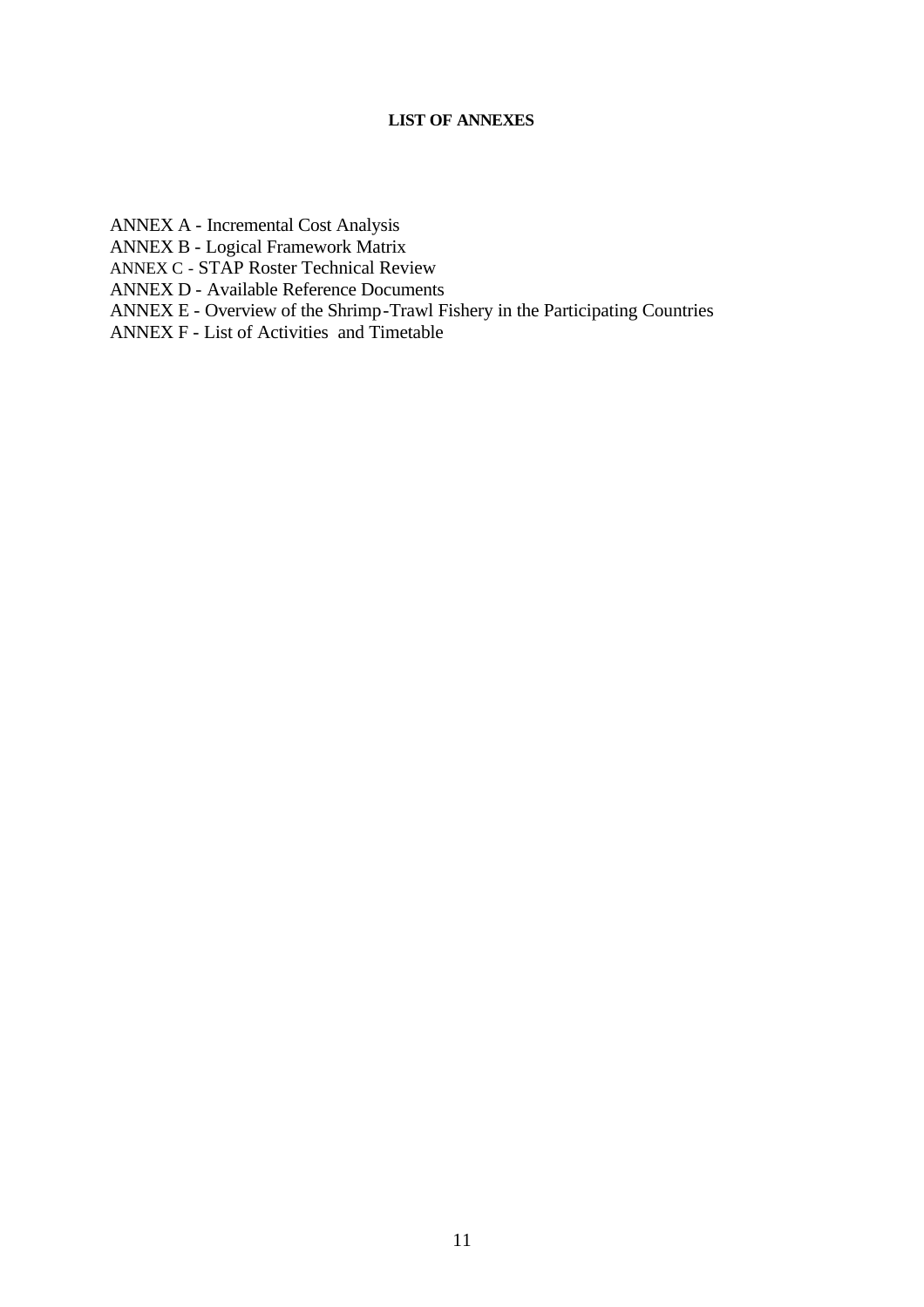**LIST OF ANNEXES**

ANNEX A - Incremental Cost Analysis
ANNEX B - Logical Framework Matrix
ANNEX C - STAP Roster Technical Review
ANNEX D - Available Reference Documents
ANNEX E - Overview of the Shrimp-Trawl Fishery in the Participating Countries
ANNEX F - List of Activities and Timetable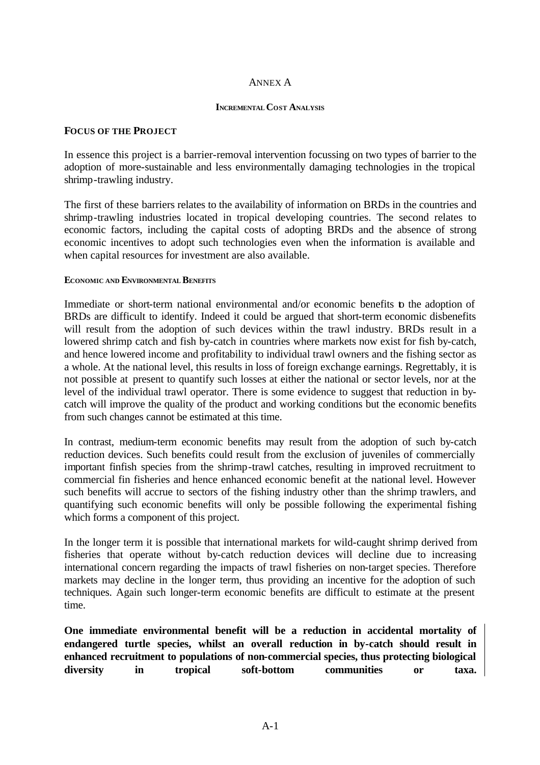# ANNEX A

## INCREMENTAL COST ANALYSIS

### FOCUS OF THE PROJECT

In essence this project is a barrier-removal intervention focussing on two types of barrier to the adoption of more-sustainable and less environmentally damaging technologies in the tropical shrimp-trawling industry.

The first of these barriers relates to the availability of information on BRDs in the countries and shrimp-trawling industries located in tropical developing countries. The second relates to economic factors, including the capital costs of adopting BRDs and the absence of strong economic incentives to adopt such technologies even when the information is available and when capital resources for investment are also available.

#### ECONOMIC AND ENVIRONMENTAL BENEFITS

Immediate or short-term national environmental and/or economic benefits to the adoption of BRDs are difficult to identify. Indeed it could be argued that short-term economic disbenefits will result from the adoption of such devices within the trawl industry. BRDs result in a lowered shrimp catch and fish by-catch in countries where markets now exist for fish by-catch, and hence lowered income and profitability to individual trawl owners and the fishing sector as a whole. At the national level, this results in loss of foreign exchange earnings. Regrettably, it is not possible at present to quantify such losses at either the national or sector levels, nor at the level of the individual trawl operator. There is some evidence to suggest that reduction in by-catch will improve the quality of the product and working conditions but the economic benefits from such changes cannot be estimated at this time.

In contrast, medium-term economic benefits may result from the adoption of such by-catch reduction devices. Such benefits could result from the exclusion of juveniles of commercially important finfish species from the shrimp-trawl catches, resulting in improved recruitment to commercial fin fisheries and hence enhanced economic benefit at the national level. However such benefits will accrue to sectors of the fishing industry other than the shrimp trawlers, and quantifying such economic benefits will only be possible following the experimental fishing which forms a component of this project.

In the longer term it is possible that international markets for wild-caught shrimp derived from fisheries that operate without by-catch reduction devices will decline due to increasing international concern regarding the impacts of trawl fisheries on non-target species. Therefore markets may decline in the longer term, thus providing an incentive for the adoption of such techniques. Again such longer-term economic benefits are difficult to estimate at the present time.

**One immediate environmental benefit will be a reduction in accidental mortality of endangered turtle species, whilst an overall reduction in by-catch should result in enhanced recruitment to populations of non-commercial species, thus protecting biological diversity in tropical soft-bottom communities or taxa.**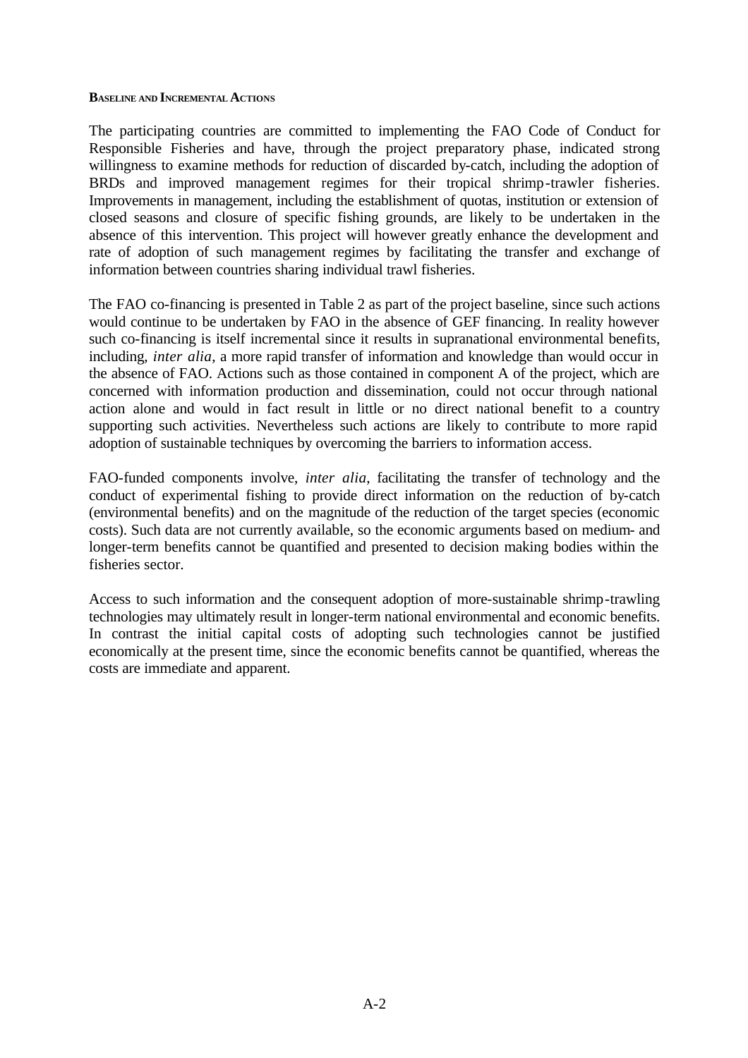**BASELINE AND INCREMENTAL ACTIONS**

The participating countries are committed to implementing the FAO Code of Conduct for Responsible Fisheries and have, through the project preparatory phase, indicated strong willingness to examine methods for reduction of discarded by-catch, including the adoption of BRDs and improved management regimes for their tropical shrimp-trawler fisheries. Improvements in management, including the establishment of quotas, institution or extension of closed seasons and closure of specific fishing grounds, are likely to be undertaken in the absence of this intervention. This project will however greatly enhance the development and rate of adoption of such management regimes by facilitating the transfer and exchange of information between countries sharing individual trawl fisheries.

The FAO co-financing is presented in Table 2 as part of the project baseline, since such actions would continue to be undertaken by FAO in the absence of GEF financing. In reality however such co-financing is itself incremental since it results in supranational environmental benefits, including, *inter alia*, a more rapid transfer of information and knowledge than would occur in the absence of FAO. Actions such as those contained in component A of the project, which are concerned with information production and dissemination, could not occur through national action alone and would in fact result in little or no direct national benefit to a country supporting such activities. Nevertheless such actions are likely to contribute to more rapid adoption of sustainable techniques by overcoming the barriers to information access.

FAO-funded components involve, *inter alia*, facilitating the transfer of technology and the conduct of experimental fishing to provide direct information on the reduction of by-catch (environmental benefits) and on the magnitude of the reduction of the target species (economic costs). Such data are not currently available, so the economic arguments based on medium- and longer-term benefits cannot be quantified and presented to decision making bodies within the fisheries sector.

Access to such information and the consequent adoption of more-sustainable shrimp-trawling technologies may ultimately result in longer-term national environmental and economic benefits. In contrast the initial capital costs of adopting such technologies cannot be justified economically at the present time, since the economic benefits cannot be quantified, whereas the costs are immediate and apparent.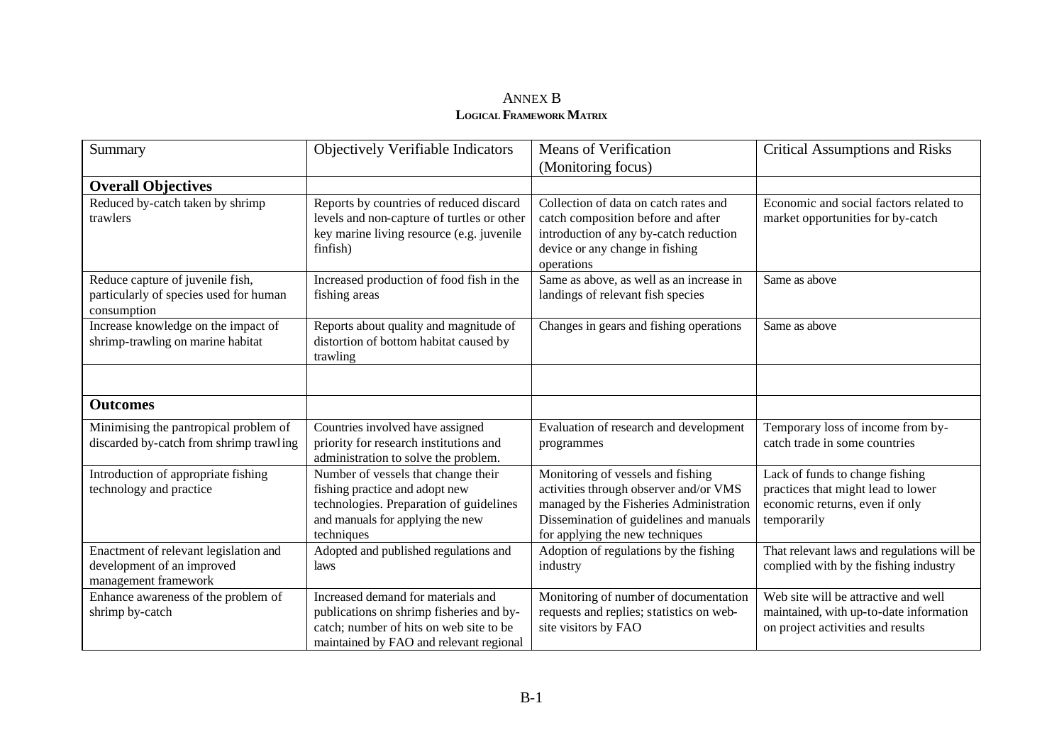# ANNEX B
## LOGICAL FRAMEWORK MATRIX

| Summary | Objectively Verifiable Indicators | Means of Verification (Monitoring focus) | Critical Assumptions and Risks |
|---|---|---|---|
| **Overall Objectives** | | | |
| Reduced by-catch taken by shrimp trawlers | Reports by countries of reduced discard levels and non-capture of turtles or other key marine living resource (e.g. juvenile finfish) | Collection of data on catch rates and catch composition before and after introduction of any by-catch reduction device or any change in fishing operations | Economic and social factors related to market opportunities for by-catch |
| Reduce capture of juvenile fish, particularly of species used for human consumption | Increased production of food fish in the fishing areas | Same as above, as well as an increase in landings of relevant fish species | Same as above |
| Increase knowledge on the impact of shrimp-trawling on marine habitat | Reports about quality and magnitude of distortion of bottom habitat caused by trawling | Changes in gears and fishing operations | Same as above |
| | | | |
| **Outcomes** | | | |
| Minimising the pantropical problem of discarded by-catch from shrimp trawling | Countries involved have assigned priority for research institutions and administration to solve the problem. | Evaluation of research and development programmes | Temporary loss of income from by-catch trade in some countries |
| Introduction of appropriate fishing technology and practice | Number of vessels that change their fishing practice and adopt new technologies. Preparation of guidelines and manuals for applying the new techniques | Monitoring of vessels and fishing activities through observer and/or VMS managed by the Fisheries Administration Dissemination of guidelines and manuals for applying the new techniques | Lack of funds to change fishing practices that might lead to lower economic returns, even if only temporarily |
| Enactment of relevant legislation and development of an improved management framework | Adopted and published regulations and laws | Adoption of regulations by the fishing industry | That relevant laws and regulations will be complied with by the fishing industry |
| Enhance awareness of the problem of shrimp by-catch | Increased demand for materials and publications on shrimp fisheries and by-catch; number of hits on web site to be maintained by FAO and relevant regional | Monitoring of number of documentation requests and replies; statistics on web-site visitors by FAO | Web site will be attractive and well maintained, with up-to-date information on project activities and results |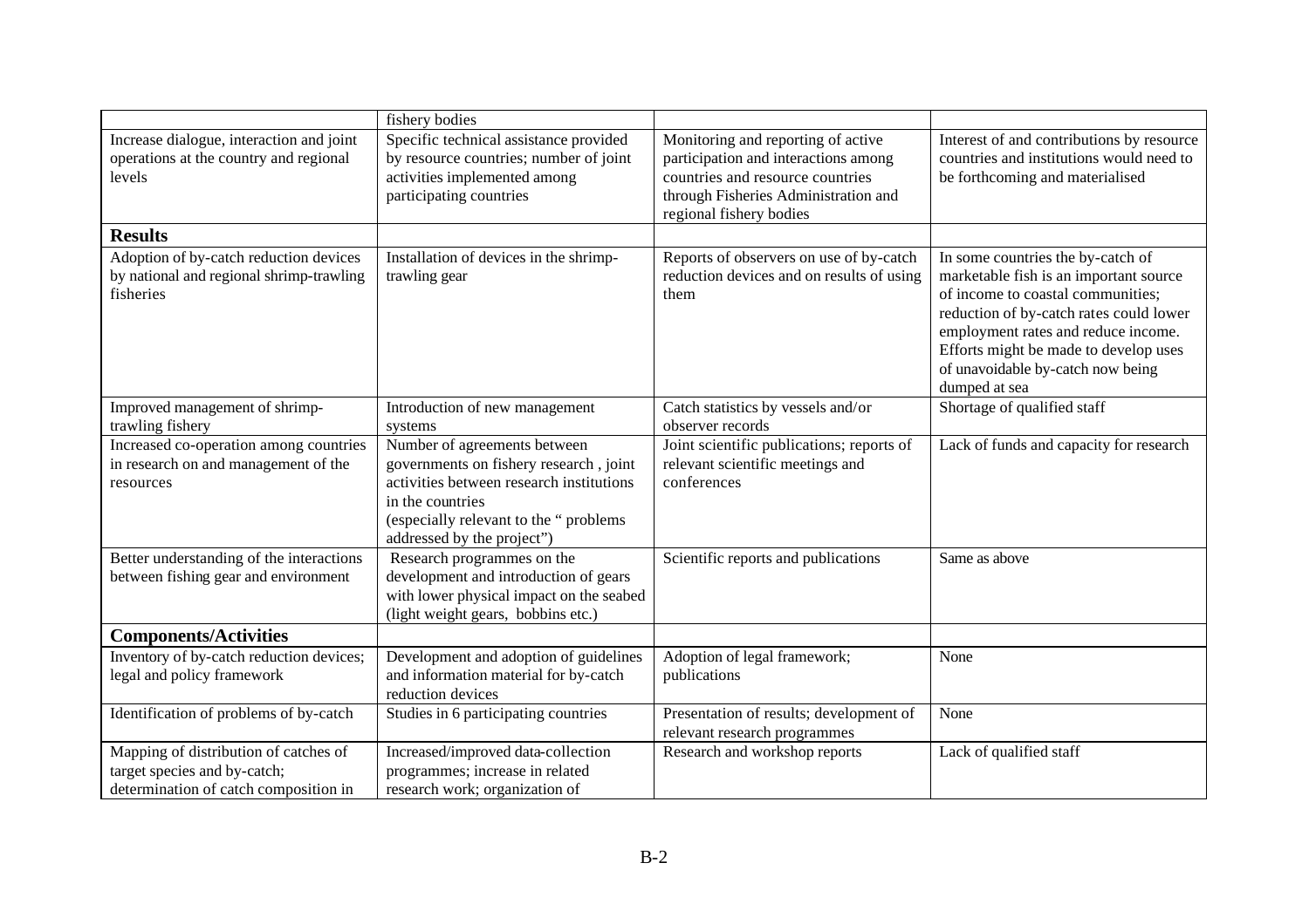| | fishery bodies | | |
|---|---|---|---|
| Increase dialogue, interaction and joint operations at the country and regional levels | Specific technical assistance provided by resource countries; number of joint activities implemented among participating countries | Monitoring and reporting of active participation and interactions among countries and resource countries through Fisheries Administration and regional fishery bodies | Interest of and contributions by resource countries and institutions would need to be forthcoming and materialised |
| **Results** | | | |
| Adoption of by-catch reduction devices by national and regional shrimp-trawling fisheries | Installation of devices in the shrimp-trawling gear | Reports of observers on use of by-catch reduction devices and on results of using them | In some countries the by-catch of marketable fish is an important source of income to coastal communities; reduction of by-catch rates could lower employment rates and reduce income. Efforts might be made to develop uses of unavoidable by-catch now being dumped at sea |
| Improved management of shrimp-trawling fishery | Introduction of new management systems | Catch statistics by vessels and/or observer records | Shortage of qualified staff |
| Increased co-operation among countries in research on and management of the resources | Number of agreements between governments on fishery research , joint activities between research institutions in the countries (especially relevant to the " problems addressed by the project") | Joint scientific publications; reports of relevant scientific meetings and conferences | Lack of funds and capacity for research |
| Better understanding of the interactions between fishing gear and environment | Research programmes on the development and introduction of gears with lower physical impact on the seabed (light weight gears, bobbins etc.) | Scientific reports and publications | Same as above |
| **Components/Activities** | | | |
| Inventory of by-catch reduction devices; legal and policy framework | Development and adoption of guidelines and information material for by-catch reduction devices | Adoption of legal framework; publications | None |
| Identification of problems of by-catch | Studies in 6 participating countries | Presentation of results; development of relevant research programmes | None |
| Mapping of distribution of catches of target species and by-catch; determination of catch composition in | Increased/improved data-collection programmes; increase in related research work; organization of | Research and workshop reports | Lack of qualified staff |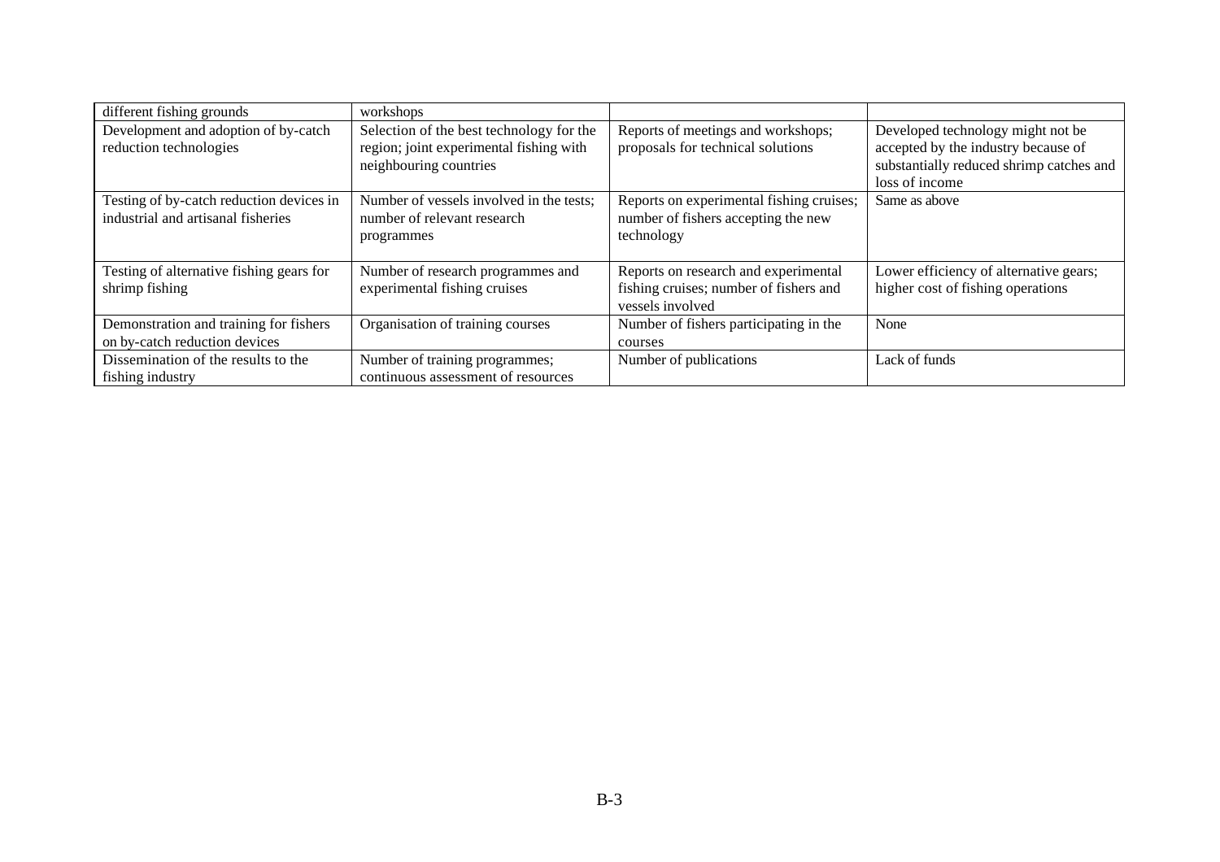| different fishing grounds | workshops | | |
|---|---|---|---|
| Development and adoption of by-catch reduction technologies | Selection of the best technology for the region; joint experimental fishing with neighbouring countries | Reports of meetings and workshops; proposals for technical solutions | Developed technology might not be accepted by the industry because of substantially reduced shrimp catches and loss of income |
| Testing of by-catch reduction devices in industrial and artisanal fisheries | Number of vessels involved in the tests; number of relevant research programmes | Reports on experimental fishing cruises; number of fishers accepting the new technology | Same as above |
| Testing of alternative fishing gears for shrimp fishing | Number of research programmes and experimental fishing cruises | Reports on research and experimental fishing cruises; number of fishers and vessels involved | Lower efficiency of alternative gears; higher cost of fishing operations |
| Demonstration and training for fishers on by-catch reduction devices | Organisation of training courses | Number of fishers participating in the courses | None |
| Dissemination of the results to the fishing industry | Number of training programmes; continuous assessment of resources | Number of publications | Lack of funds |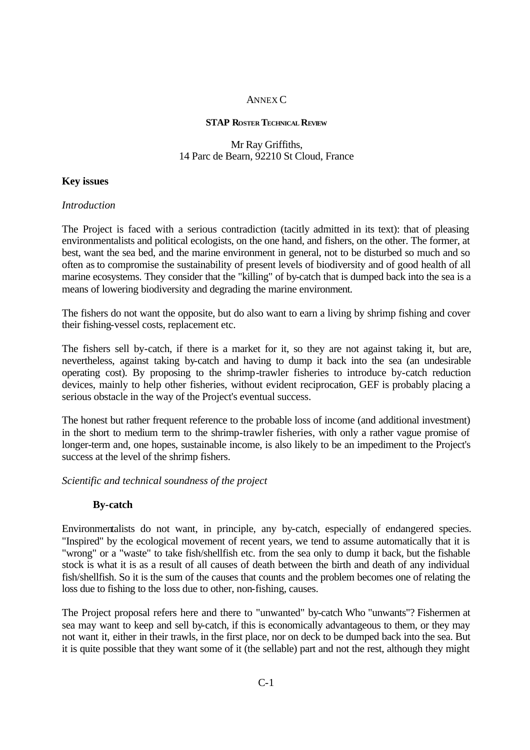ANNEX C

**STAP ROSTER TECHNICAL REVIEW**

Mr Ray Griffiths,
14 Parc de Bearn, 92210 St Cloud, France

**Key issues**

*Introduction*

The Project is faced with a serious contradiction (tacitly admitted in its text): that of pleasing environmentalists and political ecologists, on the one hand, and fishers, on the other. The former, at best, want the sea bed, and the marine environment in general, not to be disturbed so much and so often as to compromise the sustainability of present levels of biodiversity and of good health of all marine ecosystems. They consider that the "killing" of by-catch that is dumped back into the sea is a means of lowering biodiversity and degrading the marine environment.

The fishers do not want the opposite, but do also want to earn a living by shrimp fishing and cover their fishing-vessel costs, replacement etc.

The fishers sell by-catch, if there is a market for it, so they are not against taking it, but are, nevertheless, against taking by-catch and having to dump it back into the sea (an undesirable operating cost). By proposing to the shrimp-trawler fisheries to introduce by-catch reduction devices, mainly to help other fisheries, without evident reciprocation, GEF is probably placing a serious obstacle in the way of the Project's eventual success.

The honest but rather frequent reference to the probable loss of income (and additional investment) in the short to medium term to the shrimp-trawler fisheries, with only a rather vague promise of longer-term and, one hopes, sustainable income, is also likely to be an impediment to the Project's success at the level of the shrimp fishers.

*Scientific and technical soundness of the project*

**By-catch**

Environmentalists do not want, in principle, any by-catch, especially of endangered species. "Inspired" by the ecological movement of recent years, we tend to assume automatically that it is "wrong" or a "waste" to take fish/shellfish etc. from the sea only to dump it back, but the fishable stock is what it is as a result of all causes of death between the birth and death of any individual fish/shellfish. So it is the sum of the causes that counts and the problem becomes one of relating the loss due to fishing to the loss due to other, non-fishing, causes.

The Project proposal refers here and there to "unwanted" by-catch Who "unwants"? Fishermen at sea may want to keep and sell by-catch, if this is economically advantageous to them, or they may not want it, either in their trawls, in the first place, nor on deck to be dumped back into the sea. But it is quite possible that they want some of it (the sellable) part and not the rest, although they might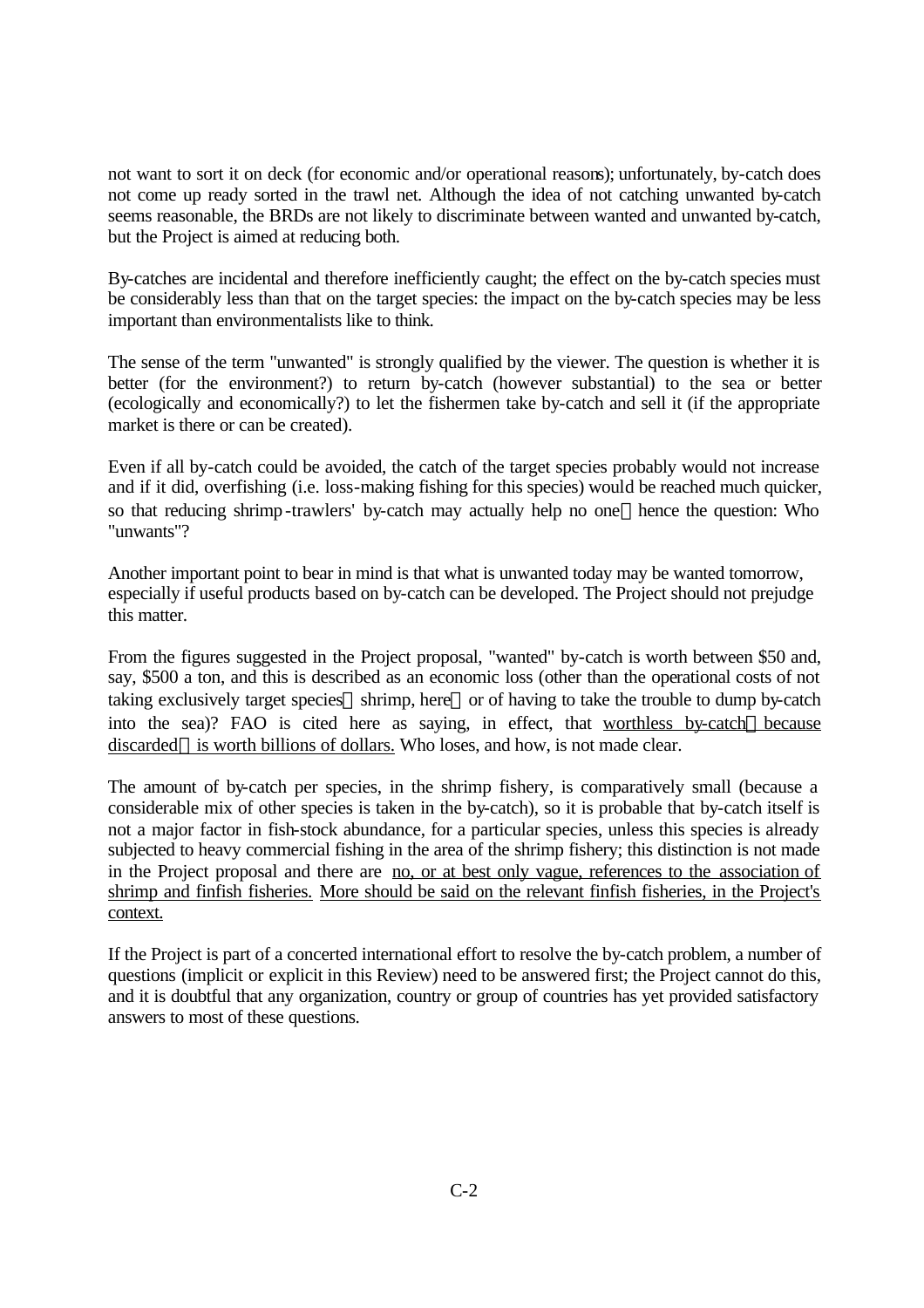not want to sort it on deck (for economic and/or operational reasons); unfortunately, by-catch does not come up ready sorted in the trawl net. Although the idea of not catching unwanted by-catch seems reasonable, the BRDs are not likely to discriminate between wanted and unwanted by-catch, but the Project is aimed at reducing both.

By-catches are incidental and therefore inefficiently caught; the effect on the by-catch species must be considerably less than that on the target species: the impact on the by-catch species may be less important than environmentalists like to think.

The sense of the term "unwanted" is strongly qualified by the viewer. The question is whether it is better (for the environment?) to return by-catch (however substantial) to the sea or better (ecologically and economically?) to let the fishermen take by-catch and sell it (if the appropriate market is there or can be created).

Even if all by-catch could be avoided, the catch of the target species probably would not increase and if it did, overfishing (i.e. loss-making fishing for this species) would be reached much quicker, so that reducing shrimp-trawlers' by-catch may actually help no one—hence the question: Who "unwants"?

Another important point to bear in mind is that what is unwanted today may be wanted tomorrow, especially if useful products based on by-catch can be developed. The Project should not prejudge this matter.

From the figures suggested in the Project proposal, "wanted" by-catch is worth between $50 and, say, $500 a ton, and this is described as an economic loss (other than the operational costs of not taking exclusively target species—shrimp, here—or of having to take the trouble to dump by-catch into the sea)? FAO is cited here as saying, in effect, that worthless by-catch—because discarded—is worth billions of dollars. Who loses, and how, is not made clear.

The amount of by-catch per species, in the shrimp fishery, is comparatively small (because a considerable mix of other species is taken in the by-catch), so it is probable that by-catch itself is not a major factor in fish-stock abundance, for a particular species, unless this species is already subjected to heavy commercial fishing in the area of the shrimp fishery; this distinction is not made in the Project proposal and there are no, or at best only vague, references to the association of shrimp and finfish fisheries. More should be said on the relevant finfish fisheries, in the Project's context.

If the Project is part of a concerted international effort to resolve the by-catch problem, a number of questions (implicit or explicit in this Review) need to be answered first; the Project cannot do this, and it is doubtful that any organization, country or group of countries has yet provided satisfactory answers to most of these questions.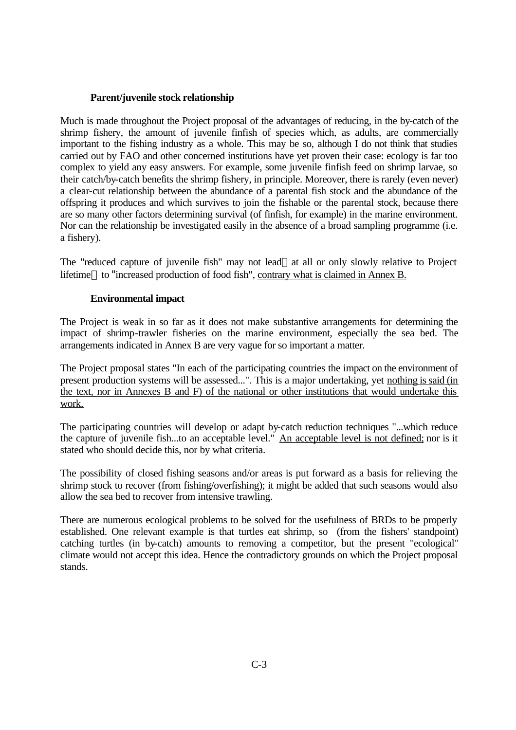**Parent/juvenile stock relationship**

Much is made throughout the Project proposal of the advantages of reducing, in the by-catch of the shrimp fishery, the amount of juvenile finfish of species which, as adults, are commercially important to the fishing industry as a whole. This may be so, although I do not think that studies carried out by FAO and other concerned institutions have yet proven their case: ecology is far too complex to yield any easy answers. For example, some juvenile finfish feed on shrimp larvae, so their catch/by-catch benefits the shrimp fishery, in principle. Moreover, there is rarely (even never) a clear-cut relationship between the abundance of a parental fish stock and the abundance of the offspring it produces and which survives to join the fishable or the parental stock, because there are so many other factors determining survival (of finfish, for example) in the marine environment. Nor can the relationship be investigated easily in the absence of a broad sampling programme (i.e. a fishery).

The "reduced capture of juvenile fish" may not lead at all or only slowly relative to Project lifetime to "increased production of food fish", <u>contrary what is claimed in Annex B.</u>

**Environmental impact**

The Project is weak in so far as it does not make substantive arrangements for determining the impact of shrimp-trawler fisheries on the marine environment, especially the sea bed. The arrangements indicated in Annex B are very vague for so important a matter.

The Project proposal states "In each of the participating countries the impact on the environment of present production systems will be assessed...". This is a major undertaking, yet <u>nothing is said (in the text, nor in Annexes B and F) of the national or other institutions that would undertake this work.</u>

The participating countries will develop or adapt by-catch reduction techniques "...which reduce the capture of juvenile fish...to an acceptable level." <u>An acceptable level is not defined;</u> nor is it stated who should decide this, nor by what criteria.

The possibility of closed fishing seasons and/or areas is put forward as a basis for relieving the shrimp stock to recover (from fishing/overfishing); it might be added that such seasons would also allow the sea bed to recover from intensive trawling.

There are numerous ecological problems to be solved for the usefulness of BRDs to be properly established. One relevant example is that turtles eat shrimp, so (from the fishers' standpoint) catching turtles (in by-catch) amounts to removing a competitor, but the present "ecological" climate would not accept this idea. Hence the contradictory grounds on which the Project proposal stands.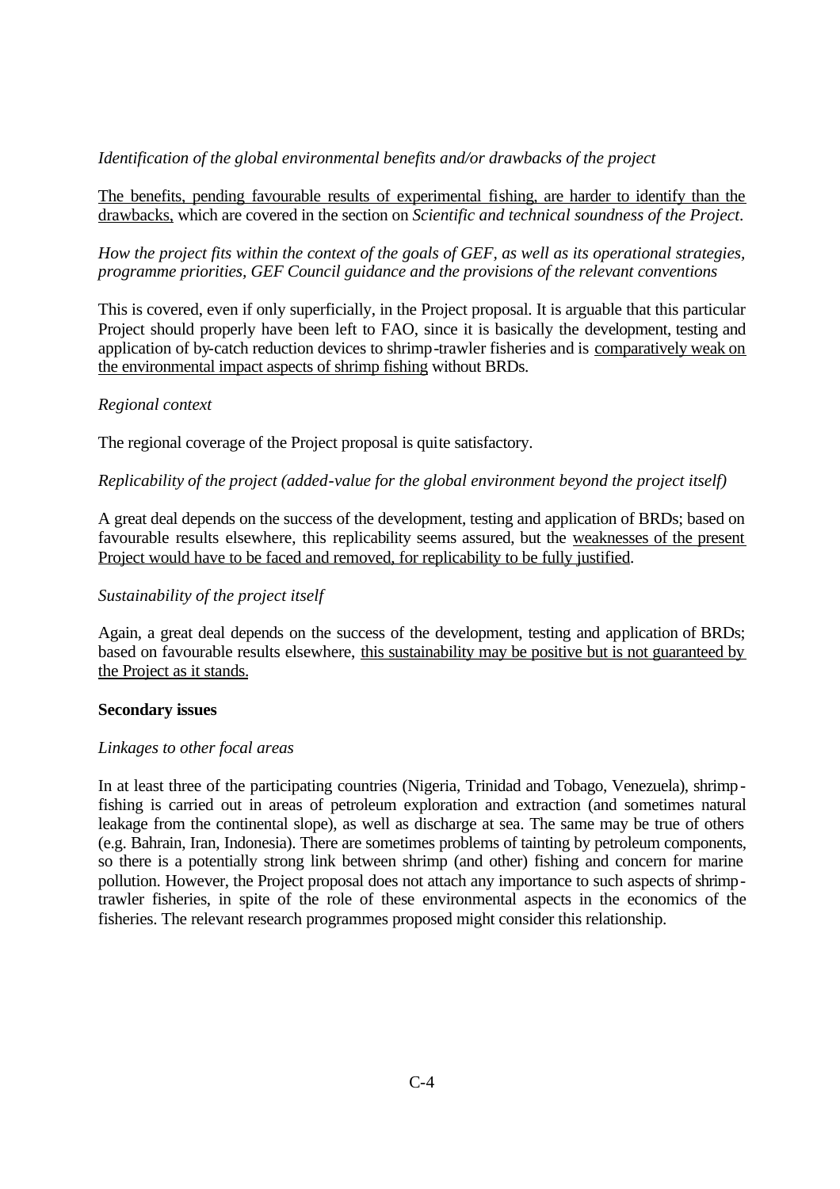*Identification of the global environmental benefits and/or drawbacks of the project*

<u>The benefits, pending favourable results of experimental fishing, are harder to identify than the drawbacks,</u> which are covered in the section on *Scientific and technical soundness of the Project*.

*How the project fits within the context of the goals of GEF, as well as its operational strategies, programme priorities, GEF Council guidance and the provisions of the relevant conventions*

This is covered, even if only superficially, in the Project proposal. It is arguable that this particular Project should properly have been left to FAO, since it is basically the development, testing and application of by-catch reduction devices to shrimp-trawler fisheries and is <u>comparatively weak on the environmental impact aspects of shrimp fishing</u> without BRDs.

*Regional context*

The regional coverage of the Project proposal is quite satisfactory.

*Replicability of the project (added-value for the global environment beyond the project itself)*

A great deal depends on the success of the development, testing and application of BRDs; based on favourable results elsewhere, this replicability seems assured, but the <u>weaknesses of the present Project would have to be faced and removed, for replicability to be fully justified</u>.

*Sustainability of the project itself*

Again, a great deal depends on the success of the development, testing and application of BRDs; based on favourable results elsewhere, <u>this sustainability may be positive but is not guaranteed by the Project as it stands.</u>

**Secondary issues**

*Linkages to other focal areas*

In at least three of the participating countries (Nigeria, Trinidad and Tobago, Venezuela), shrimp-fishing is carried out in areas of petroleum exploration and extraction (and sometimes natural leakage from the continental slope), as well as discharge at sea. The same may be true of others (e.g. Bahrain, Iran, Indonesia). There are sometimes problems of tainting by petroleum components, so there is a potentially strong link between shrimp (and other) fishing and concern for marine pollution. However, the Project proposal does not attach any importance to such aspects of shrimp-trawler fisheries, in spite of the role of these environmental aspects in the economics of the fisheries. The relevant research programmes proposed might consider this relationship.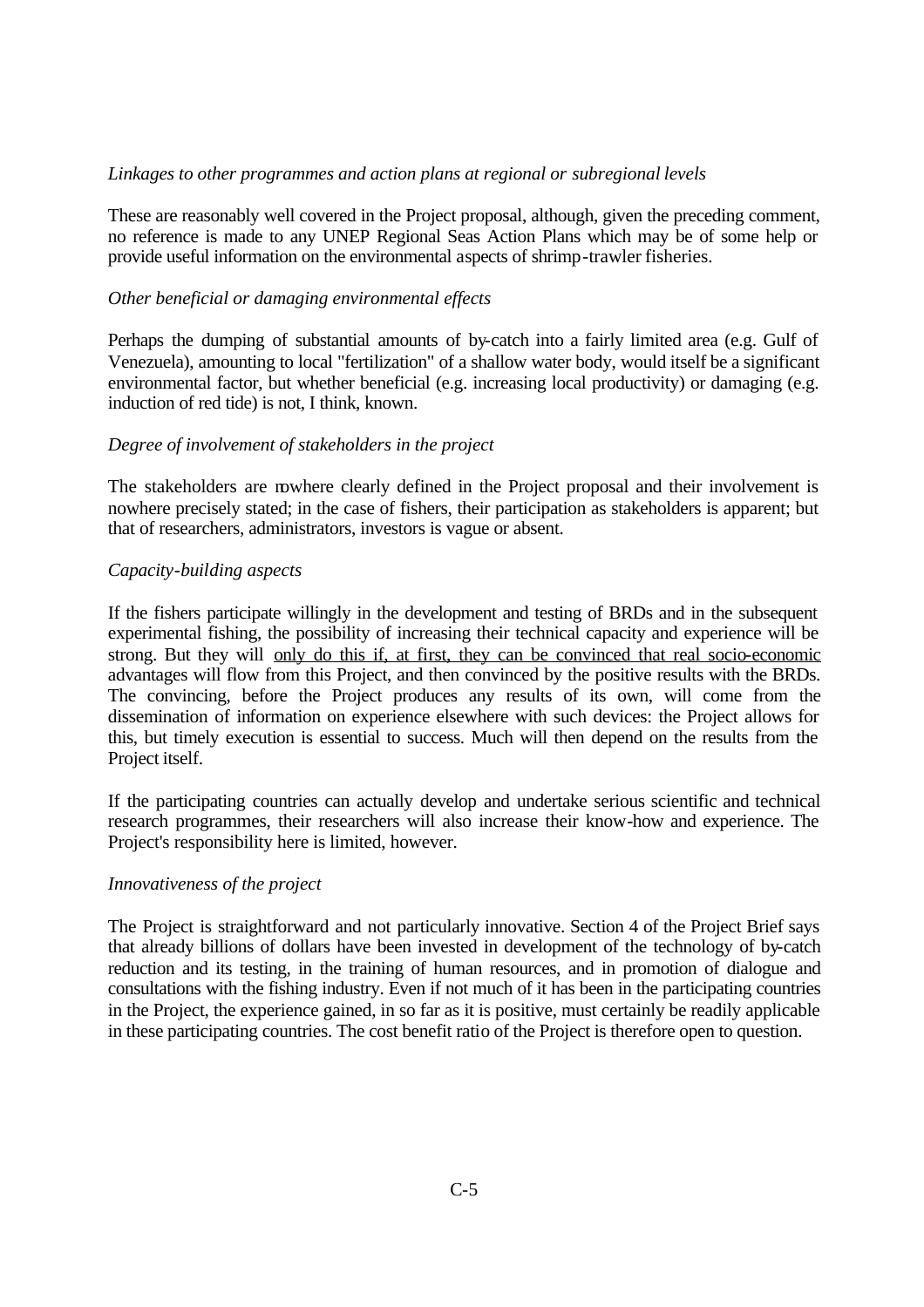*Linkages to other programmes and action plans at regional or subregional levels*

These are reasonably well covered in the Project proposal, although, given the preceding comment, no reference is made to any UNEP Regional Seas Action Plans which may be of some help or provide useful information on the environmental aspects of shrimp-trawler fisheries.

*Other beneficial or damaging environmental effects*

Perhaps the dumping of substantial amounts of by-catch into a fairly limited area (e.g. Gulf of Venezuela), amounting to local "fertilization" of a shallow water body, would itself be a significant environmental factor, but whether beneficial (e.g. increasing local productivity) or damaging (e.g. induction of red tide) is not, I think, known.

*Degree of involvement of stakeholders in the project*

The stakeholders are nowhere clearly defined in the Project proposal and their involvement is nowhere precisely stated; in the case of fishers, their participation as stakeholders is apparent; but that of researchers, administrators, investors is vague or absent.

*Capacity-building aspects*

If the fishers participate willingly in the development and testing of BRDs and in the subsequent experimental fishing, the possibility of increasing their technical capacity and experience will be strong. But they will only do this if, at first, they can be convinced that real socio-economic advantages will flow from this Project, and then convinced by the positive results with the BRDs. The convincing, before the Project produces any results of its own, will come from the dissemination of information on experience elsewhere with such devices: the Project allows for this, but timely execution is essential to success. Much will then depend on the results from the Project itself.

If the participating countries can actually develop and undertake serious scientific and technical research programmes, their researchers will also increase their know-how and experience. The Project's responsibility here is limited, however.

*Innovativeness of the project*

The Project is straightforward and not particularly innovative. Section 4 of the Project Brief says that already billions of dollars have been invested in development of the technology of by-catch reduction and its testing, in the training of human resources, and in promotion of dialogue and consultations with the fishing industry. Even if not much of it has been in the participating countries in the Project, the experience gained, in so far as it is positive, must certainly be readily applicable in these participating countries. The cost benefit ratio of the Project is therefore open to question.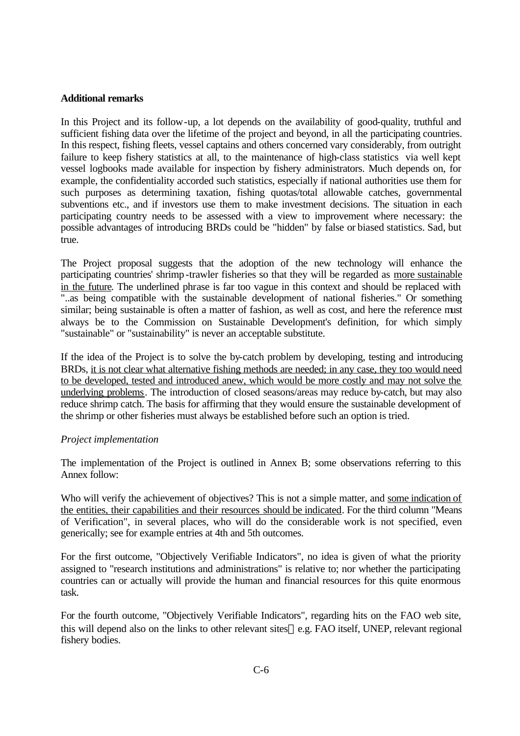**Additional remarks**

In this Project and its follow-up, a lot depends on the availability of good-quality, truthful and sufficient fishing data over the lifetime of the project and beyond, in all the participating countries. In this respect, fishing fleets, vessel captains and others concerned vary considerably, from outright failure to keep fishery statistics at all, to the maintenance of high-class statistics via well kept vessel logbooks made available for inspection by fishery administrators. Much depends on, for example, the confidentiality accorded such statistics, especially if national authorities use them for such purposes as determining taxation, fishing quotas/total allowable catches, governmental subventions etc., and if investors use them to make investment decisions. The situation in each participating country needs to be assessed with a view to improvement where necessary: the possible advantages of introducing BRDs could be "hidden" by false or biased statistics. Sad, but true.

The Project proposal suggests that the adoption of the new technology will enhance the participating countries' shrimp-trawler fisheries so that they will be regarded as <u>more sustainable in the future</u>. The underlined phrase is far too vague in this context and should be replaced with "..as being compatible with the sustainable development of national fisheries." Or something similar; being sustainable is often a matter of fashion, as well as cost, and here the reference must always be to the Commission on Sustainable Development's definition, for which simply "sustainable" or "sustainability" is never an acceptable substitute.

If the idea of the Project is to solve the by-catch problem by developing, testing and introducing BRDs, <u>it is not clear what alternative fishing methods are needed; in any case, they too would need to be developed, tested and introduced anew, which would be more costly and may not solve the underlying problems</u>. The introduction of closed seasons/areas may reduce by-catch, but may also reduce shrimp catch. The basis for affirming that they would ensure the sustainable development of the shrimp or other fisheries must always be established before such an option is tried.

*Project implementation*

The implementation of the Project is outlined in Annex B; some observations referring to this Annex follow:

Who will verify the achievement of objectives? This is not a simple matter, and <u>some indication of the entities, their capabilities and their resources should be indicated</u>. For the third column "Means of Verification", in several places, who will do the considerable work is not specified, even generically; see for example entries at 4th and 5th outcomes.

For the first outcome, "Objectively Verifiable Indicators", no idea is given of what the priority assigned to "research institutions and administrations" is relative to; nor whether the participating countries can or actually will provide the human and financial resources for this quite enormous task.

For the fourth outcome, "Objectively Verifiable Indicators", regarding hits on the FAO web site, this will depend also on the links to other relevant sites e.g. FAO itself, UNEP, relevant regional fishery bodies.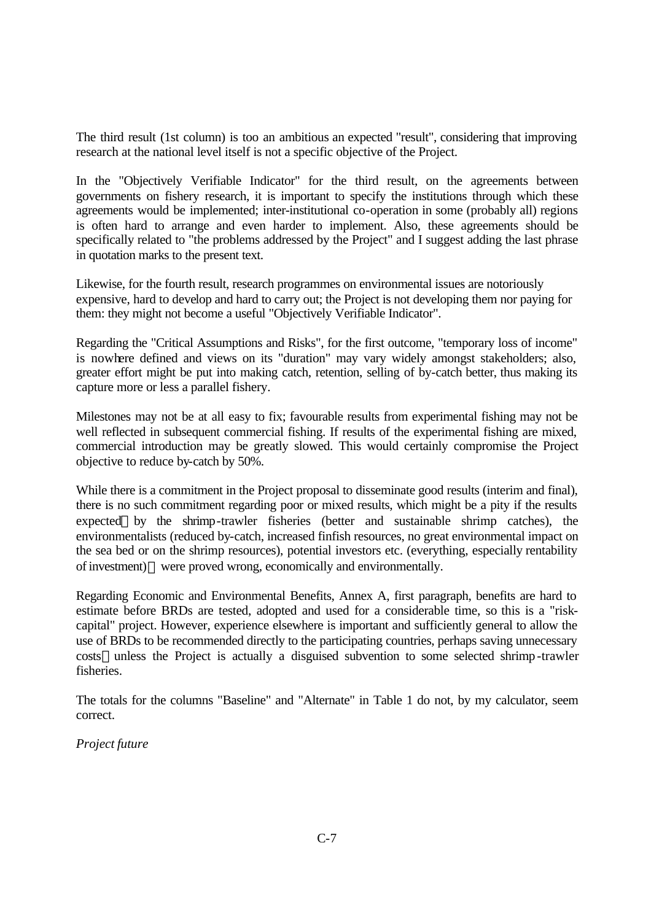The third result (1st column) is too an ambitious an expected "result", considering that improving research at the national level itself is not a specific objective of the Project.

In the "Objectively Verifiable Indicator" for the third result, on the agreements between governments on fishery research, it is important to specify the institutions through which these agreements would be implemented; inter-institutional co-operation in some (probably all) regions is often hard to arrange and even harder to implement. Also, these agreements should be specifically related to "the problems addressed by the Project" and I suggest adding the last phrase in quotation marks to the present text.

Likewise, for the fourth result, research programmes on environmental issues are notoriously expensive, hard to develop and hard to carry out; the Project is not developing them nor paying for them: they might not become a useful "Objectively Verifiable Indicator".

Regarding the "Critical Assumptions and Risks", for the first outcome, "temporary loss of income" is nowhere defined and views on its "duration" may vary widely amongst stakeholders; also, greater effort might be put into making catch, retention, selling of by-catch better, thus making its capture more or less a parallel fishery.

Milestones may not be at all easy to fix; favourable results from experimental fishing may not be well reflected in subsequent commercial fishing. If results of the experimental fishing are mixed, commercial introduction may be greatly slowed. This would certainly compromise the Project objective to reduce by-catch by 50%.

While there is a commitment in the Project proposal to disseminate good results (interim and final), there is no such commitment regarding poor or mixed results, which might be a pity if the results expected—by the shrimp-trawler fisheries (better and sustainable shrimp catches), the environmentalists (reduced by-catch, increased finfish resources, no great environmental impact on the sea bed or on the shrimp resources), potential investors etc. (everything, especially rentability of investment)—were proved wrong, economically and environmentally.

Regarding Economic and Environmental Benefits, Annex A, first paragraph, benefits are hard to estimate before BRDs are tested, adopted and used for a considerable time, so this is a "risk-capital" project. However, experience elsewhere is important and sufficiently general to allow the use of BRDs to be recommended directly to the participating countries, perhaps saving unnecessary costs—unless the Project is actually a disguised subvention to some selected shrimp-trawler fisheries.

The totals for the columns "Baseline" and "Alternate" in Table 1 do not, by my calculator, seem correct.

*Project future*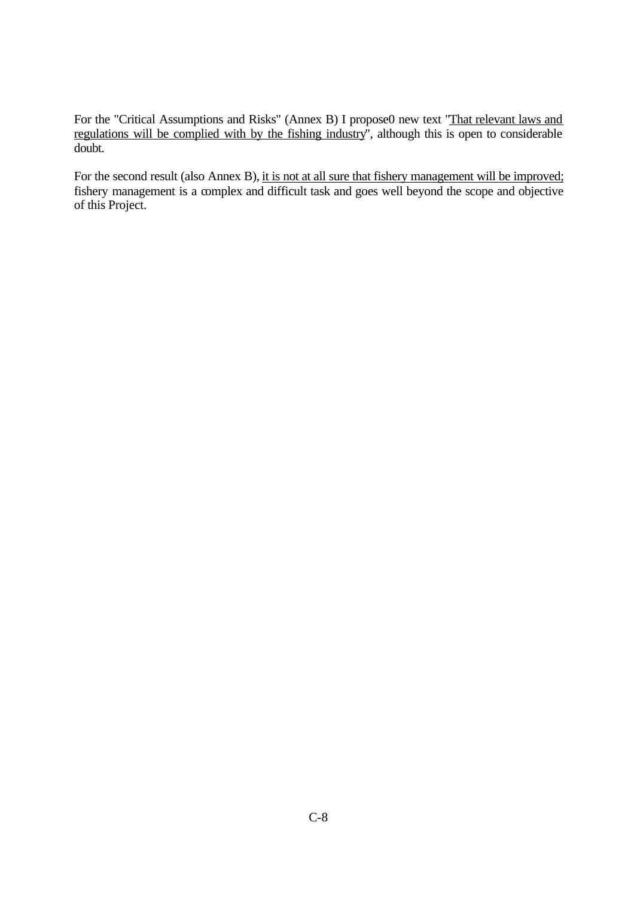For the "Critical Assumptions and Risks" (Annex B) I propose0 new text "<u>That relevant laws and regulations will be complied with by the fishing industry</u>", although this is open to considerable doubt.

For the second result (also Annex B), <u>it is not at all sure that fishery management will be improved;</u> fishery management is a complex and difficult task and goes well beyond the scope and objective of this Project.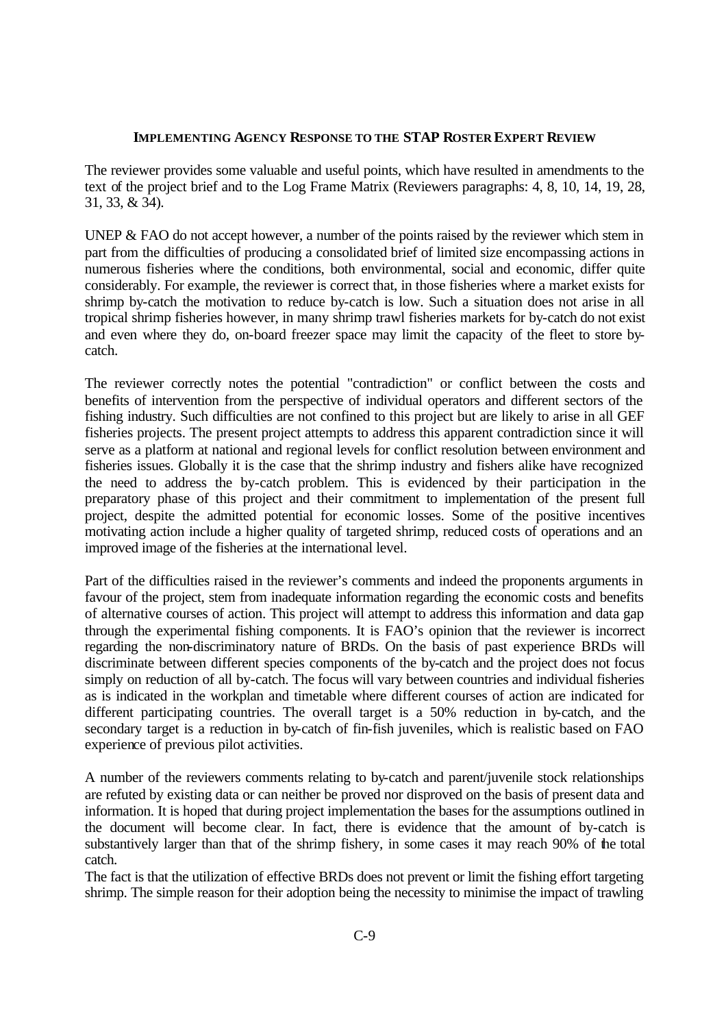**IMPLEMENTING AGENCY RESPONSE TO THE STAP ROSTER EXPERT REVIEW**

The reviewer provides some valuable and useful points, which have resulted in amendments to the text of the project brief and to the Log Frame Matrix (Reviewers paragraphs: 4, 8, 10, 14, 19, 28, 31, 33, & 34).

UNEP & FAO do not accept however, a number of the points raised by the reviewer which stem in part from the difficulties of producing a consolidated brief of limited size encompassing actions in numerous fisheries where the conditions, both environmental, social and economic, differ quite considerably. For example, the reviewer is correct that, in those fisheries where a market exists for shrimp by-catch the motivation to reduce by-catch is low. Such a situation does not arise in all tropical shrimp fisheries however, in many shrimp trawl fisheries markets for by-catch do not exist and even where they do, on-board freezer space may limit the capacity of the fleet to store by-catch.

The reviewer correctly notes the potential "contradiction" or conflict between the costs and benefits of intervention from the perspective of individual operators and different sectors of the fishing industry. Such difficulties are not confined to this project but are likely to arise in all GEF fisheries projects. The present project attempts to address this apparent contradiction since it will serve as a platform at national and regional levels for conflict resolution between environment and fisheries issues. Globally it is the case that the shrimp industry and fishers alike have recognized the need to address the by-catch problem. This is evidenced by their participation in the preparatory phase of this project and their commitment to implementation of the present full project, despite the admitted potential for economic losses. Some of the positive incentives motivating action include a higher quality of targeted shrimp, reduced costs of operations and an improved image of the fisheries at the international level.

Part of the difficulties raised in the reviewer's comments and indeed the proponents arguments in favour of the project, stem from inadequate information regarding the economic costs and benefits of alternative courses of action. This project will attempt to address this information and data gap through the experimental fishing components. It is FAO's opinion that the reviewer is incorrect regarding the non-discriminatory nature of BRDs. On the basis of past experience BRDs will discriminate between different species components of the by-catch and the project does not focus simply on reduction of all by-catch. The focus will vary between countries and individual fisheries as is indicated in the workplan and timetable where different courses of action are indicated for different participating countries. The overall target is a 50% reduction in by-catch, and the secondary target is a reduction in by-catch of fin-fish juveniles, which is realistic based on FAO experience of previous pilot activities.

A number of the reviewers comments relating to by-catch and parent/juvenile stock relationships are refuted by existing data or can neither be proved nor disproved on the basis of present data and information. It is hoped that during project implementation the bases for the assumptions outlined in the document will become clear. In fact, there is evidence that the amount of by-catch is substantively larger than that of the shrimp fishery, in some cases it may reach 90% of the total catch.

The fact is that the utilization of effective BRDs does not prevent or limit the fishing effort targeting shrimp. The simple reason for their adoption being the necessity to minimise the impact of trawling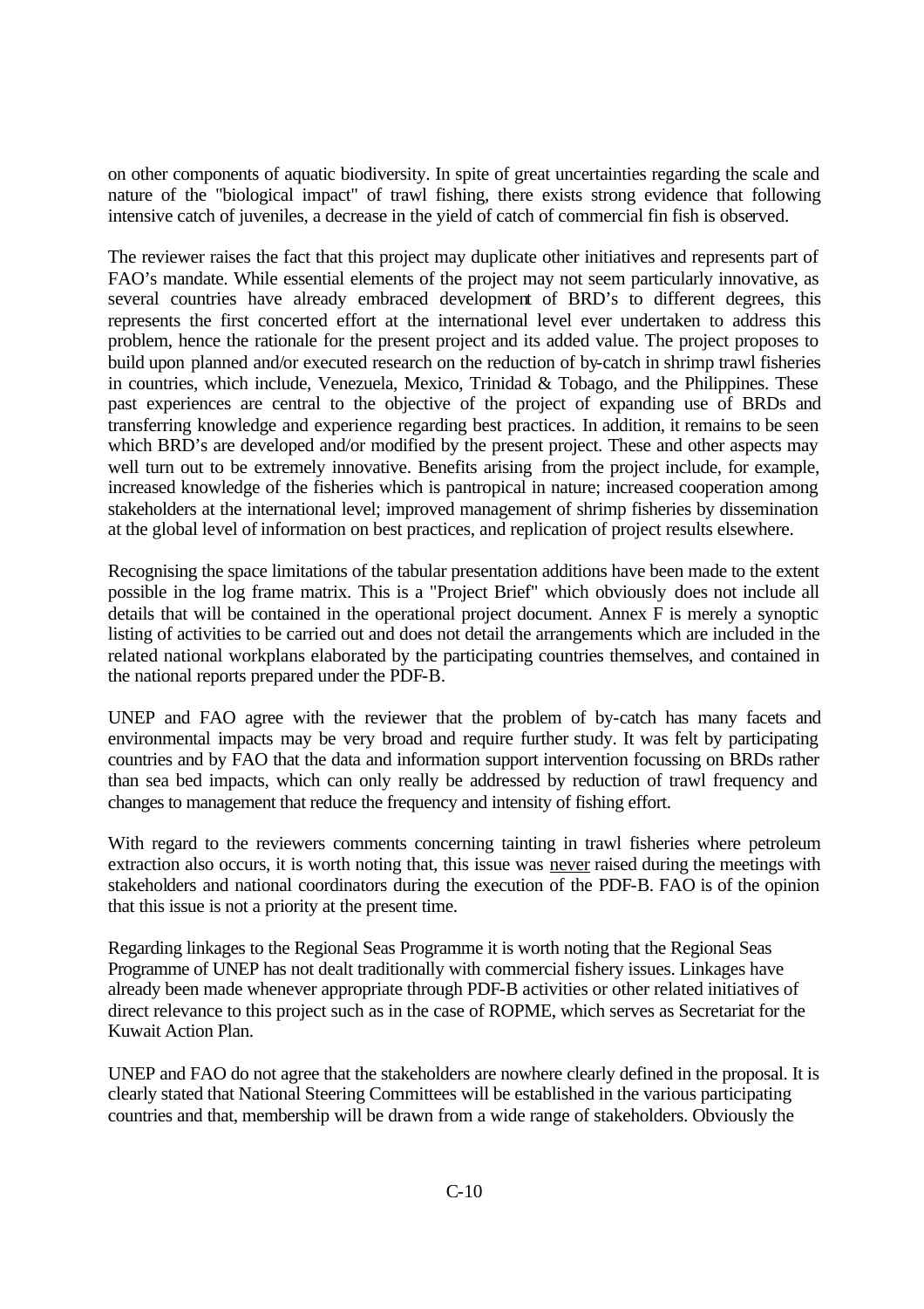on other components of aquatic biodiversity. In spite of great uncertainties regarding the scale and nature of the "biological impact" of trawl fishing, there exists strong evidence that following intensive catch of juveniles, a decrease in the yield of catch of commercial fin fish is observed.

The reviewer raises the fact that this project may duplicate other initiatives and represents part of FAO's mandate. While essential elements of the project may not seem particularly innovative, as several countries have already embraced development of BRD's to different degrees, this represents the first concerted effort at the international level ever undertaken to address this problem, hence the rationale for the present project and its added value. The project proposes to build upon planned and/or executed research on the reduction of by-catch in shrimp trawl fisheries in countries, which include, Venezuela, Mexico, Trinidad & Tobago, and the Philippines. These past experiences are central to the objective of the project of expanding use of BRDs and transferring knowledge and experience regarding best practices. In addition, it remains to be seen which BRD's are developed and/or modified by the present project. These and other aspects may well turn out to be extremely innovative. Benefits arising from the project include, for example, increased knowledge of the fisheries which is pantropical in nature; increased cooperation among stakeholders at the international level; improved management of shrimp fisheries by dissemination at the global level of information on best practices, and replication of project results elsewhere.

Recognising the space limitations of the tabular presentation additions have been made to the extent possible in the log frame matrix. This is a "Project Brief" which obviously does not include all details that will be contained in the operational project document. Annex F is merely a synoptic listing of activities to be carried out and does not detail the arrangements which are included in the related national workplans elaborated by the participating countries themselves, and contained in the national reports prepared under the PDF-B.

UNEP and FAO agree with the reviewer that the problem of by-catch has many facets and environmental impacts may be very broad and require further study. It was felt by participating countries and by FAO that the data and information support intervention focussing on BRDs rather than sea bed impacts, which can only really be addressed by reduction of trawl frequency and changes to management that reduce the frequency and intensity of fishing effort.

With regard to the reviewers comments concerning tainting in trawl fisheries where petroleum extraction also occurs, it is worth noting that, this issue was never raised during the meetings with stakeholders and national coordinators during the execution of the PDF-B. FAO is of the opinion that this issue is not a priority at the present time.

Regarding linkages to the Regional Seas Programme it is worth noting that the Regional Seas Programme of UNEP has not dealt traditionally with commercial fishery issues. Linkages have already been made whenever appropriate through PDF-B activities or other related initiatives of direct relevance to this project such as in the case of ROPME, which serves as Secretariat for the Kuwait Action Plan.

UNEP and FAO do not agree that the stakeholders are nowhere clearly defined in the proposal. It is clearly stated that National Steering Committees will be established in the various participating countries and that, membership will be drawn from a wide range of stakeholders. Obviously the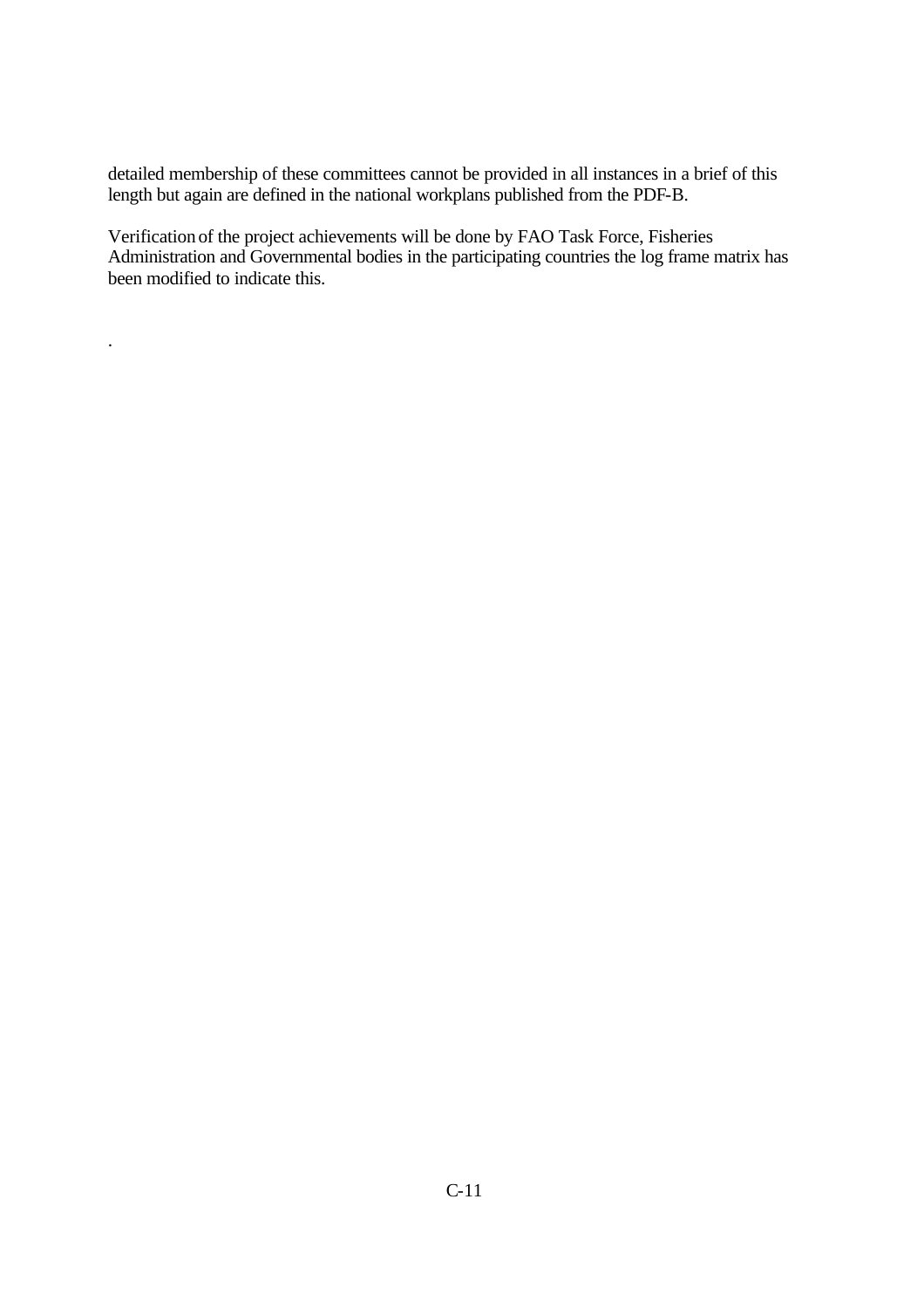detailed membership of these committees cannot be provided in all instances in a brief of this length but again are defined in the national workplans published from the PDF-B.

Verification of the project achievements will be done by FAO Task Force, Fisheries Administration and Governmental bodies in the participating countries the log frame matrix has been modified to indicate this.

.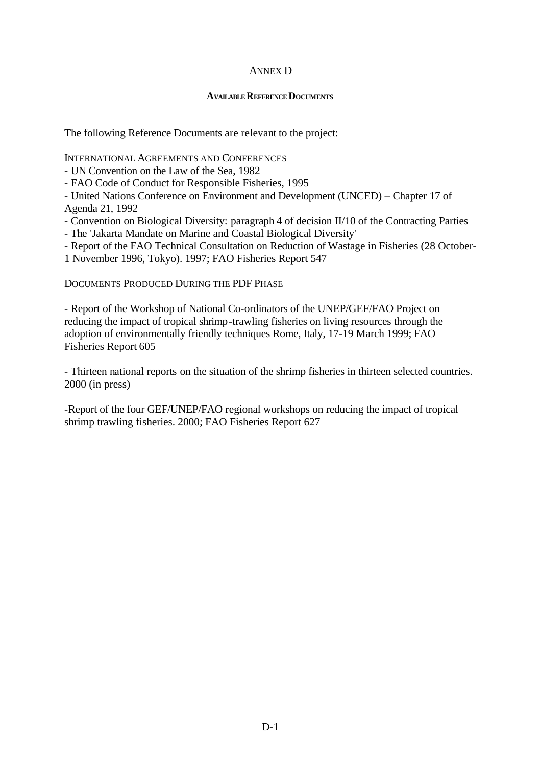# ANNEX D

## AVAILABLE REFERENCE DOCUMENTS

The following Reference Documents are relevant to the project:

INTERNATIONAL AGREEMENTS AND CONFERENCES

- UN Convention on the Law of the Sea, 1982
- FAO Code of Conduct for Responsible Fisheries, 1995
- United Nations Conference on Environment and Development (UNCED) – Chapter 17 of Agenda 21, 1992
- Convention on Biological Diversity: paragraph 4 of decision II/10 of the Contracting Parties
- The 'Jakarta Mandate on Marine and Coastal Biological Diversity'
- Report of the FAO Technical Consultation on Reduction of Wastage in Fisheries (28 October-1 November 1996, Tokyo). 1997; FAO Fisheries Report 547

DOCUMENTS PRODUCED DURING THE PDF PHASE

- Report of the Workshop of National Co-ordinators of the UNEP/GEF/FAO Project on reducing the impact of tropical shrimp-trawling fisheries on living resources through the adoption of environmentally friendly techniques Rome, Italy, 17-19 March 1999; FAO Fisheries Report 605

- Thirteen national reports on the situation of the shrimp fisheries in thirteen selected countries. 2000 (in press)

-Report of the four GEF/UNEP/FAO regional workshops on reducing the impact of tropical shrimp trawling fisheries. 2000; FAO Fisheries Report 627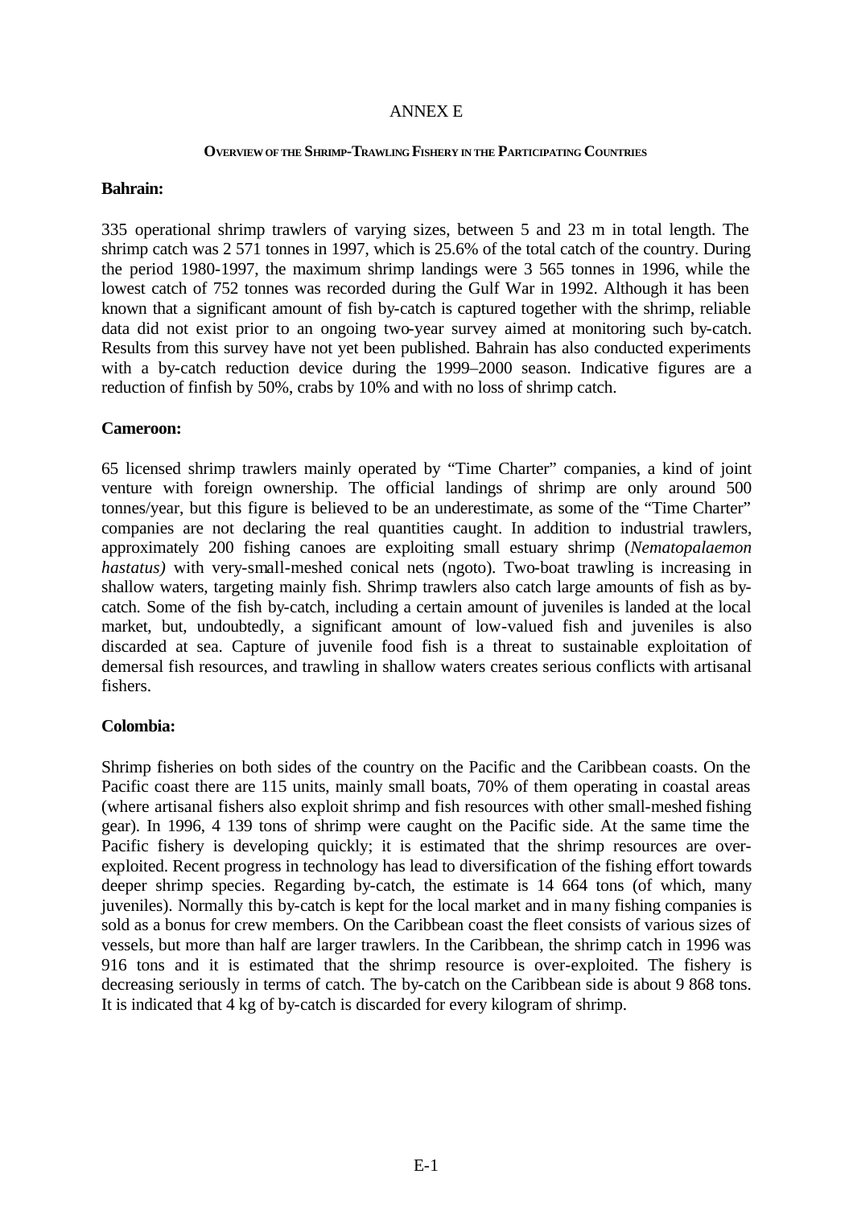# ANNEX E

## OVERVIEW OF THE SHRIMP-TRAWLING FISHERY IN THE PARTICIPATING COUNTRIES

**Bahrain:**

335 operational shrimp trawlers of varying sizes, between 5 and 23 m in total length. The shrimp catch was 2 571 tonnes in 1997, which is 25.6% of the total catch of the country. During the period 1980-1997, the maximum shrimp landings were 3 565 tonnes in 1996, while the lowest catch of 752 tonnes was recorded during the Gulf War in 1992. Although it has been known that a significant amount of fish by-catch is captured together with the shrimp, reliable data did not exist prior to an ongoing two-year survey aimed at monitoring such by-catch. Results from this survey have not yet been published. Bahrain has also conducted experiments with a by-catch reduction device during the 1999–2000 season. Indicative figures are a reduction of finfish by 50%, crabs by 10% and with no loss of shrimp catch.

**Cameroon:**

65 licensed shrimp trawlers mainly operated by "Time Charter" companies, a kind of joint venture with foreign ownership. The official landings of shrimp are only around 500 tonnes/year, but this figure is believed to be an underestimate, as some of the "Time Charter" companies are not declaring the real quantities caught. In addition to industrial trawlers, approximately 200 fishing canoes are exploiting small estuary shrimp (*Nematopalaemon hastatus)* with very-small-meshed conical nets (ngoto). Two-boat trawling is increasing in shallow waters, targeting mainly fish. Shrimp trawlers also catch large amounts of fish as by-catch. Some of the fish by-catch, including a certain amount of juveniles is landed at the local market, but, undoubtedly, a significant amount of low-valued fish and juveniles is also discarded at sea. Capture of juvenile food fish is a threat to sustainable exploitation of demersal fish resources, and trawling in shallow waters creates serious conflicts with artisanal fishers.

**Colombia:**

Shrimp fisheries on both sides of the country on the Pacific and the Caribbean coasts. On the Pacific coast there are 115 units, mainly small boats, 70% of them operating in coastal areas (where artisanal fishers also exploit shrimp and fish resources with other small-meshed fishing gear). In 1996, 4 139 tons of shrimp were caught on the Pacific side. At the same time the Pacific fishery is developing quickly; it is estimated that the shrimp resources are over-exploited. Recent progress in technology has lead to diversification of the fishing effort towards deeper shrimp species. Regarding by-catch, the estimate is 14 664 tons (of which, many juveniles). Normally this by-catch is kept for the local market and in many fishing companies is sold as a bonus for crew members. On the Caribbean coast the fleet consists of various sizes of vessels, but more than half are larger trawlers. In the Caribbean, the shrimp catch in 1996 was 916 tons and it is estimated that the shrimp resource is over-exploited. The fishery is decreasing seriously in terms of catch. The by-catch on the Caribbean side is about 9 868 tons. It is indicated that 4 kg of by-catch is discarded for every kilogram of shrimp.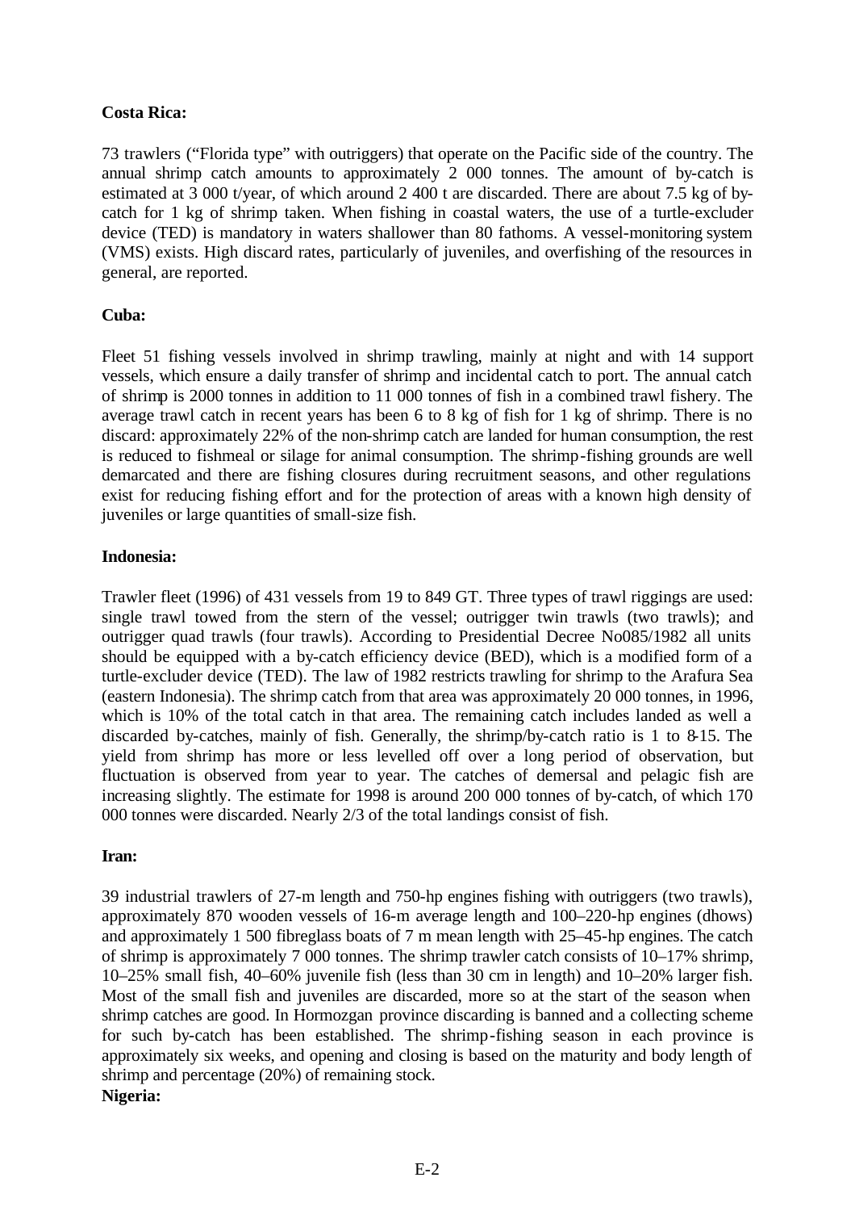**Costa Rica:**

73 trawlers ("Florida type" with outriggers) that operate on the Pacific side of the country. The annual shrimp catch amounts to approximately 2 000 tonnes. The amount of by-catch is estimated at 3 000 t/year, of which around 2 400 t are discarded. There are about 7.5 kg of by-catch for 1 kg of shrimp taken. When fishing in coastal waters, the use of a turtle-excluder device (TED) is mandatory in waters shallower than 80 fathoms. A vessel-monitoring system (VMS) exists. High discard rates, particularly of juveniles, and overfishing of the resources in general, are reported.

**Cuba:**

Fleet 51 fishing vessels involved in shrimp trawling, mainly at night and with 14 support vessels, which ensure a daily transfer of shrimp and incidental catch to port. The annual catch of shrimp is 2000 tonnes in addition to 11 000 tonnes of fish in a combined trawl fishery. The average trawl catch in recent years has been 6 to 8 kg of fish for 1 kg of shrimp. There is no discard: approximately 22% of the non-shrimp catch are landed for human consumption, the rest is reduced to fishmeal or silage for animal consumption. The shrimp-fishing grounds are well demarcated and there are fishing closures during recruitment seasons, and other regulations exist for reducing fishing effort and for the protection of areas with a known high density of juveniles or large quantities of small-size fish.

**Indonesia:**

Trawler fleet (1996) of 431 vessels from 19 to 849 GT. Three types of trawl riggings are used: single trawl towed from the stern of the vessel; outrigger twin trawls (two trawls); and outrigger quad trawls (four trawls). According to Presidential Decree No085/1982 all units should be equipped with a by-catch efficiency device (BED), which is a modified form of a turtle-excluder device (TED). The law of 1982 restricts trawling for shrimp to the Arafura Sea (eastern Indonesia). The shrimp catch from that area was approximately 20 000 tonnes, in 1996, which is 10% of the total catch in that area. The remaining catch includes landed as well a discarded by-catches, mainly of fish. Generally, the shrimp/by-catch ratio is 1 to 8-15. The yield from shrimp has more or less levelled off over a long period of observation, but fluctuation is observed from year to year. The catches of demersal and pelagic fish are increasing slightly. The estimate for 1998 is around 200 000 tonnes of by-catch, of which 170 000 tonnes were discarded. Nearly 2/3 of the total landings consist of fish.

**Iran:**

39 industrial trawlers of 27-m length and 750-hp engines fishing with outriggers (two trawls), approximately 870 wooden vessels of 16-m average length and 100–220-hp engines (dhows) and approximately 1 500 fibreglass boats of 7 m mean length with 25–45-hp engines. The catch of shrimp is approximately 7 000 tonnes. The shrimp trawler catch consists of 10–17% shrimp, 10–25% small fish, 40–60% juvenile fish (less than 30 cm in length) and 10–20% larger fish. Most of the small fish and juveniles are discarded, more so at the start of the season when shrimp catches are good. In Hormozgan province discarding is banned and a collecting scheme for such by-catch has been established. The shrimp-fishing season in each province is approximately six weeks, and opening and closing is based on the maturity and body length of shrimp and percentage (20%) of remaining stock.

**Nigeria:**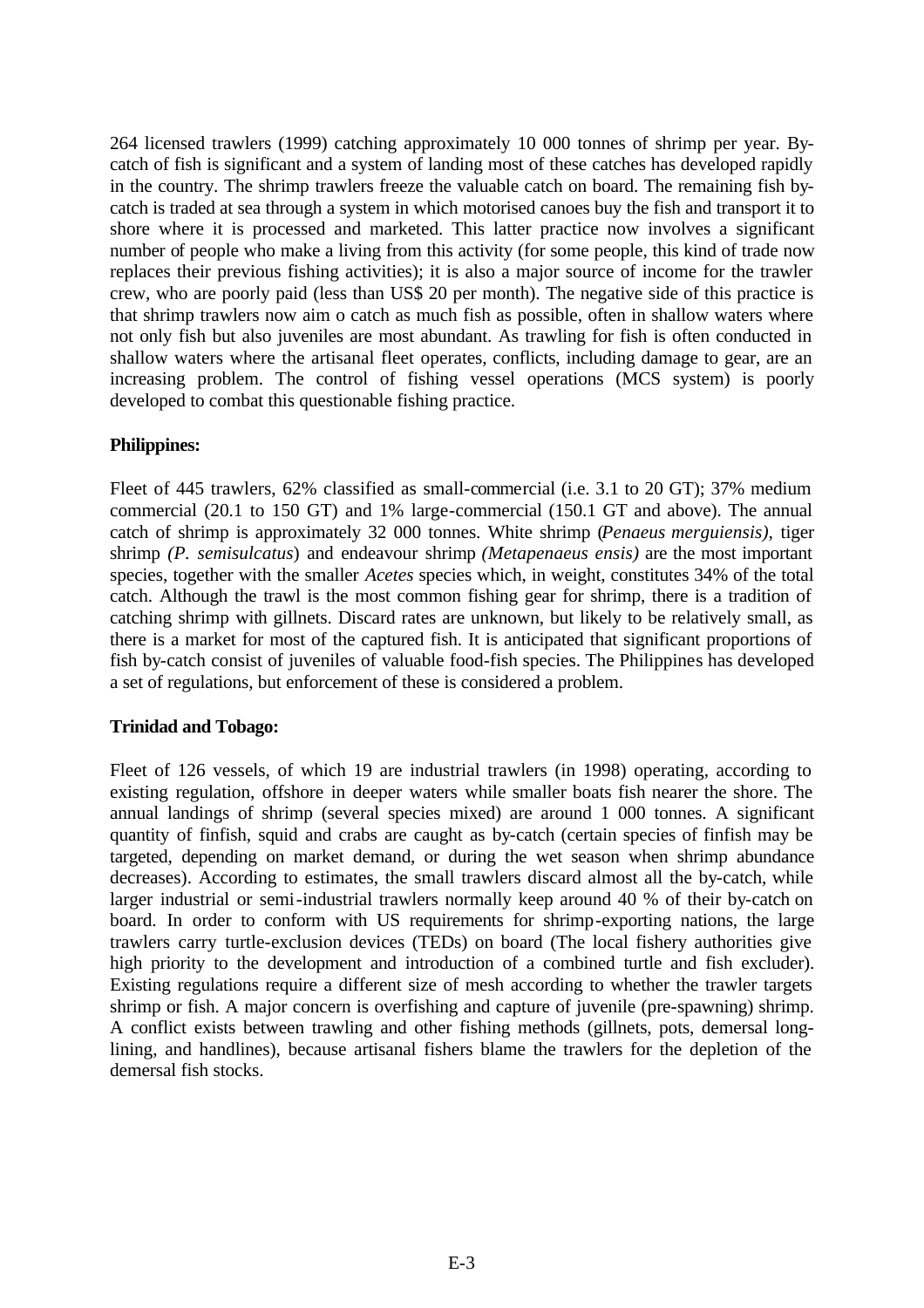264 licensed trawlers (1999) catching approximately 10 000 tonnes of shrimp per year. By-catch of fish is significant and a system of landing most of these catches has developed rapidly in the country. The shrimp trawlers freeze the valuable catch on board. The remaining fish by-catch is traded at sea through a system in which motorised canoes buy the fish and transport it to shore where it is processed and marketed. This latter practice now involves a significant number of people who make a living from this activity (for some people, this kind of trade now replaces their previous fishing activities); it is also a major source of income for the trawler crew, who are poorly paid (less than US$ 20 per month). The negative side of this practice is that shrimp trawlers now aim o catch as much fish as possible, often in shallow waters where not only fish but also juveniles are most abundant. As trawling for fish is often conducted in shallow waters where the artisanal fleet operates, conflicts, including damage to gear, are an increasing problem. The control of fishing vessel operations (MCS system) is poorly developed to combat this questionable fishing practice.

**Philippines:**

Fleet of 445 trawlers, 62% classified as small-commercial (i.e. 3.1 to 20 GT); 37% medium commercial (20.1 to 150 GT) and 1% large-commercial (150.1 GT and above). The annual catch of shrimp is approximately 32 000 tonnes. White shrimp (*Penaeus merguiensis),* tiger shrimp *(P. semisulcatus*) and endeavour shrimp *(Metapenaeus ensis)* are the most important species, together with the smaller *Acetes* species which, in weight, constitutes 34% of the total catch. Although the trawl is the most common fishing gear for shrimp, there is a tradition of catching shrimp with gillnets. Discard rates are unknown, but likely to be relatively small, as there is a market for most of the captured fish. It is anticipated that significant proportions of fish by-catch consist of juveniles of valuable food-fish species. The Philippines has developed a set of regulations, but enforcement of these is considered a problem.

**Trinidad and Tobago:**

Fleet of 126 vessels, of which 19 are industrial trawlers (in 1998) operating, according to existing regulation, offshore in deeper waters while smaller boats fish nearer the shore. The annual landings of shrimp (several species mixed) are around 1 000 tonnes. A significant quantity of finfish, squid and crabs are caught as by-catch (certain species of finfish may be targeted, depending on market demand, or during the wet season when shrimp abundance decreases). According to estimates, the small trawlers discard almost all the by-catch, while larger industrial or semi-industrial trawlers normally keep around 40 % of their by-catch on board. In order to conform with US requirements for shrimp-exporting nations, the large trawlers carry turtle-exclusion devices (TEDs) on board (The local fishery authorities give high priority to the development and introduction of a combined turtle and fish excluder). Existing regulations require a different size of mesh according to whether the trawler targets shrimp or fish. A major concern is overfishing and capture of juvenile (pre-spawning) shrimp. A conflict exists between trawling and other fishing methods (gillnets, pots, demersal long-lining, and handlines), because artisanal fishers blame the trawlers for the depletion of the demersal fish stocks.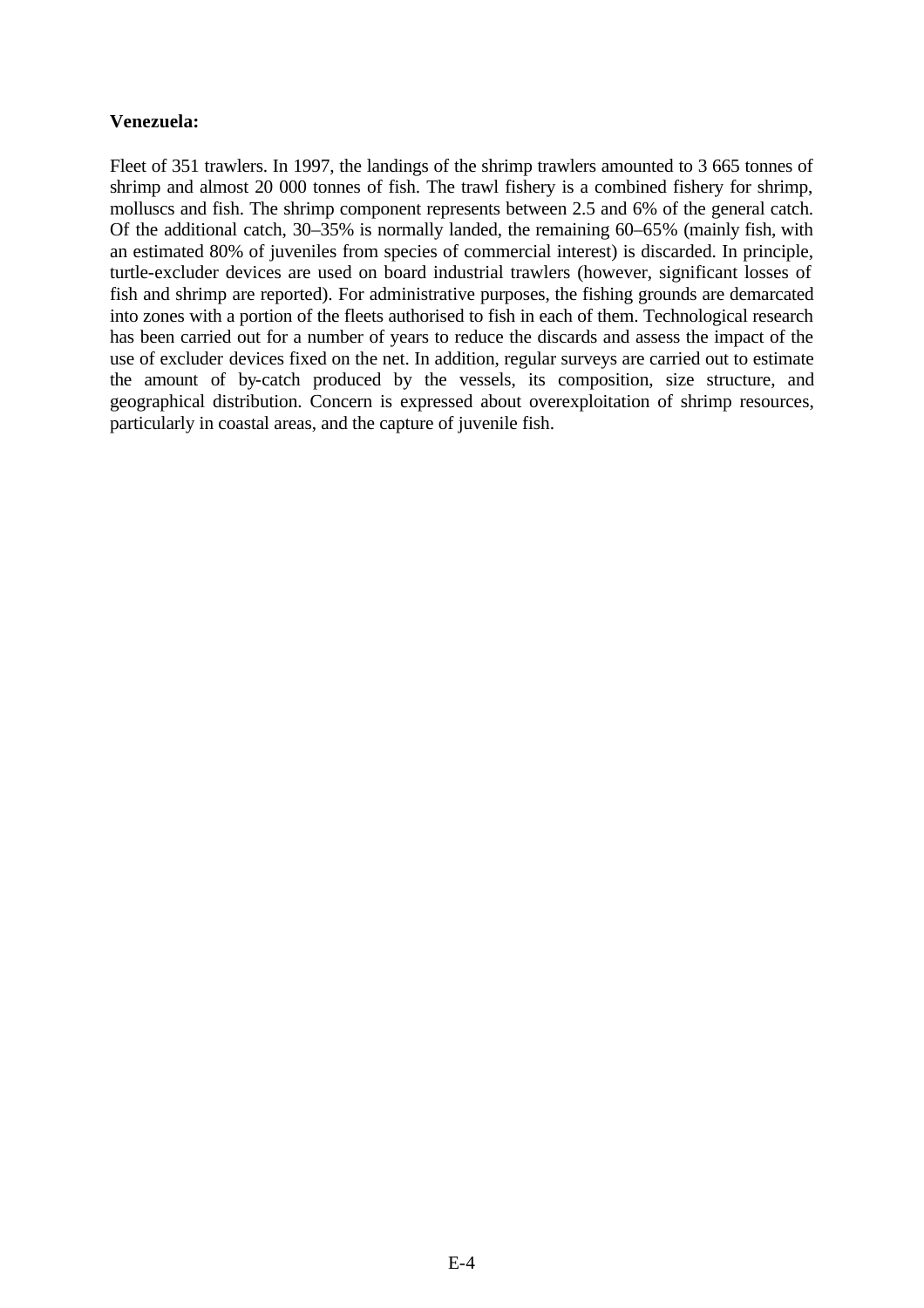**Venezuela:**

Fleet of 351 trawlers. In 1997, the landings of the shrimp trawlers amounted to 3 665 tonnes of shrimp and almost 20 000 tonnes of fish. The trawl fishery is a combined fishery for shrimp, molluscs and fish. The shrimp component represents between 2.5 and 6% of the general catch. Of the additional catch, 30–35% is normally landed, the remaining 60–65% (mainly fish, with an estimated 80% of juveniles from species of commercial interest) is discarded. In principle, turtle-excluder devices are used on board industrial trawlers (however, significant losses of fish and shrimp are reported). For administrative purposes, the fishing grounds are demarcated into zones with a portion of the fleets authorised to fish in each of them. Technological research has been carried out for a number of years to reduce the discards and assess the impact of the use of excluder devices fixed on the net. In addition, regular surveys are carried out to estimate the amount of by-catch produced by the vessels, its composition, size structure, and geographical distribution. Concern is expressed about overexploitation of shrimp resources, particularly in coastal areas, and the capture of juvenile fish.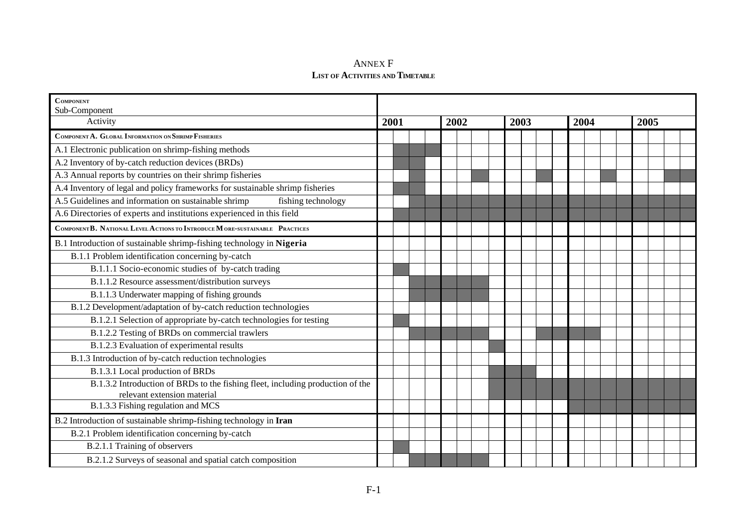# ANNEX F
## LIST OF ACTIVITIES AND TIMETABLE

| **COMPONENT**<br>Sub-Component<br>Activity | 2001 | | | | 2002 | | | | 2003 | | | | 2004 | | | | 2005 | | | |
|---|---|---|---|---|---|---|---|---|---|---|---|---|---|---|---|---|---|---|---|---|
| **COMPONENT A. GLOBAL INFORMATION ON SHRIMP FISHERIES** | | | | | | | | | | | | | | | | | | | | |
| A.1 Electronic publication on shrimp-fishing methods | | ■ | ■ | ■ | | | | | | | | | | | | | | | | |
| A.2 Inventory of by-catch reduction devices (BRDs) | | ■ | ■ | | | | | | | | | | | | | | | | | |
| A.3 Annual reports by countries on their shrimp fisheries | | | ■ | | | | ■ | | | | ■ | | | | ■ | | | | ■ | ■ |
| A.4 Inventory of legal and policy frameworks for sustainable shrimp fisheries | | ■ | ■ | | | | | | | | | | | | | | | | | |
| A.5 Guidelines and information on sustainable shrimp fishing technology | | | ■ | ■ | ■ | ■ | ■ | ■ | ■ | ■ | ■ | ■ | ■ | ■ | ■ | ■ | ■ | ■ | ■ | ■ |
| A.6 Directories of experts and institutions experienced in this field | | ■ | ■ | ■ | ■ | ■ | ■ | ■ | ■ | ■ | ■ | ■ | ■ | ■ | ■ | ■ | ■ | ■ | ■ | ■ |
| **COMPONENT B. NATIONAL LEVEL ACTIONS TO INTRODUCE MORE-SUSTAINABLE PRACTICES** | | | | | | | | | | | | | | | | | | | | |
| B.1 Introduction of sustainable shrimp-fishing technology in **Nigeria** | | | | | | | | | | | | | | | | | | | | |
| B.1.1 Problem identification concerning by-catch | | | | | | | | | | | | | | | | | | | | |
| B.1.1.1 Socio-economic studies of by-catch trading | | ■ | | | | | | | | | | | | | | | | | | |
| B.1.1.2 Resource assessment/distribution surveys | | | ■ | ■ | ■ | ■ | ■ | | | | | | | | | | | | | |
| B.1.1.3 Underwater mapping of fishing grounds | | | ■ | ■ | ■ | ■ | ■ | | | | | | | | | | | | | |
| B.1.2 Development/adaptation of by-catch reduction technologies | | | | | | | | | | | | | | | | | | | | |
| B.1.2.1 Selection of appropriate by-catch technologies for testing | | ■ | | | | | | | | | | | | | | | | | | |
| B.1.2.2 Testing of BRDs on commercial trawlers | | | ■ | ■ | ■ | ■ | ■ | | | | ■ | ■ | ■ | ■ | | | | | | |
| B.1.2.3 Evaluation of experimental results | | | | | | | | ■ | | | | | | | | | | | | |
| B.1.3 Introduction of by-catch reduction technologies | | | | | | | | | | | | | | | | | | | | |
| B.1.3.1 Local production of BRDs | | | | | | | | ■ | ■ | ■ | | | | | | | | | | |
| B.1.3.2 Introduction of BRDs to the fishing fleet, including production of the relevant extension material | | | | | | | | ■ | ■ | ■ | ■ | ■ | ■ | ■ | ■ | ■ | ■ | ■ | ■ | ■ |
| B.1.3.3 Fishing regulation and MCS | | | | | | | | | | | | | ■ | ■ | ■ | ■ | ■ | ■ | ■ | ■ |
| B.2 Introduction of sustainable shrimp-fishing technology in **Iran** | | | | | | | | | | | | | | | | | | | | |
| B.2.1 Problem identification concerning by-catch | | | | | | | | | | | | | | | | | | | | |
| B.2.1.1 Training of observers | | ■ | | | | | | | | | | | | | | | | | | |
| B.2.1.2 Surveys of seasonal and spatial catch composition | | | ■ | ■ | ■ | ■ | ■ | | | | | | | | | | | | | |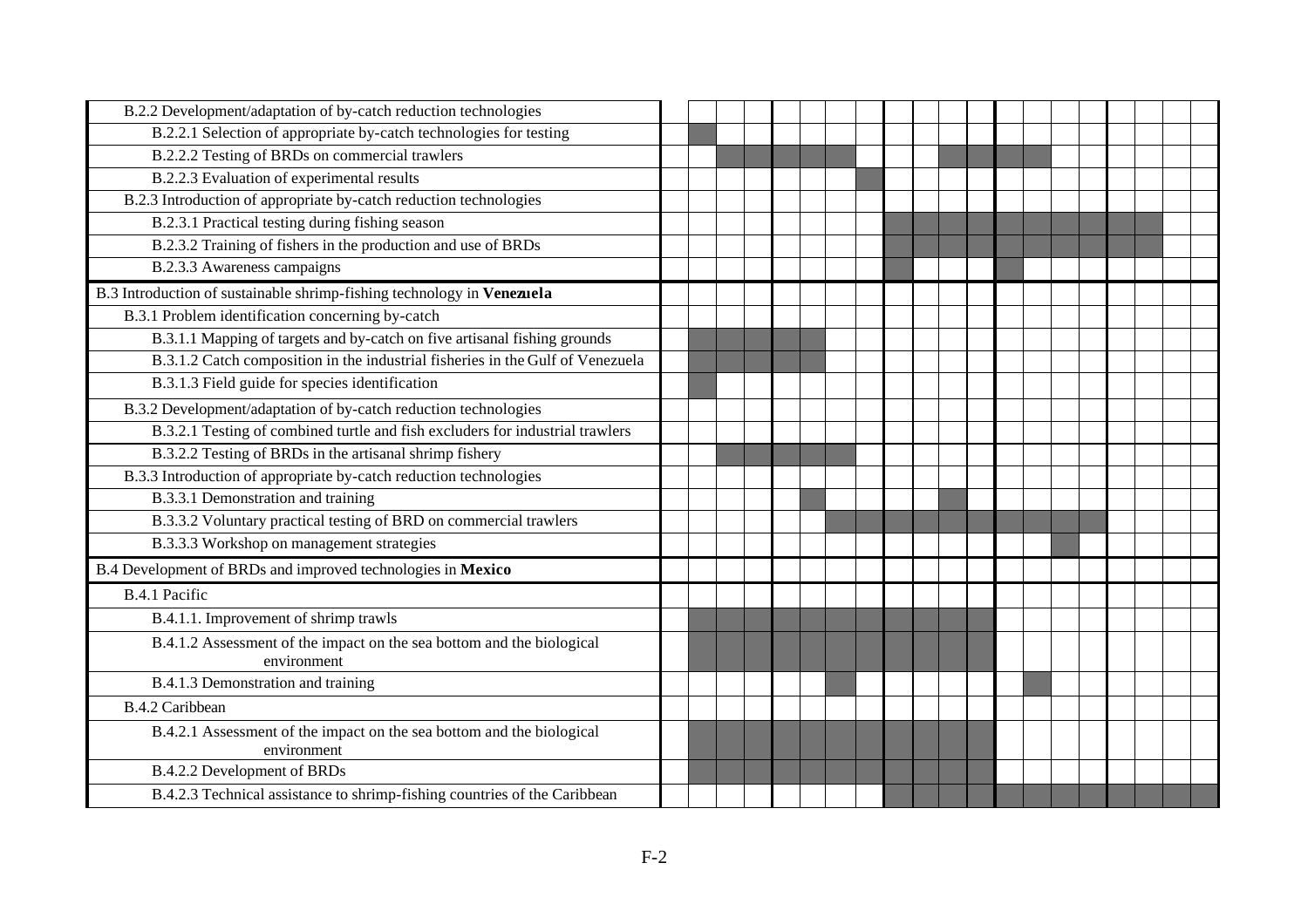| Activity | | | | | | | | | | | | | | | | | | | | |
|---|---|---|---|---|---|---|---|---|---|---|---|---|---|---|---|---|---|---|---|---|
| B.2.2 Development/adaptation of by-catch reduction technologies | | | | | | | | | | | | | | | | | | | | |
| B.2.2.1 Selection of appropriate by-catch technologies for testing | | ■ | | | | | | | | | | | | | | | | | | |
| B.2.2.2 Testing of BRDs on commercial trawlers | | | ■ | ■ | ■ | ■ | ■ | | | | ■ | ■ | ■ | ■ | | | | | | |
| B.2.2.3 Evaluation of experimental results | | | | | | | | ■ | | | | | | | | | | | | |
| B.2.3 Introduction of appropriate by-catch reduction technologies | | | | | | | | | | | | | | | | | | | | |
| B.2.3.1 Practical testing during fishing season | | | | | | | | | ■ | ■ | ■ | ■ | ■ | ■ | ■ | ■ | ■ | ■ | | |
| B.2.3.2 Training of fishers in the production and use of BRDs | | | | | | | | | ■ | ■ | ■ | ■ | ■ | ■ | ■ | ■ | ■ | ■ | | |
| B.2.3.3 Awareness campaigns | | | | | | | | | ■ | | | | ■ | | | | | | | |
| B.3 Introduction of sustainable shrimp-fishing technology in **Venezuela** | | | | | | | | | | | | | | | | | | | | |
| B.3.1 Problem identification concerning by-catch | | | | | | | | | | | | | | | | | | | | |
| B.3.1.1 Mapping of targets and by-catch on five artisanal fishing grounds | | ■ | ■ | ■ | ■ | ■ | | | | | | | | | | | | | | |
| B.3.1.2 Catch composition in the industrial fisheries in the Gulf of Venezuela | | ■ | ■ | ■ | ■ | ■ | | | | | | | | | | | | | | |
| B.3.1.3 Field guide for species identification | | ■ | | | | | | | | | | | | | | | | | | |
| B.3.2 Development/adaptation of by-catch reduction technologies | | | | | | | | | | | | | | | | | | | | |
| B.3.2.1 Testing of combined turtle and fish excluders for industrial trawlers | | | | | | | | | | | | | | | | | | | | |
| B.3.2.2 Testing of BRDs in the artisanal shrimp fishery | | | ■ | ■ | ■ | ■ | ■ | | | | | | | | | | | | | |
| B.3.3 Introduction of appropriate by-catch reduction technologies | | | | | | | | | | | | | | | | | | | | |
| B.3.3.1 Demonstration and training | | | | | | ■ | | | | | ■ | | | | | | | | | |
| B.3.3.2 Voluntary practical testing of BRD on commercial trawlers | | | | | | | ■ | ■ | ■ | ■ | ■ | ■ | ■ | ■ | ■ | ■ | | | | |
| B.3.3.3 Workshop on management strategies | | | | | | | | | | | | | | | ■ | | | | | |
| B.4 Development of BRDs and improved technologies in **Mexico** | | | | | | | | | | | | | | | | | | | | |
| B.4.1 Pacific | | | | | | | | | | | | | | | | | | | | |
| B.4.1.1. Improvement of shrimp trawls | | ■ | ■ | ■ | ■ | ■ | ■ | ■ | ■ | ■ | ■ | ■ | | | | | | | | |
| B.4.1.2 Assessment of the impact on the sea bottom and the biological environment | | ■ | ■ | ■ | ■ | ■ | ■ | ■ | ■ | ■ | ■ | ■ | | | | | | | | |
| B.4.1.3 Demonstration and training | | | | | | | ■ | | | | | | | ■ | | | | | | |
| B.4.2 Caribbean | | | | | | | | | | | | | | | | | | | | |
| B.4.2.1 Assessment of the impact on the sea bottom and the biological environment | | ■ | ■ | ■ | ■ | ■ | ■ | ■ | ■ | ■ | ■ | ■ | | | | | | | | |
| B.4.2.2 Development of BRDs | | ■ | ■ | ■ | ■ | ■ | ■ | ■ | ■ | ■ | ■ | ■ | | | | | | | | |
| B.4.2.3 Technical assistance to shrimp-fishing countries of the Caribbean | | | | | | | | | ■ | ■ | ■ | ■ | ■ | ■ | ■ | ■ | ■ | ■ | ■ | ■ |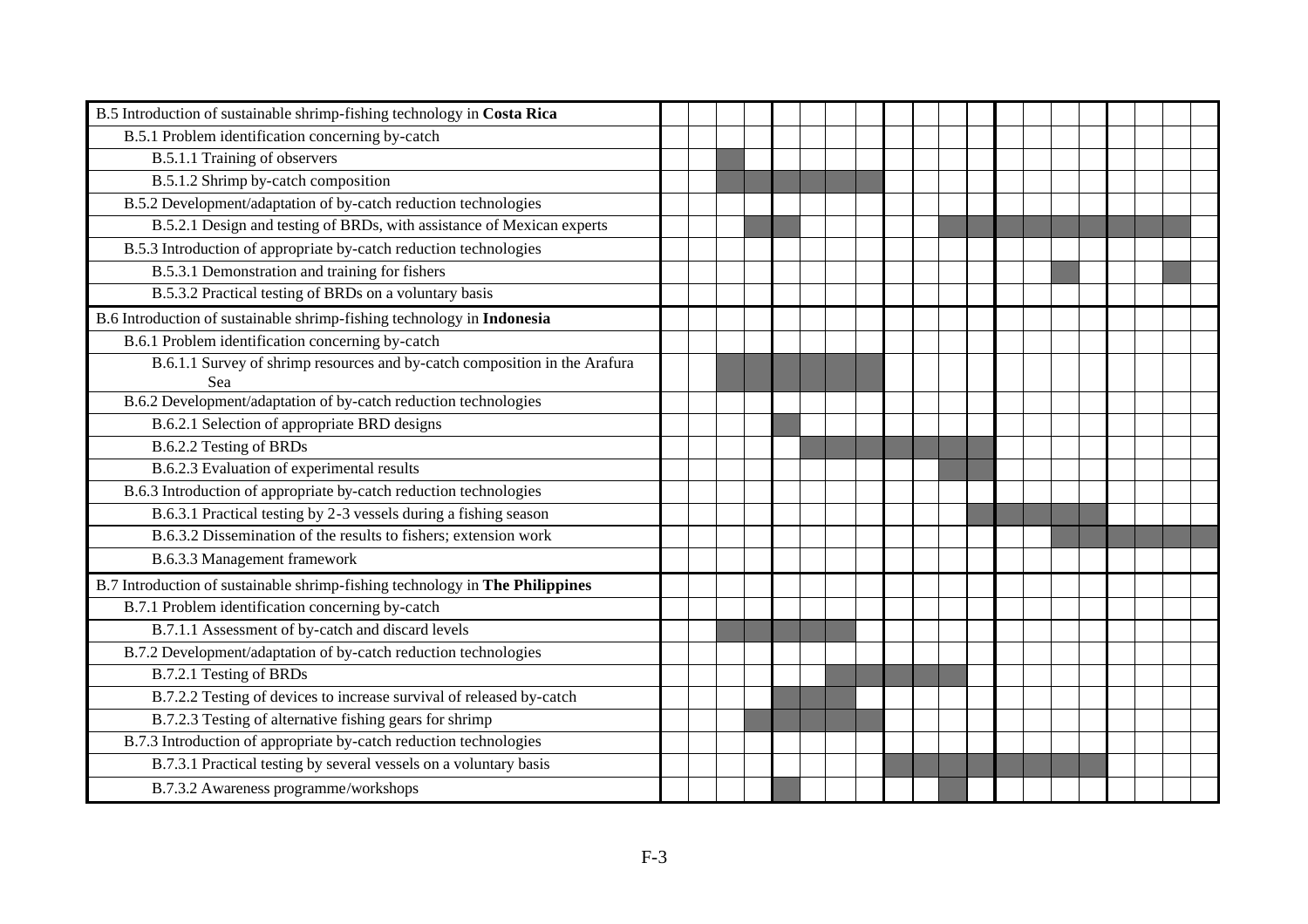| | | | | | | | | | | | | | | | | | | | | |
|---|---|---|---|---|---|---|---|---|---|---|---|---|---|---|---|---|---|---|---|---|
| B.5 Introduction of sustainable shrimp-fishing technology in **Costa Rica** | | | | | | | | | | | | | | | | | | | | |
| B.5.1 Problem identification concerning by-catch | | | | | | | | | | | | | | | | | | | | |
| B.5.1.1 Training of observers | | | ■ | | | | | | | | | | | | | | | | | |
| B.5.1.2 Shrimp by-catch composition | | | ■ | ■ | ■ | ■ | ■ | ■ | | | | | | | | | | | | |
| B.5.2 Development/adaptation of by-catch reduction technologies | | | | | | | | | | | | | | | | | | | | |
| B.5.2.1 Design and testing of BRDs, with assistance of Mexican experts | | | | ■ | ■ | | | | | | ■ | ■ | ■ | ■ | ■ | ■ | ■ | ■ | ■ | |
| B.5.3 Introduction of appropriate by-catch reduction technologies | | | | | | | | | | | | | | | | | | | | |
| B.5.3.1 Demonstration and training for fishers | | | | | | | | | | | | | | | ■ | | | | ■ | |
| B.5.3.2 Practical testing of BRDs on a voluntary basis | | | | | | | | | | | | | | | | | | | | |
| B.6 Introduction of sustainable shrimp-fishing technology in **Indonesia** | | | | | | | | | | | | | | | | | | | | |
| B.6.1 Problem identification concerning by-catch | | | | | | | | | | | | | | | | | | | | |
| B.6.1.1 Survey of shrimp resources and by-catch composition in the Arafura Sea | | | ■ | ■ | ■ | ■ | ■ | ■ | | | | | | | | | | | | |
| B.6.2 Development/adaptation of by-catch reduction technologies | | | | | | | | | | | | | | | | | | | | |
| B.6.2.1 Selection of appropriate BRD designs | | | | | ■ | | | | | | | | | | | | | | | |
| B.6.2.2 Testing of BRDs | | | | | | ■ | ■ | ■ | ■ | ■ | ■ | ■ | | | | | | | | |
| B.6.2.3 Evaluation of experimental results | | | | | | | | | | | ■ | ■ | | | | | | | | |
| B.6.3 Introduction of appropriate by-catch reduction technologies | | | | | | | | | | | | | | | | | | | | |
| B.6.3.1 Practical testing by 2-3 vessels during a fishing season | | | | | | | | | | | | ■ | ■ | ■ | ■ | ■ | | | | |
| B.6.3.2 Dissemination of the results to fishers; extension work | | | | | | | | | | | | | | | ■ | ■ | ■ | ■ | ■ | ■ |
| B.6.3.3 Management framework | | | | | | | | | | | | | | | | | | | | |
| B.7 Introduction of sustainable shrimp-fishing technology in **The Philippines** | | | | | | | | | | | | | | | | | | | | |
| B.7.1 Problem identification concerning by-catch | | | | | | | | | | | | | | | | | | | | |
| B.7.1.1 Assessment of by-catch and discard levels | | | ■ | ■ | ■ | ■ | ■ | | | | | | | | | | | | | |
| B.7.2 Development/adaptation of by-catch reduction technologies | | | | | | | | | | | | | | | | | | | | |
| B.7.2.1 Testing of BRDs | | | | | | | ■ | ■ | ■ | ■ | ■ | | | | | | | | | |
| B.7.2.2 Testing of devices to increase survival of released by-catch | | | | | ■ | ■ | ■ | | | | | | | | | | | | | |
| B.7.2.3 Testing of alternative fishing gears for shrimp | | | | ■ | ■ | ■ | ■ | ■ | | | | | | | | | | | | |
| B.7.3 Introduction of appropriate by-catch reduction technologies | | | | | | | | | | | | | | | | | | | | |
| B.7.3.1 Practical testing by several vessels on a voluntary basis | | | | | | | | | ■ | ■ | ■ | ■ | ■ | ■ | ■ | ■ | | | | |
| B.7.3.2 Awareness programme/workshops | | | | | ■ | | | | | | ■ | | | | | | | | | |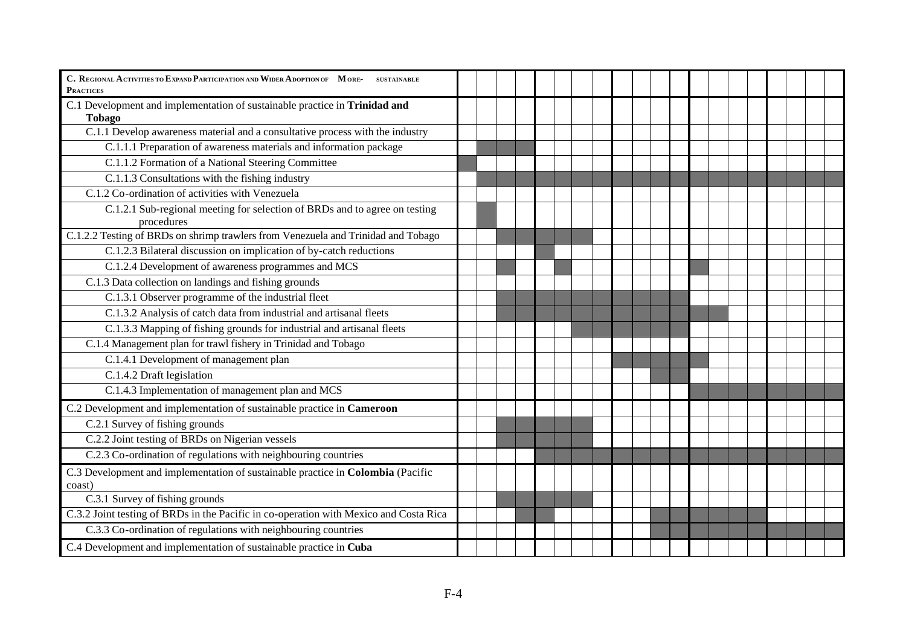| C. Regional Activities to Expand Participation and Wider Adoption of More-sustainable Practices | | | | | | | | | | | | | | | | | | | | |
|---|---|---|---|---|---|---|---|---|---|---|---|---|---|---|---|---|---|---|---|---|
| C.1 Development and implementation of sustainable practice in **Trinidad and Tobago** | | | | | | | | | | | | | | | | | | | | |
| C.1.1 Develop awareness material and a consultative process with the industry | | | | | | | | | | | | | | | | | | | | |
| C.1.1.1 Preparation of awareness materials and information package | | ■ | ■ | ■ | | | | | | | | | | | | | | | | |
| C.1.1.2 Formation of a National Steering Committee | ■ | | | | | | | | | | | | | | | | | | | |
| C.1.1.3 Consultations with the fishing industry | | ■ | ■ | ■ | ■ | ■ | ■ | ■ | ■ | ■ | ■ | ■ | ■ | ■ | ■ | ■ | ■ | ■ | ■ | ■ |
| C.1.2 Co-ordination of activities with Venezuela | | | | | | | | | | | | | | | | | | | | |
| C.1.2.1 Sub-regional meeting for selection of BRDs and to agree on testing procedures | | ■ | | | | | | | | | | | | | | | | | | |
| C.1.2.2 Testing of BRDs on shrimp trawlers from Venezuela and Trinidad and Tobago | | | ■ | ■ | ■ | ■ | ■ | | | | | | | | | | | | | |
| C.1.2.3 Bilateral discussion on implication of by-catch reductions | | | | | ■ | | | | | | | | | | | | | | | |
| C.1.2.4 Development of awareness programmes and MCS | | | ■ | | | ■ | | | | | | | ■ | | | | | | | |
| C.1.3 Data collection on landings and fishing grounds | | | | | | | | | | | | | | | | | | | | |
| C.1.3.1 Observer programme of the industrial fleet | | | ■ | ■ | ■ | ■ | ■ | ■ | ■ | ■ | ■ | ■ | | | | | | | | |
| C.1.3.2 Analysis of catch data from industrial and artisanal fleets | | | ■ | ■ | ■ | ■ | ■ | ■ | ■ | ■ | ■ | ■ | ■ | ■ | | | | | | |
| C.1.3.3 Mapping of fishing grounds for industrial and artisanal fleets | | | | | | | ■ | ■ | ■ | ■ | ■ | ■ | | | | | | | | |
| C.1.4 Management plan for trawl fishery in Trinidad and Tobago | | | | | | | | | | | | | | | | | | | | |
| C.1.4.1 Development of management plan | | | | | | | | | ■ | ■ | ■ | ■ | ■ | | | | | | | |
| C.1.4.2 Draft legislation | | | | | | | | | | | ■ | ■ | | | | | | | | |
| C.1.4.3 Implementation of management plan and MCS | | | | | | | | | | | | | ■ | ■ | ■ | ■ | ■ | ■ | ■ | ■ |
| C.2 Development and implementation of sustainable practice in **Cameroon** | | | | | | | | | | | | | | | | | | | | |
| C.2.1 Survey of fishing grounds | | | ■ | ■ | ■ | ■ | ■ | | | | | | | | | | | | | |
| C.2.2 Joint testing of BRDs on Nigerian vessels | | | ■ | ■ | ■ | ■ | ■ | | | | | | | | | | | | | |
| C.2.3 Co-ordination of regulations with neighbouring countries | | | | | ■ | ■ | ■ | ■ | ■ | ■ | ■ | ■ | ■ | ■ | ■ | ■ | ■ | ■ | ■ | ■ |
| C.3 Development and implementation of sustainable practice in **Colombia** (Pacific coast) | | | | | | | | | | | | | | | | | | | | |
| C.3.1 Survey of fishing grounds | | | ■ | ■ | ■ | ■ | ■ | | | | | | | | | | | | | |
| C.3.2 Joint testing of BRDs in the Pacific in co-operation with Mexico and Costa Rica | | | | ■ | ■ | | | | | | ■ | ■ | ■ | ■ | ■ | ■ | | | | |
| C.3.3 Co-ordination of regulations with neighbouring countries | | | | | | | | | | | ■ | ■ | ■ | ■ | ■ | ■ | ■ | ■ | ■ | ■ |
| C.4 Development and implementation of sustainable practice in **Cuba** | | | | | | | | | | | | | | | | | | | | |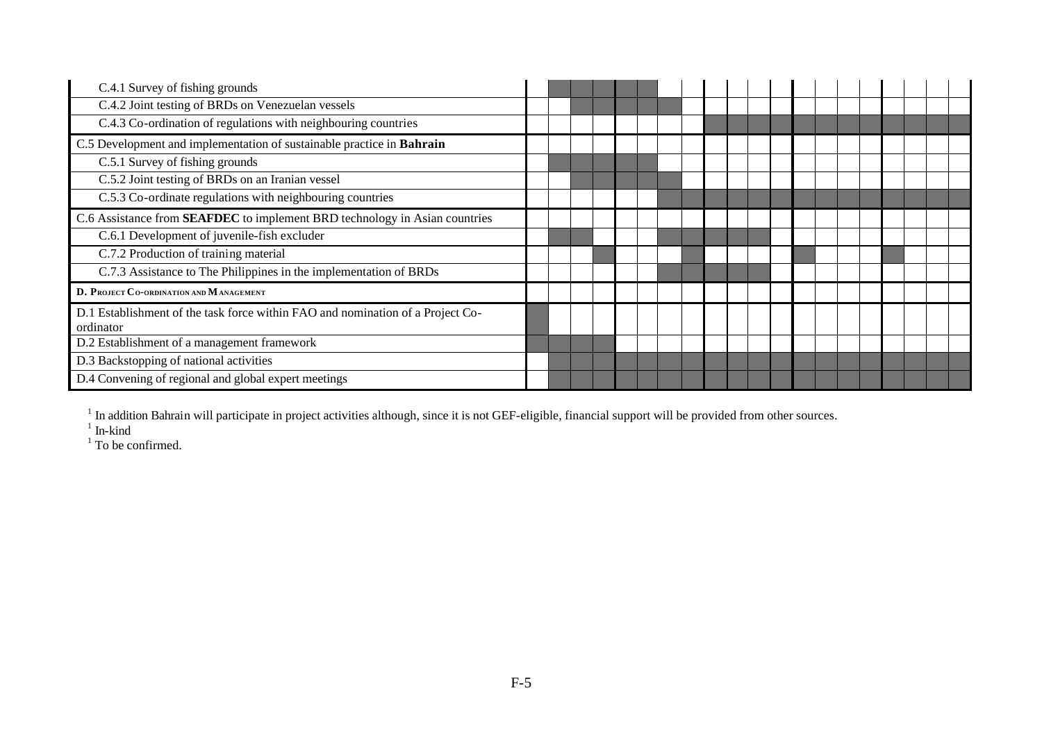| Activity | | | | | | | | | | | | | | | | | | | | |
|---|---|---|---|---|---|---|---|---|---|---|---|---|---|---|---|---|---|---|---|---|
| C.4.1 Survey of fishing grounds | | X | X | X | X | X | | | | | | | | | | | | | | |
| C.4.2 Joint testing of BRDs on Venezuelan vessels | | | X | X | X | X | X | | | | | | | | | | | | | |
| C.4.3 Co-ordination of regulations with neighbouring countries | | | | | | | | | X | X | X | X | X | X | X | X | X | X | X | X |
| C.5 Development and implementation of sustainable practice in **Bahrain** | | | | | | | | | | | | | | | | | | | | |
| C.5.1 Survey of fishing grounds | | X | X | X | X | X | | | | | | | | | | | | | | |
| C.5.2 Joint testing of BRDs on an Iranian vessel | | | X | X | X | X | X | | | | | | | | | | | | | |
| C.5.3 Co-ordinate regulations with neighbouring countries | | | | | | | X | X | X | X | X | X | X | X | X | X | X | X | X | X |
| C.6 Assistance from **SEAFDEC** to implement BRD technology in Asian countries | | | | | | | | | | | | | | | | | | | | |
| C.6.1 Development of juvenile-fish excluder | | X | X | | | | X | X | X | X | X | | | | | | | | | |
| C.7.2 Production of training material | | | | X | | | | X | | | | | X | | | | X | | | |
| C.7.3 Assistance to The Philippines in the implementation of BRDs | | | | | | | X | X | X | X | X | | | | | | | | | |
| **D. PROJECT CO-ORDINATION AND MANAGEMENT** | | | | | | | | | | | | | | | | | | | | |
| D.1 Establishment of the task force within FAO and nomination of a Project Co-ordinator | X | | | | | | | | | | | | | | | | | | | |
| D.2 Establishment of a management framework | X | X | X | X | | | | | | | | | | | | | | | | |
| D.3 Backstopping of national activities | | X | X | X | X | X | X | X | X | X | X | X | X | X | X | X | X | X | X | X |
| D.4 Convening of regional and global expert meetings | | X | X | X | X | X | X | X | X | X | X | X | X | X | X | X | X | X | X | X |

[1] In addition Bahrain will participate in project activities although, since it is not GEF-eligible, financial support will be provided from other sources.
[1] In-kind
[1] To be confirmed.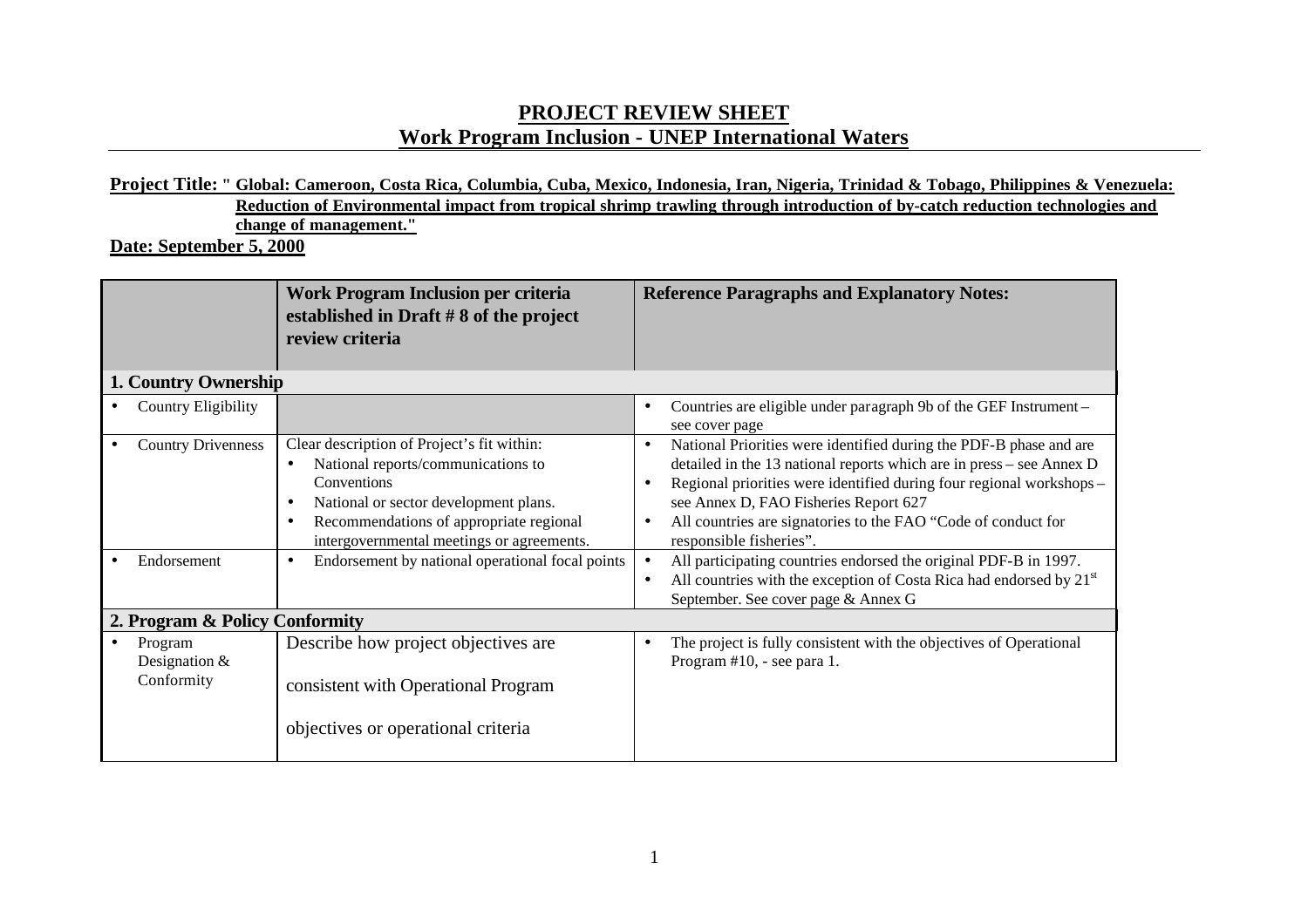# PROJECT REVIEW SHEET
## Work Program Inclusion - UNEP International Waters

**Project Title: " Global: Cameroon, Costa Rica, Columbia, Cuba, Mexico, Indonesia, Iran, Nigeria, Trinidad & Tobago, Philippines & Venezuela: Reduction of Environmental impact from tropical shrimp trawling through introduction of by-catch reduction technologies and change of management."**

**Date: September 5, 2000**

| | Work Program Inclusion per criteria established in Draft # 8 of the project review criteria | Reference Paragraphs and Explanatory Notes: |
|---|---|---|
| **1. Country Ownership** | | |
| • Country Eligibility | | • Countries are eligible under paragraph 9b of the GEF Instrument – see cover page |
| • Country Drivenness | Clear description of Project's fit within:<br>• National reports/communications to Conventions<br>• National or sector development plans.<br>• Recommendations of appropriate regional intergovernmental meetings or agreements. | • National Priorities were identified during the PDF-B phase and are detailed in the 13 national reports which are in press – see Annex D<br>• Regional priorities were identified during four regional workshops – see Annex D, FAO Fisheries Report 627<br>• All countries are signatories to the FAO "Code of conduct for responsible fisheries". |
| • Endorsement | • Endorsement by national operational focal points | • All participating countries endorsed the original PDF-B in 1997.<br>• All countries with the exception of Costa Rica had endorsed by 21st September. See cover page & Annex G |
| **2. Program & Policy Conformity** | | |
| • Program Designation & Conformity | Describe how project objectives are consistent with Operational Program objectives or operational criteria | • The project is fully consistent with the objectives of Operational Program #10, - see para 1. |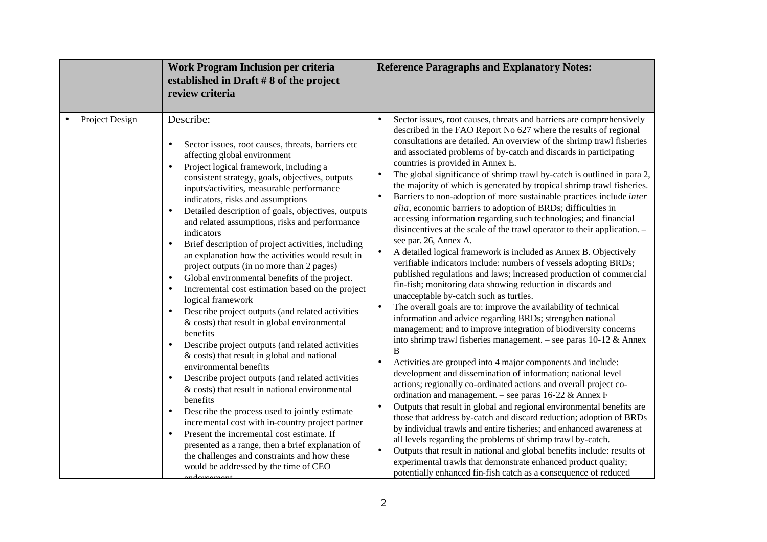| | Work Program Inclusion per criteria established in Draft # 8 of the project review criteria | Reference Paragraphs and Explanatory Notes: |
|---|---|---|
| • Project Design | Describe:<br><br>• Sector issues, root causes, threats, barriers etc affecting global environment<br>• Project logical framework, including a consistent strategy, goals, objectives, outputs inputs/activities, measurable performance indicators, risks and assumptions<br>• Detailed description of goals, objectives, outputs and related assumptions, risks and performance indicators<br>• Brief description of project activities, including an explanation how the activities would result in project outputs (in no more than 2 pages)<br>• Global environmental benefits of the project.<br>• Incremental cost estimation based on the project logical framework<br>• Describe project outputs (and related activities & costs) that result in global environmental benefits<br>• Describe project outputs (and related activities & costs) that result in global and national environmental benefits<br>• Describe project outputs (and related activities & costs) that result in national environmental benefits<br>• Describe the process used to jointly estimate incremental cost with in-country project partner<br>• Present the incremental cost estimate. If presented as a range, then a brief explanation of the challenges and constraints and how these would be addressed by the time of CEO endorsement | • Sector issues, root causes, threats and barriers are comprehensively described in the FAO Report No 627 where the results of regional consultations are detailed. An overview of the shrimp trawl fisheries and associated problems of by-catch and discards in participating countries is provided in Annex E.<br>• The global significance of shrimp trawl by-catch is outlined in para 2, the majority of which is generated by tropical shrimp trawl fisheries.<br>• Barriers to non-adoption of more sustainable practices include *inter alia*, economic barriers to adoption of BRDs; difficulties in accessing information regarding such technologies; and financial disincentives at the scale of the trawl operator to their application. – see par. 26, Annex A.<br>• A detailed logical framework is included as Annex B. Objectively verifiable indicators include: numbers of vessels adopting BRDs; published regulations and laws; increased production of commercial fin-fish; monitoring data showing reduction in discards and unacceptable by-catch such as turtles.<br>• The overall goals are to: improve the availability of technical information and advice regarding BRDs; strengthen national management; and to improve integration of biodiversity concerns into shrimp trawl fisheries management. – see paras 10-12 & Annex B<br>• Activities are grouped into 4 major components and include: development and dissemination of information; national level actions; regionally co-ordinated actions and overall project co-ordination and management. – see paras 16-22 & Annex F<br>• Outputs that result in global and regional environmental benefits are those that address by-catch and discard reduction; adoption of BRDs by individual trawls and entire fisheries; and enhanced awareness at all levels regarding the problems of shrimp trawl by-catch.<br>• Outputs that result in national and global benefits include: results of experimental trawls that demonstrate enhanced product quality; potentially enhanced fin-fish catch as a consequence of reduced |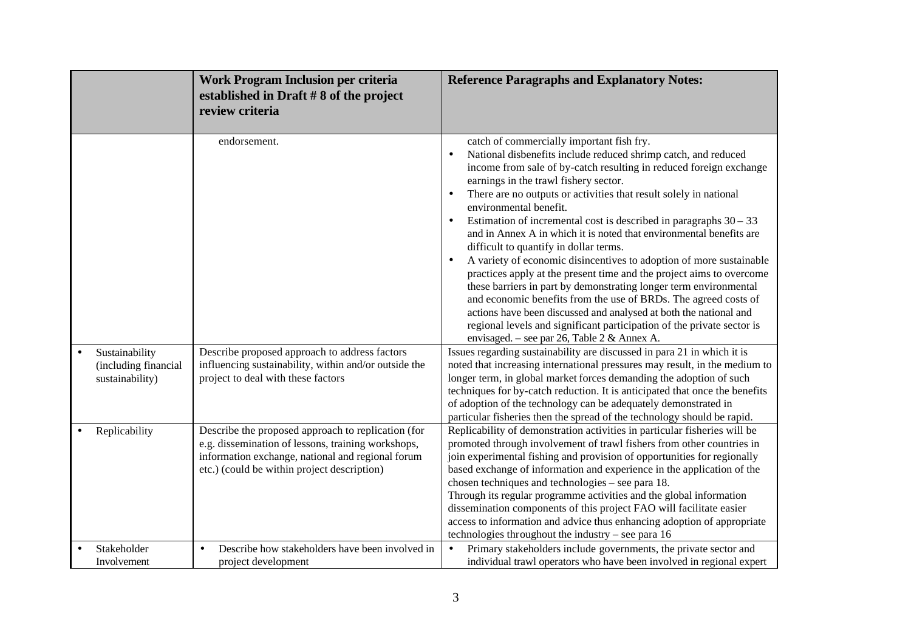| | Work Program Inclusion per criteria established in Draft # 8 of the project review criteria | Reference Paragraphs and Explanatory Notes: |
|---|---|---|
| | endorsement. | catch of commercially important fish fry.<br>• National disbenefits include reduced shrimp catch, and reduced income from sale of by-catch resulting in reduced foreign exchange earnings in the trawl fishery sector.<br>• There are no outputs or activities that result solely in national environmental benefit.<br>• Estimation of incremental cost is described in paragraphs 30 – 33 and in Annex A in which it is noted that environmental benefits are difficult to quantify in dollar terms.<br>• A variety of economic disincentives to adoption of more sustainable practices apply at the present time and the project aims to overcome these barriers in part by demonstrating longer term environmental and economic benefits from the use of BRDs. The agreed costs of actions have been discussed and analysed at both the national and regional levels and significant participation of the private sector is envisaged. – see par 26, Table 2 & Annex A. |
| • Sustainability (including financial sustainability) | Describe proposed approach to address factors influencing sustainability, within and/or outside the project to deal with these factors | Issues regarding sustainability are discussed in para 21 in which it is noted that increasing international pressures may result, in the medium to longer term, in global market forces demanding the adoption of such techniques for by-catch reduction. It is anticipated that once the benefits of adoption of the technology can be adequately demonstrated in particular fisheries then the spread of the technology should be rapid. |
| • Replicability | Describe the proposed approach to replication (for e.g. dissemination of lessons, training workshops, information exchange, national and regional forum etc.) (could be within project description) | Replicability of demonstration activities in particular fisheries will be promoted through involvement of trawl fishers from other countries in join experimental fishing and provision of opportunities for regionally based exchange of information and experience in the application of the chosen techniques and technologies – see para 18.<br>Through its regular programme activities and the global information dissemination components of this project FAO will facilitate easier access to information and advice thus enhancing adoption of appropriate technologies throughout the industry – see para 16 |
| • Stakeholder Involvement | • Describe how stakeholders have been involved in project development | • Primary stakeholders include governments, the private sector and individual trawl operators who have been involved in regional expert |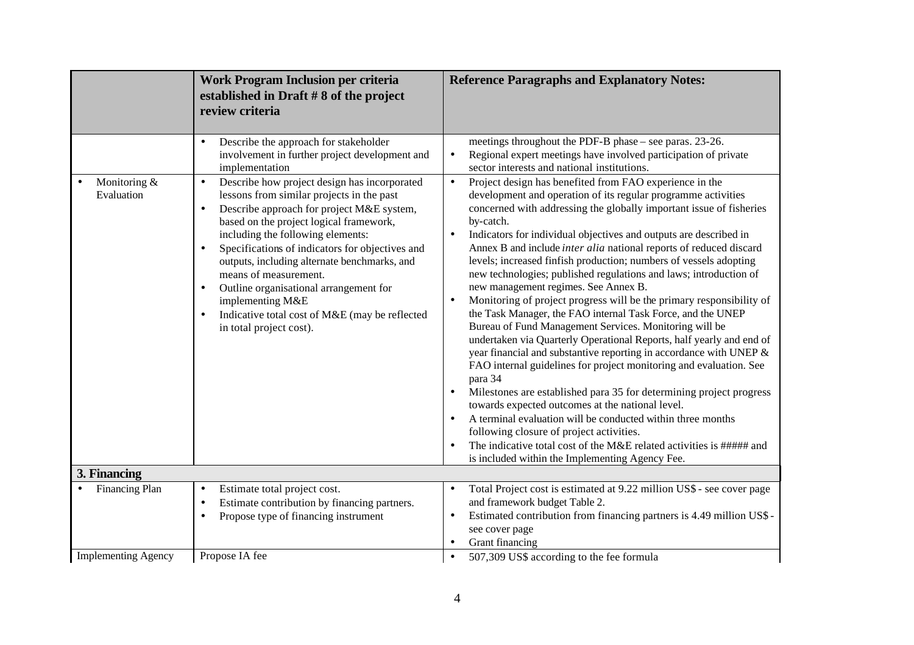|  | Work Program Inclusion per criteria established in Draft # 8 of the project review criteria | Reference Paragraphs and Explanatory Notes: |
|---|---|---|
|  | • Describe the approach for stakeholder involvement in further project development and implementation | meetings throughout the PDF-B phase – see paras. 23-26.<br>• Regional expert meetings have involved participation of private sector interests and national institutions. |
| • Monitoring & Evaluation | • Describe how project design has incorporated lessons from similar projects in the past<br>• Describe approach for project M&E system, based on the project logical framework, including the following elements:<br>• Specifications of indicators for objectives and outputs, including alternate benchmarks, and means of measurement.<br>• Outline organisational arrangement for implementing M&E<br>• Indicative total cost of M&E (may be reflected in total project cost). | • Project design has benefited from FAO experience in the development and operation of its regular programme activities concerned with addressing the globally important issue of fisheries by-catch.<br>• Indicators for individual objectives and outputs are described in Annex B and include *inter alia* national reports of reduced discard levels; increased finfish production; numbers of vessels adopting new technologies; published regulations and laws; introduction of new management regimes. See Annex B.<br>• Monitoring of project progress will be the primary responsibility of the Task Manager, the FAO internal Task Force, and the UNEP Bureau of Fund Management Services. Monitoring will be undertaken via Quarterly Operational Reports, half yearly and end of year financial and substantive reporting in accordance with UNEP & FAO internal guidelines for project monitoring and evaluation. See para 34<br>• Milestones are established para 35 for determining project progress towards expected outcomes at the national level.<br>• A terminal evaluation will be conducted within three months following closure of project activities.<br>• The indicative total cost of the M&E related activities is ##### and is included within the Implementing Agency Fee. |
| **3. Financing** |  |  |
| • Financing Plan | • Estimate total project cost.<br>• Estimate contribution by financing partners.<br>• Propose type of financing instrument | • Total Project cost is estimated at 9.22 million US$ - see cover page and framework budget Table 2.<br>• Estimated contribution from financing partners is 4.49 million US$ - see cover page<br>• Grant financing |
| Implementing Agency | Propose IA fee | • 507,309 US$ according to the fee formula |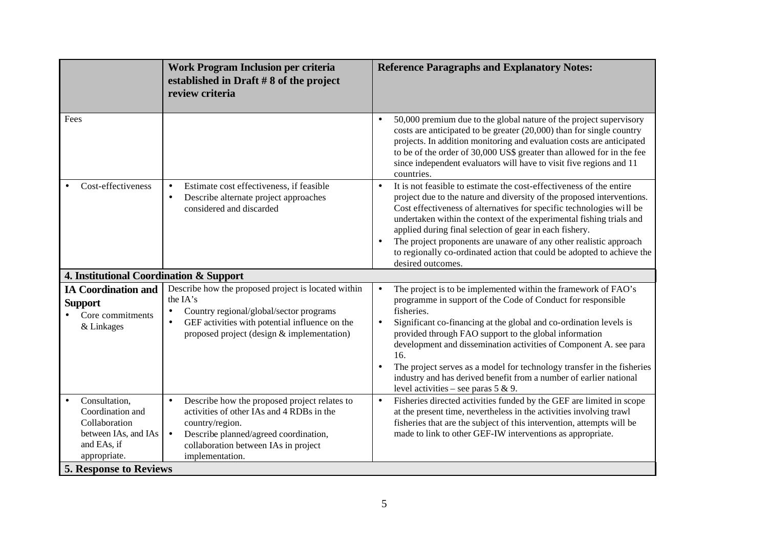| | Work Program Inclusion per criteria established in Draft # 8 of the project review criteria | Reference Paragraphs and Explanatory Notes: |
|---|---|---|
| Fees | | • 50,000 premium due to the global nature of the project supervisory costs are anticipated to be greater (20,000) than for single country projects. In addition monitoring and evaluation costs are anticipated to be of the order of 30,000 US$ greater than allowed for in the fee since independent evaluators will have to visit five regions and 11 countries. |
| • Cost-effectiveness | • Estimate cost effectiveness, if feasible<br>• Describe alternate project approaches considered and discarded | • It is not feasible to estimate the cost-effectiveness of the entire project due to the nature and diversity of the proposed interventions. Cost effectiveness of alternatives for specific technologies will be undertaken within the context of the experimental fishing trials and applied during final selection of gear in each fishery.<br>• The project proponents are unaware of any other realistic approach to regionally co-ordinated action that could be adopted to achieve the desired outcomes. |
| **4. Institutional Coordination & Support** | | |
| **IA Coordination and Support**<br>• Core commitments & Linkages | Describe how the proposed project is located within the IA's<br>• Country regional/global/sector programs<br>• GEF activities with potential influence on the proposed project (design & implementation) | • The project is to be implemented within the framework of FAO's programme in support of the Code of Conduct for responsible fisheries.<br>• Significant co-financing at the global and co-ordination levels is provided through FAO support to the global information development and dissemination activities of Component A. see para 16.<br>• The project serves as a model for technology transfer in the fisheries industry and has derived benefit from a number of earlier national level activities – see paras 5 & 9. |
| • Consultation, Coordination and Collaboration between IAs, and IAs and EAs, if appropriate. | • Describe how the proposed project relates to activities of other IAs and 4 RDBs in the country/region.<br>• Describe planned/agreed coordination, collaboration between IAs in project implementation. | • Fisheries directed activities funded by the GEF are limited in scope at the present time, nevertheless in the activities involving trawl fisheries that are the subject of this intervention, attempts will be made to link to other GEF-IW interventions as appropriate. |
| **5. Response to Reviews** | | |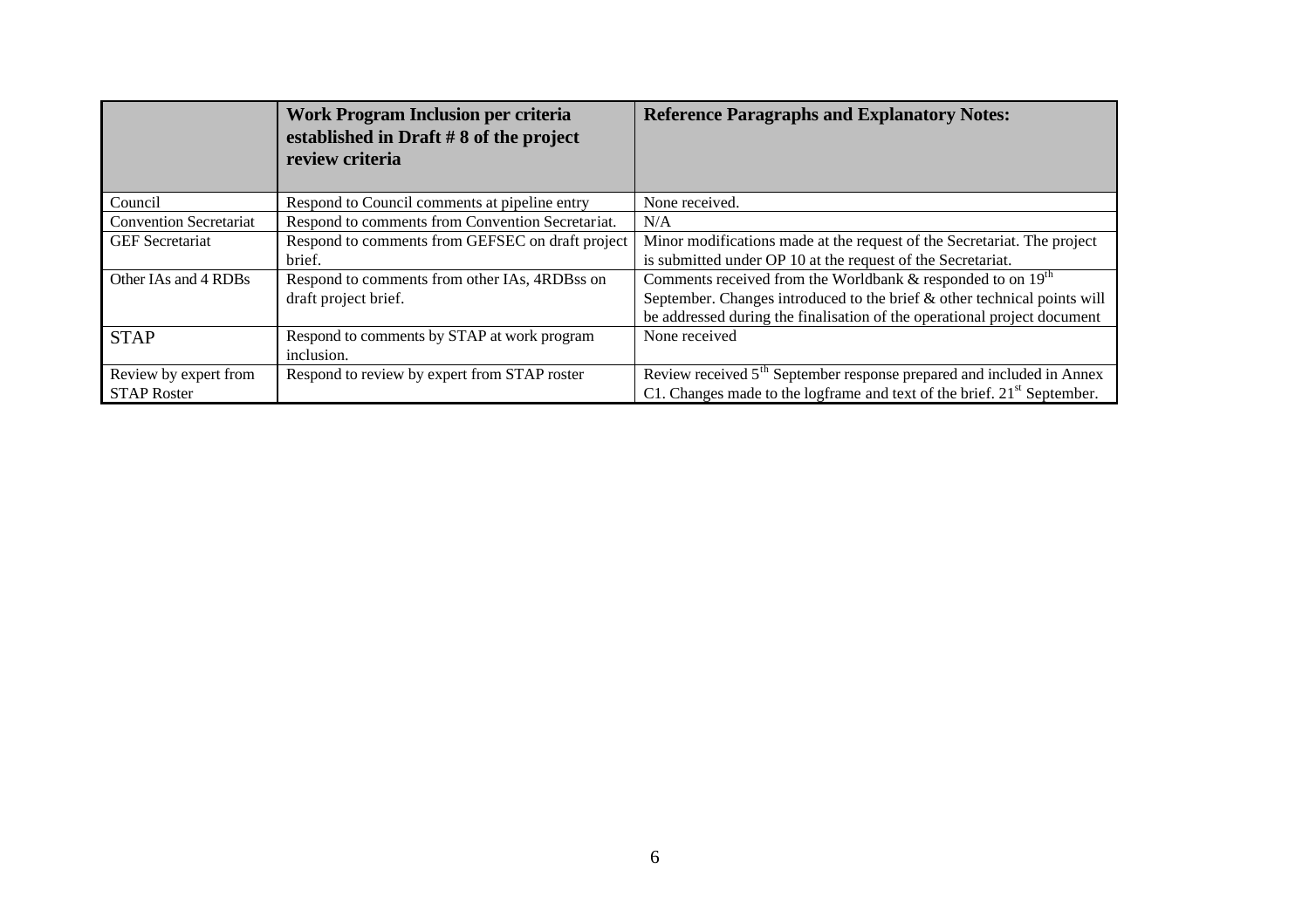| | Work Program Inclusion per criteria established in Draft # 8 of the project review criteria | Reference Paragraphs and Explanatory Notes: |
|---|---|---|
| Council | Respond to Council comments at pipeline entry | None received. |
| Convention Secretariat | Respond to comments from Convention Secretariat. | N/A |
| GEF Secretariat | Respond to comments from GEFSEC on draft project brief. | Minor modifications made at the request of the Secretariat. The project is submitted under OP 10 at the request of the Secretariat. |
| Other IAs and 4 RDBs | Respond to comments from other IAs, 4RDBss on draft project brief. | Comments received from the Worldbank & responded to on 19th September. Changes introduced to the brief & other technical points will be addressed during the finalisation of the operational project document |
| STAP | Respond to comments by STAP at work program inclusion. | None received |
| Review by expert from STAP Roster | Respond to review by expert from STAP roster | Review received 5th September response prepared and included in Annex C1. Changes made to the logframe and text of the brief. 21st September. |